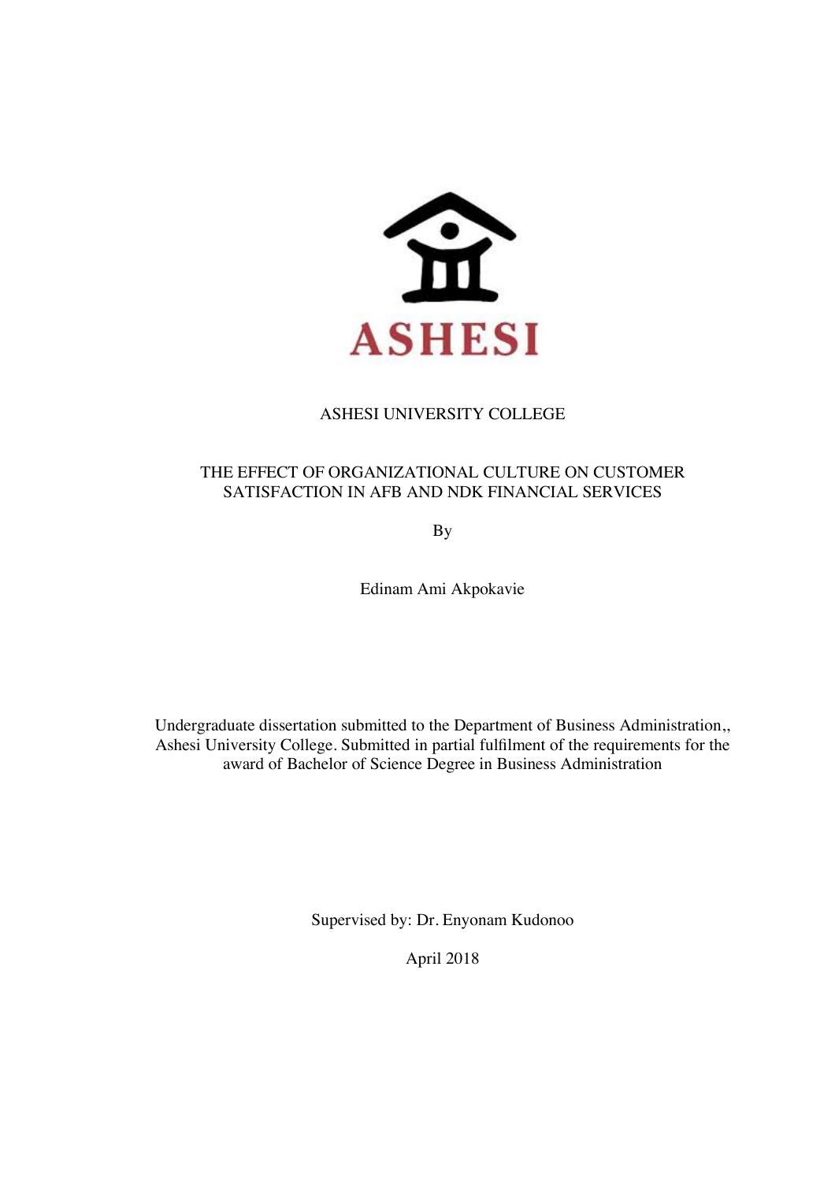ASHESI

ASHESI UNIVERSITY COLLEGE

# THE EFFECT OF ORGANIZATIONAL CULTURE ON CUSTOMER SATISFACTION IN AFB AND NDK FINANCIAL SERVICES

By

Edinam Ami Akpokavie

Undergraduate dissertation submitted to the Department of Business Administration,, Ashesi University College. Submitted in partial fulfilment of the requirements for the award of Bachelor of Science Degree in Business Administration

Supervised by: Dr. Enyonam Kudonoo

April 2018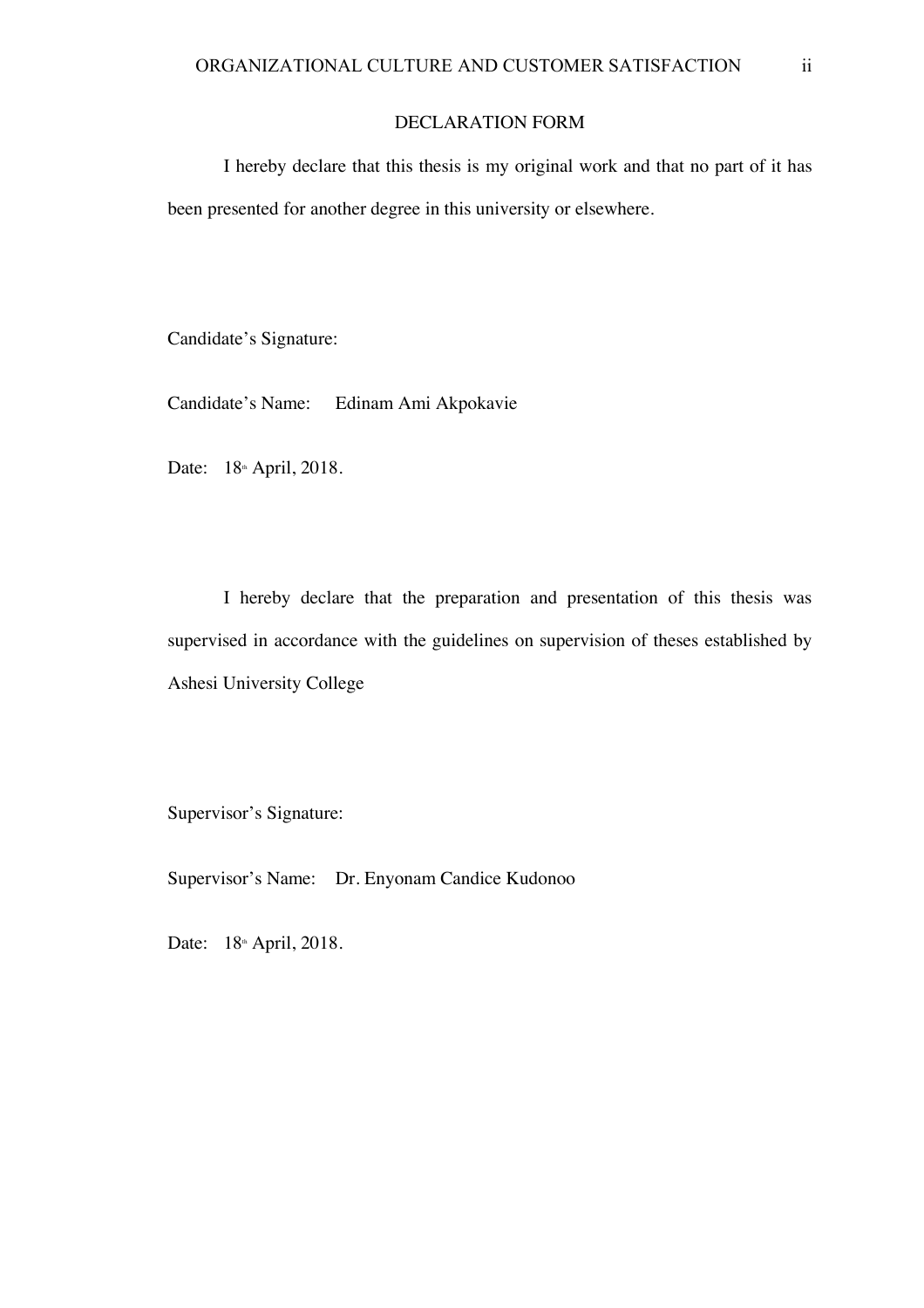## DECLARATION FORM

I hereby declare that this thesis is my original work and that no part of it has been presented for another degree in this university or elsewhere.

Candidate's Signature:

Candidate's Name: Edinam Ami Akpokavie

Date: 18th April, 2018.

I hereby declare that the preparation and presentation of this thesis was supervised in accordance with the guidelines on supervision of theses established by Ashesi University College

Supervisor's Signature:

Supervisor's Name: Dr. Enyonam Candice Kudonoo

Date: 18th April, 2018.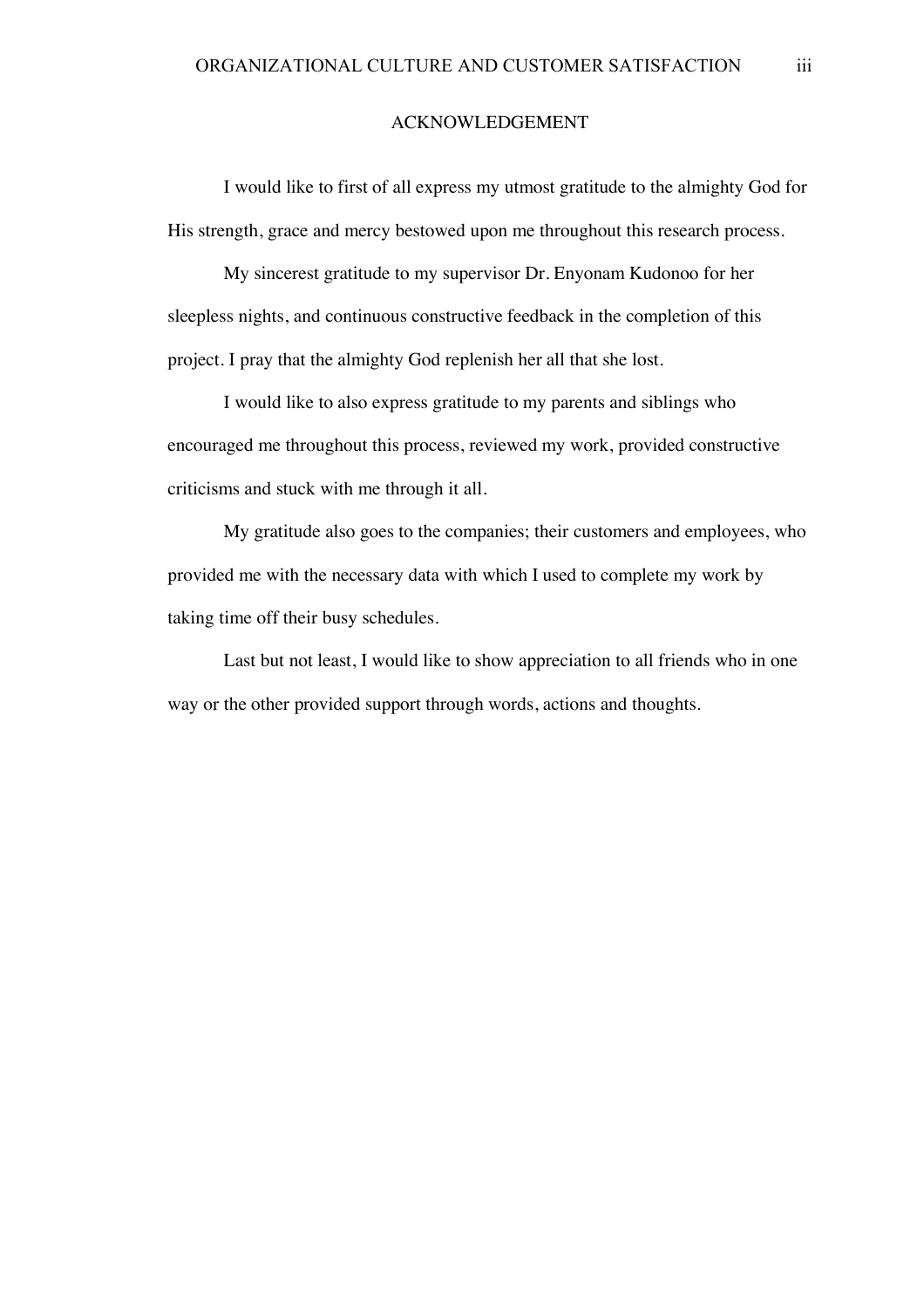# ACKNOWLEDGEMENT

I would like to first of all express my utmost gratitude to the almighty God for His strength, grace and mercy bestowed upon me throughout this research process.

My sincerest gratitude to my supervisor Dr. Enyonam Kudonoo for her sleepless nights, and continuous constructive feedback in the completion of this project. I pray that the almighty God replenish her all that she lost.

I would like to also express gratitude to my parents and siblings who encouraged me throughout this process, reviewed my work, provided constructive criticisms and stuck with me through it all.

My gratitude also goes to the companies; their customers and employees, who provided me with the necessary data with which I used to complete my work by taking time off their busy schedules.

Last but not least, I would like to show appreciation to all friends who in one way or the other provided support through words, actions and thoughts.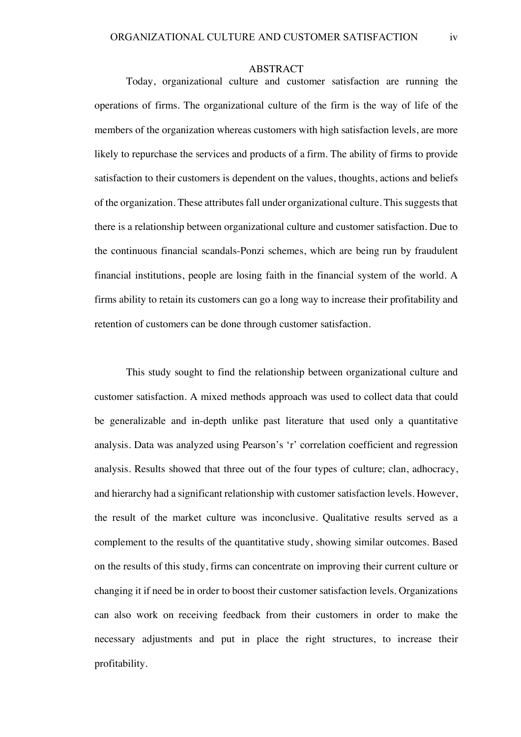## ABSTRACT

Today, organizational culture and customer satisfaction are running the operations of firms. The organizational culture of the firm is the way of life of the members of the organization whereas customers with high satisfaction levels, are more likely to repurchase the services and products of a firm. The ability of firms to provide satisfaction to their customers is dependent on the values, thoughts, actions and beliefs of the organization. These attributes fall under organizational culture. This suggests that there is a relationship between organizational culture and customer satisfaction. Due to the continuous financial scandals-Ponzi schemes, which are being run by fraudulent financial institutions, people are losing faith in the financial system of the world. A firms ability to retain its customers can go a long way to increase their profitability and retention of customers can be done through customer satisfaction.

This study sought to find the relationship between organizational culture and customer satisfaction. A mixed methods approach was used to collect data that could be generalizable and in-depth unlike past literature that used only a quantitative analysis. Data was analyzed using Pearson's 'r' correlation coefficient and regression analysis. Results showed that three out of the four types of culture; clan, adhocracy, and hierarchy had a significant relationship with customer satisfaction levels. However, the result of the market culture was inconclusive. Qualitative results served as a complement to the results of the quantitative study, showing similar outcomes. Based on the results of this study, firms can concentrate on improving their current culture or changing it if need be in order to boost their customer satisfaction levels. Organizations can also work on receiving feedback from their customers in order to make the necessary adjustments and put in place the right structures, to increase their profitability.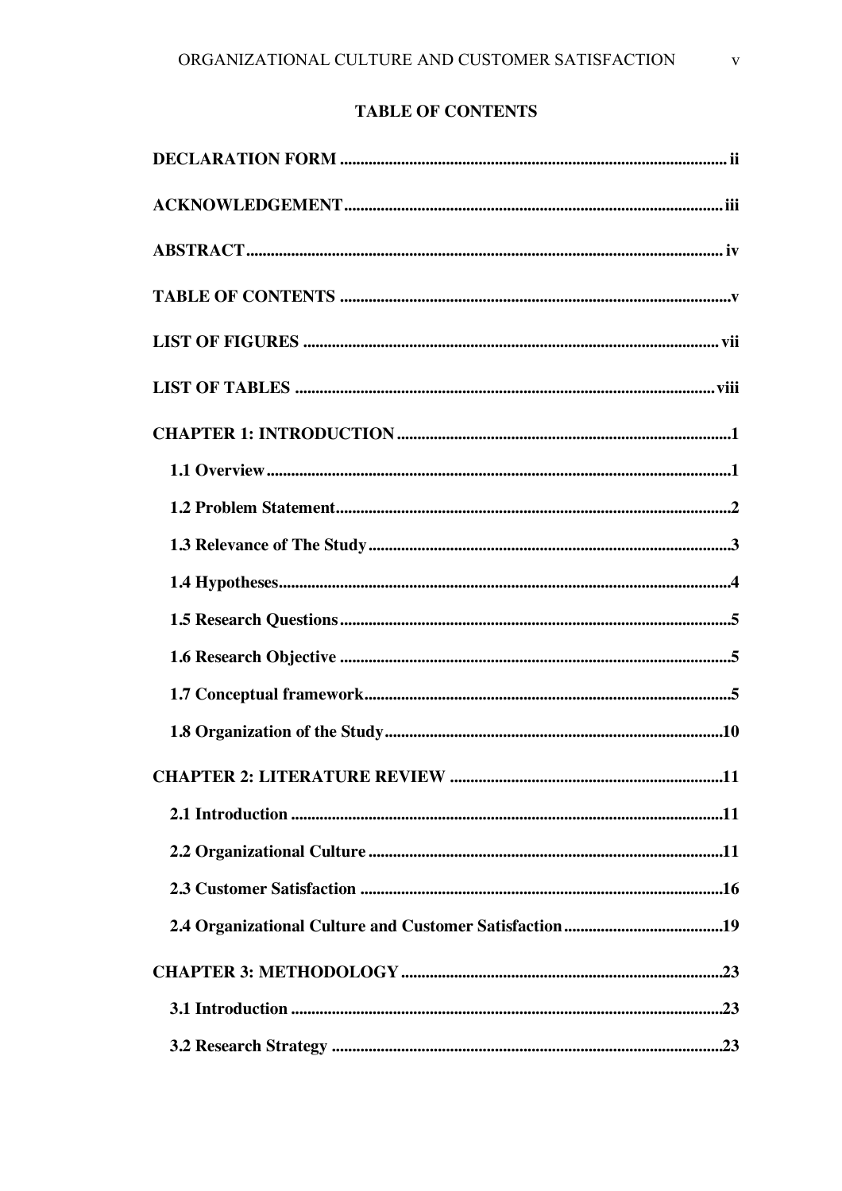**TABLE OF CONTENTS**

**DECLARATION FORM** ............................................................................................ ii

**ACKNOWLEDGEMENT** .......................................................................................... iii

**ABSTRACT** ............................................................................................................ iv

**TABLE OF CONTENTS** ............................................................................................ v

**LIST OF FIGURES** .................................................................................................. vii

**LIST OF TABLES** ................................................................................................... viii

**CHAPTER 1: INTRODUCTION** ................................................................................ 1

- **1.1 Overview** ........................................................................................................ 1
- **1.2 Problem Statement** .......................................................................................... 2
- **1.3 Relevance of The Study** ................................................................................... 3
- **1.4 Hypotheses** ..................................................................................................... 4
- **1.5 Research Questions** ......................................................................................... 5
- **1.6 Research Objective** ......................................................................................... 5
- **1.7 Conceptual framework** .................................................................................... 5
- **1.8 Organization of the Study** ............................................................................... 10

**CHAPTER 2: LITERATURE REVIEW** ...................................................................... 11

- **2.1 Introduction** .................................................................................................... 11
- **2.2 Organizational Culture** .................................................................................... 11
- **2.3 Customer Satisfaction** ..................................................................................... 16
- **2.4 Organizational Culture and Customer Satisfaction** ........................................... 19

**CHAPTER 3: METHODOLOGY** ............................................................................... 23

- **3.1 Introduction** .................................................................................................... 23
- **3.2 Research Strategy** ........................................................................................... 23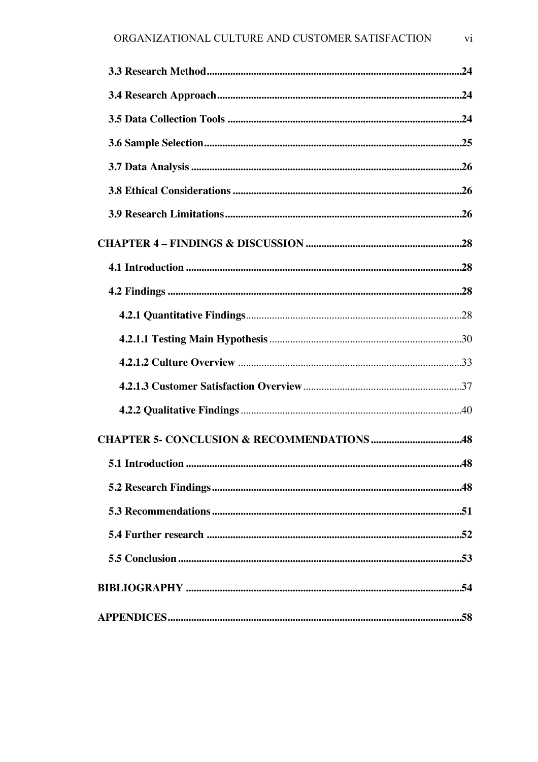**3.3 Research Method** .......... **24**

**3.4 Research Approach** .......... **24**

**3.5 Data Collection Tools** .......... **24**

**3.6 Sample Selection** .......... **25**

**3.7 Data Analysis** .......... **26**

**3.8 Ethical Considerations** .......... **26**

**3.9 Research Limitations** .......... **26**

**CHAPTER 4 – FINDINGS & DISCUSSION** .......... **28**

**4.1 Introduction** .......... **28**

**4.2 Findings** .......... **28**

**4.2.1 Quantitative Findings** .......... 28

**4.2.1.1 Testing Main Hypothesis** .......... 30

**4.2.1.2 Culture Overview** .......... 33

**4.2.1.3 Customer Satisfaction Overview** .......... 37

**4.2.2 Qualitative Findings** .......... 40

**CHAPTER 5- CONCLUSION & RECOMMENDATIONS** .......... **48**

**5.1 Introduction** .......... **48**

**5.2 Research Findings** .......... **48**

**5.3 Recommendations** .......... **51**

**5.4 Further research** .......... **52**

**5.5 Conclusion** .......... **53**

**BIBLIOGRAPHY** .......... **54**

**APPENDICES** .......... **58**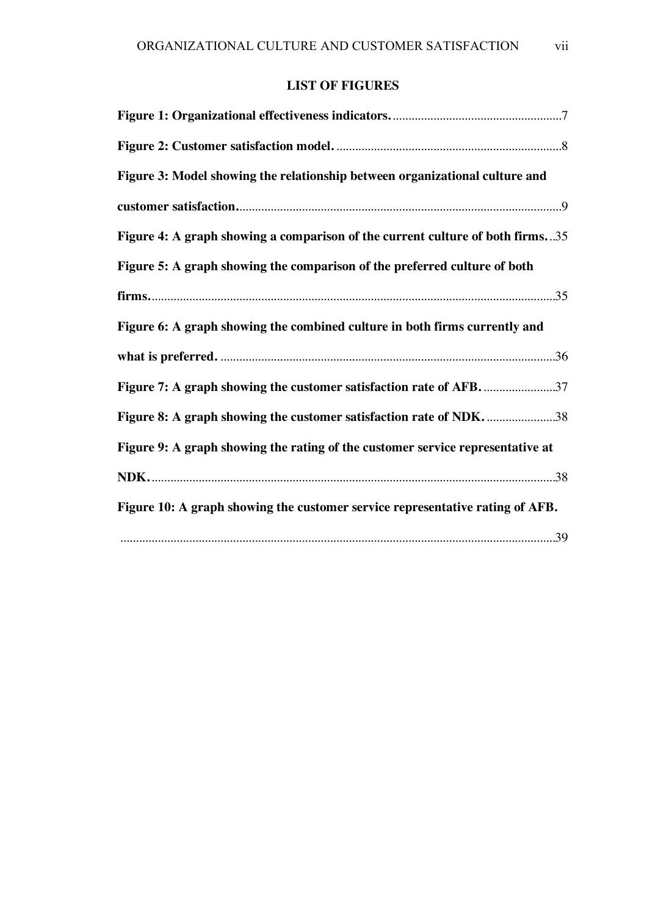## LIST OF FIGURES

**Figure 1: Organizational effectiveness indicators.** ......................................................7

**Figure 2: Customer satisfaction model.** .......................................................................8

**Figure 3: Model showing the relationship between organizational culture and customer satisfaction.** ......................................................................................................9

**Figure 4: A graph showing a comparison of the current culture of both firms.** ..35

**Figure 5: A graph showing the comparison of the preferred culture of both firms.** ................................................................................................................................35

**Figure 6: A graph showing the combined culture in both firms currently and what is preferred.** ..........................................................................................................36

**Figure 7: A graph showing the customer satisfaction rate of AFB.** .......................37

**Figure 8: A graph showing the customer satisfaction rate of NDK.** ......................38

**Figure 9: A graph showing the rating of the customer service representative at NDK.** ................................................................................................................................38

**Figure 10: A graph showing the customer service representative rating of AFB.** .........................................................................................................................................39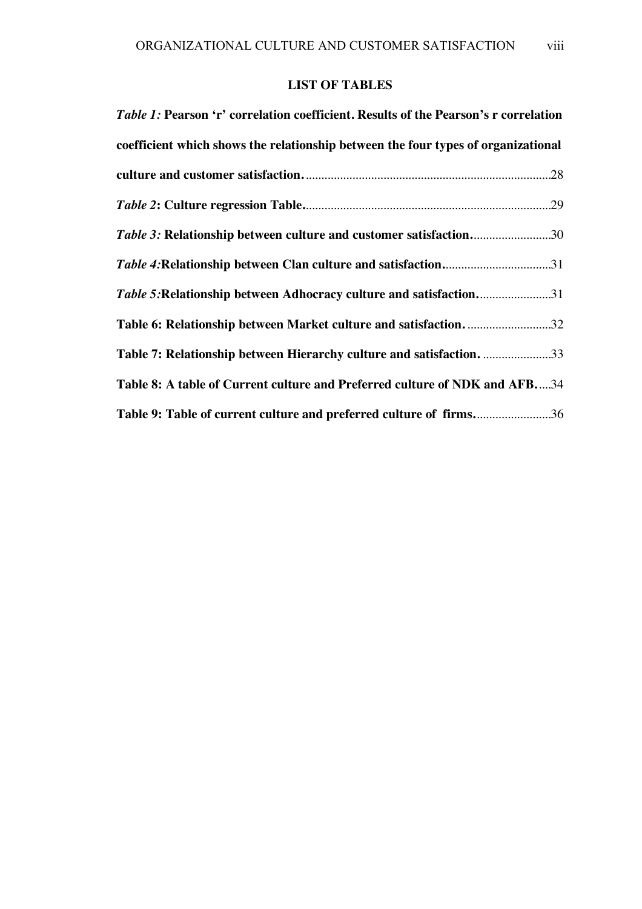## LIST OF TABLES

***Table 1:*** **Pearson 'r' correlation coefficient. Results of the Pearson's r correlation coefficient which shows the relationship between the four types of organizational culture and customer satisfaction.**..............................................................................28

***Table 2*****: Culture regression Table.**..............................................................................29

***Table 3:*** **Relationship between culture and customer satisfaction.**.........................30

***Table 4:*****Relationship between Clan culture and satisfaction.**.................................31

***Table 5:*****Relationship between Adhocracy culture and satisfaction.**.......................31

**Table 6: Relationship between Market culture and satisfaction.** ...........................32

**Table 7: Relationship between Hierarchy culture and satisfaction.** ......................33

**Table 8: A table of Current culture and Preferred culture of NDK and AFB.**....34

**Table 9: Table of current culture and preferred culture of firms.**........................36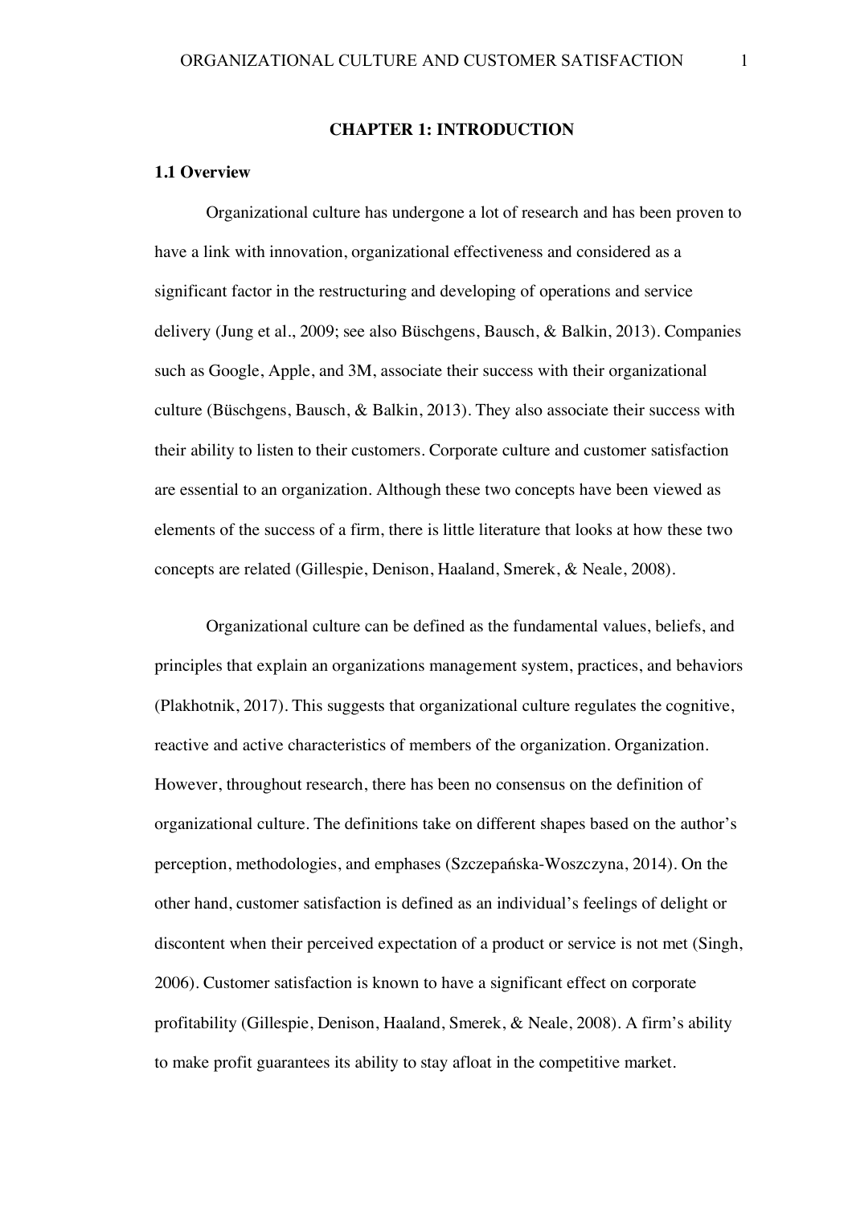# CHAPTER 1: INTRODUCTION

## 1.1 Overview

Organizational culture has undergone a lot of research and has been proven to have a link with innovation, organizational effectiveness and considered as a significant factor in the restructuring and developing of operations and service delivery (Jung et al., 2009; see also Büschgens, Bausch, & Balkin, 2013). Companies such as Google, Apple, and 3M, associate their success with their organizational culture (Büschgens, Bausch, & Balkin, 2013). They also associate their success with their ability to listen to their customers. Corporate culture and customer satisfaction are essential to an organization. Although these two concepts have been viewed as elements of the success of a firm, there is little literature that looks at how these two concepts are related (Gillespie, Denison, Haaland, Smerek, & Neale, 2008).

Organizational culture can be defined as the fundamental values, beliefs, and principles that explain an organizations management system, practices, and behaviors (Plakhotnik, 2017). This suggests that organizational culture regulates the cognitive, reactive and active characteristics of members of the organization. Organization. However, throughout research, there has been no consensus on the definition of organizational culture. The definitions take on different shapes based on the author's perception, methodologies, and emphases (Szczepańska-Woszczyna, 2014). On the other hand, customer satisfaction is defined as an individual's feelings of delight or discontent when their perceived expectation of a product or service is not met (Singh, 2006). Customer satisfaction is known to have a significant effect on corporate profitability (Gillespie, Denison, Haaland, Smerek, & Neale, 2008). A firm's ability to make profit guarantees its ability to stay afloat in the competitive market.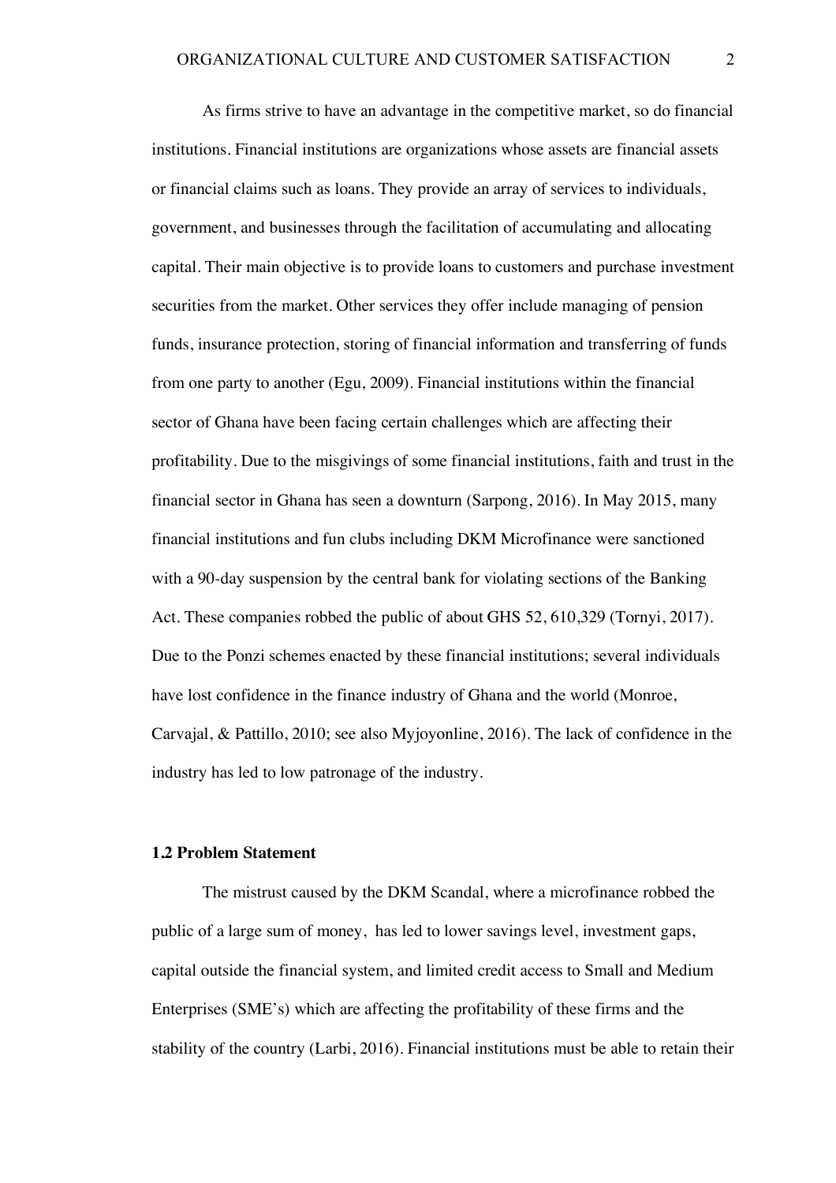As firms strive to have an advantage in the competitive market, so do financial institutions. Financial institutions are organizations whose assets are financial assets or financial claims such as loans. They provide an array of services to individuals, government, and businesses through the facilitation of accumulating and allocating capital. Their main objective is to provide loans to customers and purchase investment securities from the market. Other services they offer include managing of pension funds, insurance protection, storing of financial information and transferring of funds from one party to another (Egu, 2009). Financial institutions within the financial sector of Ghana have been facing certain challenges which are affecting their profitability. Due to the misgivings of some financial institutions, faith and trust in the financial sector in Ghana has seen a downturn (Sarpong, 2016). In May 2015, many financial institutions and fun clubs including DKM Microfinance were sanctioned with a 90-day suspension by the central bank for violating sections of the Banking Act. These companies robbed the public of about GHS 52, 610,329 (Tornyi, 2017). Due to the Ponzi schemes enacted by these financial institutions; several individuals have lost confidence in the finance industry of Ghana and the world (Monroe, Carvajal, & Pattillo, 2010; see also Myjoyonline, 2016). The lack of confidence in the industry has led to low patronage of the industry.

### 1.2 Problem Statement

The mistrust caused by the DKM Scandal, where a microfinance robbed the public of a large sum of money, has led to lower savings level, investment gaps, capital outside the financial system, and limited credit access to Small and Medium Enterprises (SME's) which are affecting the profitability of these firms and the stability of the country (Larbi, 2016). Financial institutions must be able to retain their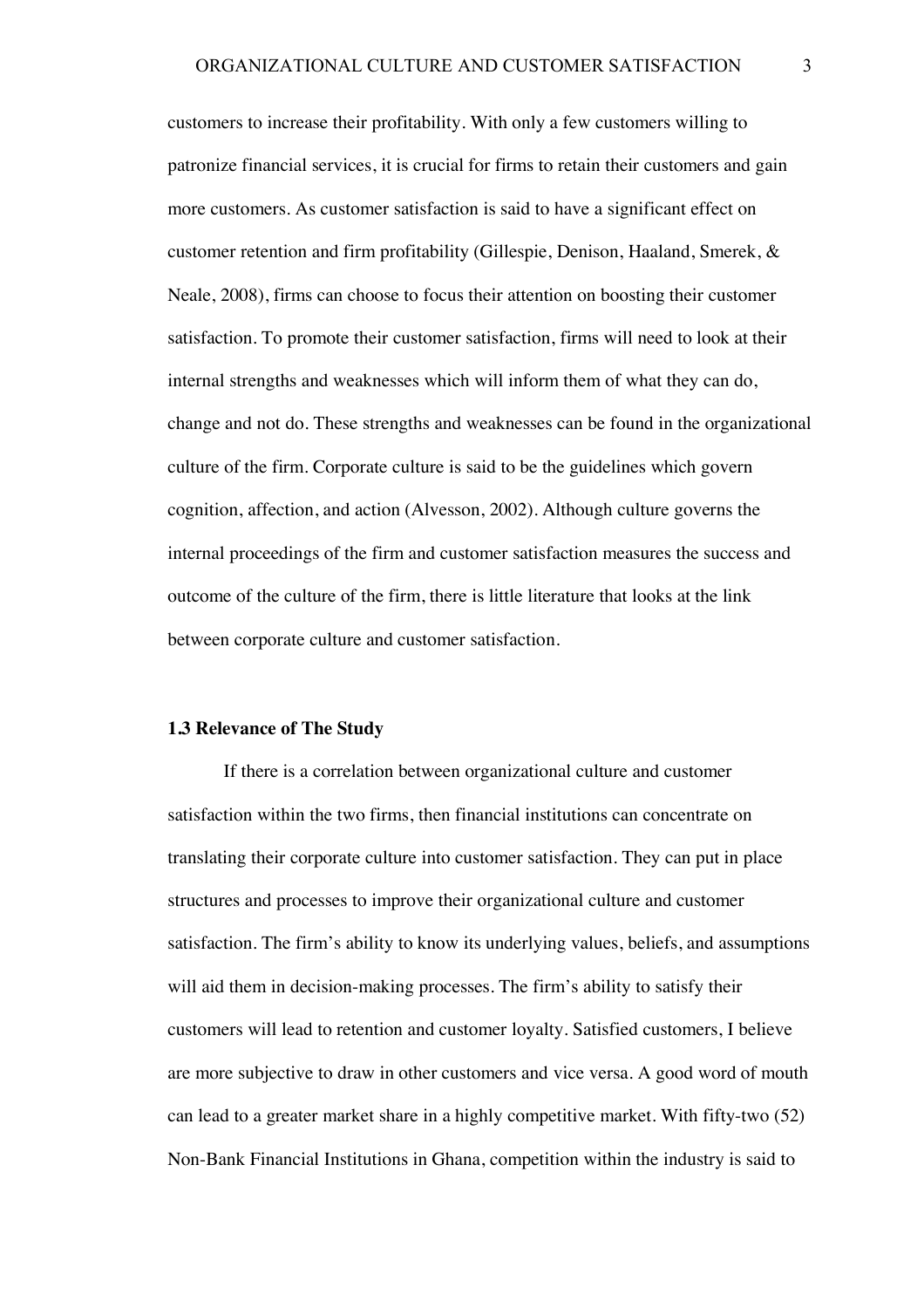customers to increase their profitability. With only a few customers willing to patronize financial services, it is crucial for firms to retain their customers and gain more customers. As customer satisfaction is said to have a significant effect on customer retention and firm profitability (Gillespie, Denison, Haaland, Smerek, & Neale, 2008), firms can choose to focus their attention on boosting their customer satisfaction. To promote their customer satisfaction, firms will need to look at their internal strengths and weaknesses which will inform them of what they can do, change and not do. These strengths and weaknesses can be found in the organizational culture of the firm. Corporate culture is said to be the guidelines which govern cognition, affection, and action (Alvesson, 2002). Although culture governs the internal proceedings of the firm and customer satisfaction measures the success and outcome of the culture of the firm, there is little literature that looks at the link between corporate culture and customer satisfaction.

### 1.3 Relevance of The Study

If there is a correlation between organizational culture and customer satisfaction within the two firms, then financial institutions can concentrate on translating their corporate culture into customer satisfaction. They can put in place structures and processes to improve their organizational culture and customer satisfaction. The firm's ability to know its underlying values, beliefs, and assumptions will aid them in decision-making processes. The firm's ability to satisfy their customers will lead to retention and customer loyalty. Satisfied customers, I believe are more subjective to draw in other customers and vice versa. A good word of mouth can lead to a greater market share in a highly competitive market. With fifty-two (52) Non-Bank Financial Institutions in Ghana, competition within the industry is said to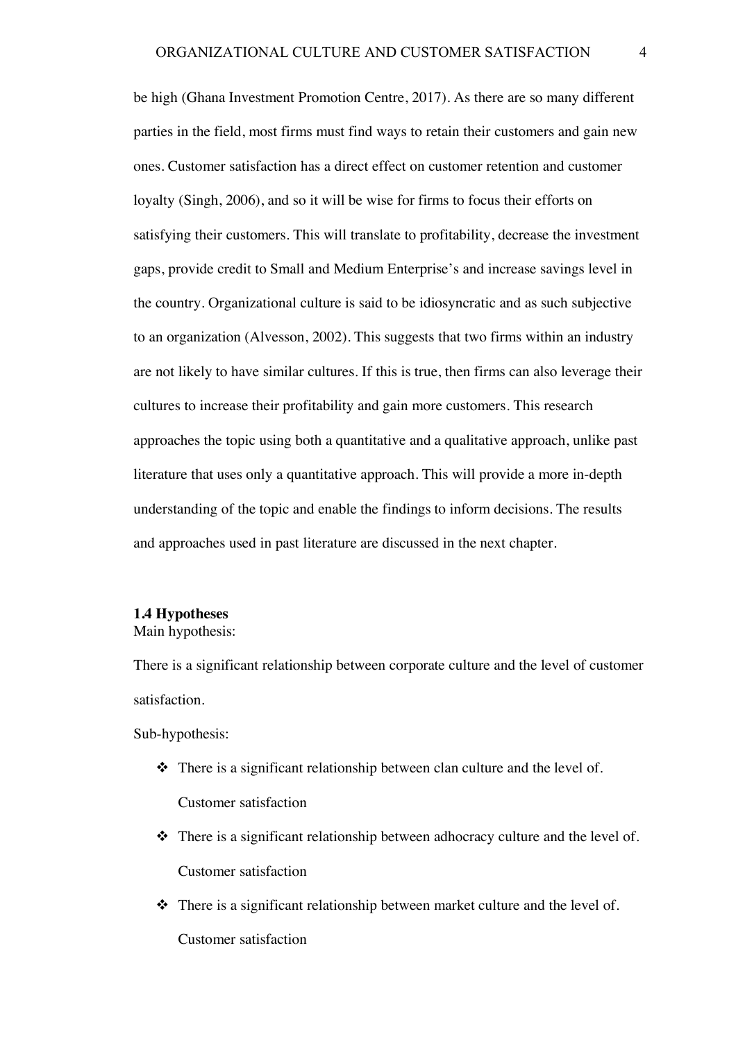be high (Ghana Investment Promotion Centre, 2017). As there are so many different parties in the field, most firms must find ways to retain their customers and gain new ones. Customer satisfaction has a direct effect on customer retention and customer loyalty (Singh, 2006), and so it will be wise for firms to focus their efforts on satisfying their customers. This will translate to profitability, decrease the investment gaps, provide credit to Small and Medium Enterprise's and increase savings level in the country. Organizational culture is said to be idiosyncratic and as such subjective to an organization (Alvesson, 2002). This suggests that two firms within an industry are not likely to have similar cultures. If this is true, then firms can also leverage their cultures to increase their profitability and gain more customers. This research approaches the topic using both a quantitative and a qualitative approach, unlike past literature that uses only a quantitative approach. This will provide a more in-depth understanding of the topic and enable the findings to inform decisions. The results and approaches used in past literature are discussed in the next chapter.

**1.4 Hypotheses**

Main hypothesis:

There is a significant relationship between corporate culture and the level of customer satisfaction.

Sub-hypothesis:

- There is a significant relationship between clan culture and the level of. Customer satisfaction
- There is a significant relationship between adhocracy culture and the level of. Customer satisfaction
- There is a significant relationship between market culture and the level of. Customer satisfaction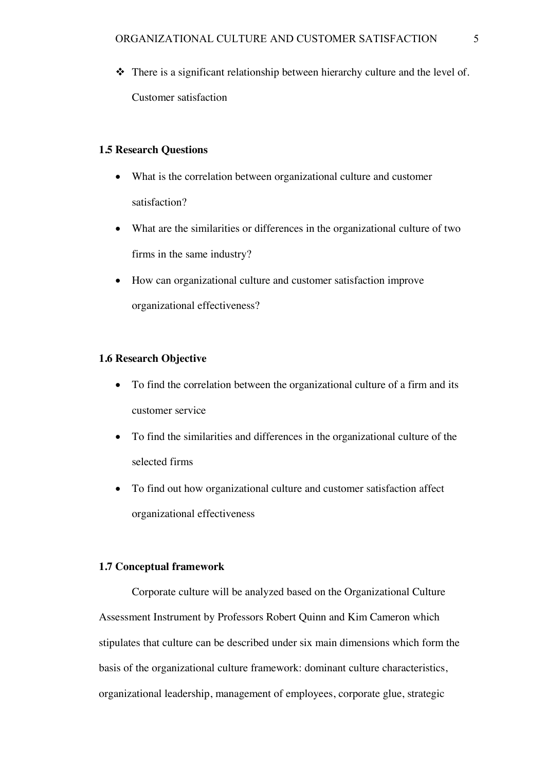- There is a significant relationship between hierarchy culture and the level of. Customer satisfaction

### 1.5 Research Questions

- What is the correlation between organizational culture and customer satisfaction?
- What are the similarities or differences in the organizational culture of two firms in the same industry?
- How can organizational culture and customer satisfaction improve organizational effectiveness?

### 1.6 Research Objective

- To find the correlation between the organizational culture of a firm and its customer service
- To find the similarities and differences in the organizational culture of the selected firms
- To find out how organizational culture and customer satisfaction affect organizational effectiveness

### 1.7 Conceptual framework

Corporate culture will be analyzed based on the Organizational Culture Assessment Instrument by Professors Robert Quinn and Kim Cameron which stipulates that culture can be described under six main dimensions which form the basis of the organizational culture framework: dominant culture characteristics, organizational leadership, management of employees, corporate glue, strategic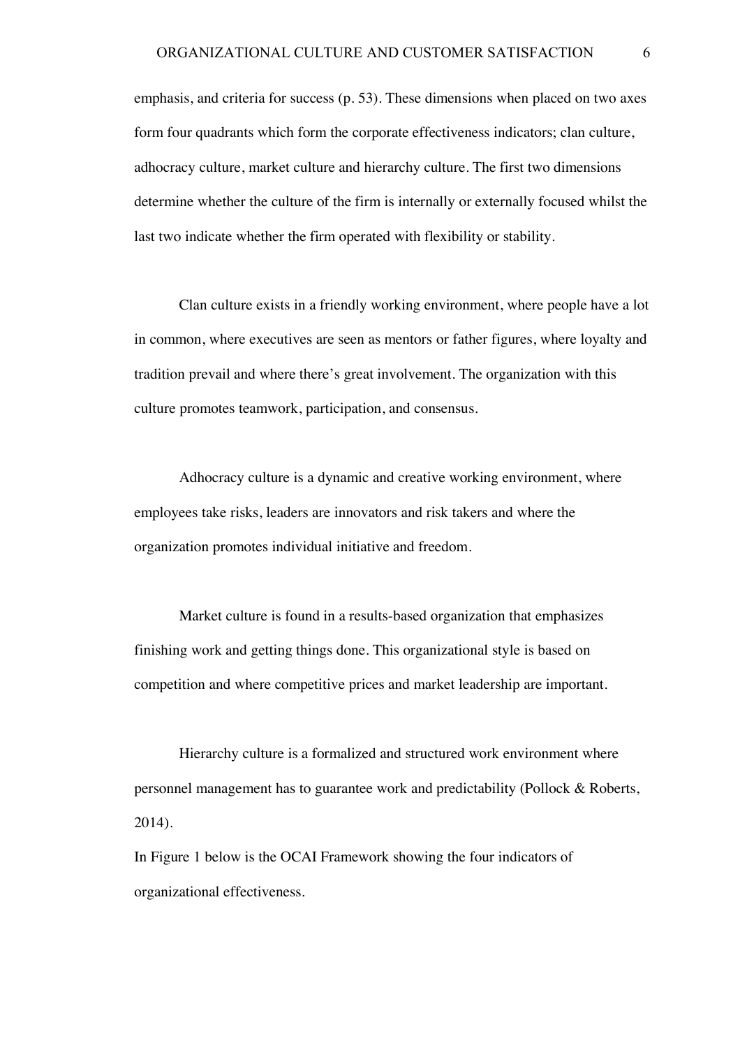emphasis, and criteria for success (p. 53). These dimensions when placed on two axes form four quadrants which form the corporate effectiveness indicators; clan culture, adhocracy culture, market culture and hierarchy culture. The first two dimensions determine whether the culture of the firm is internally or externally focused whilst the last two indicate whether the firm operated with flexibility or stability.

Clan culture exists in a friendly working environment, where people have a lot in common, where executives are seen as mentors or father figures, where loyalty and tradition prevail and where there's great involvement. The organization with this culture promotes teamwork, participation, and consensus.

Adhocracy culture is a dynamic and creative working environment, where employees take risks, leaders are innovators and risk takers and where the organization promotes individual initiative and freedom.

Market culture is found in a results-based organization that emphasizes finishing work and getting things done. This organizational style is based on competition and where competitive prices and market leadership are important.

Hierarchy culture is a formalized and structured work environment where personnel management has to guarantee work and predictability (Pollock & Roberts, 2014).

In Figure 1 below is the OCAI Framework showing the four indicators of organizational effectiveness.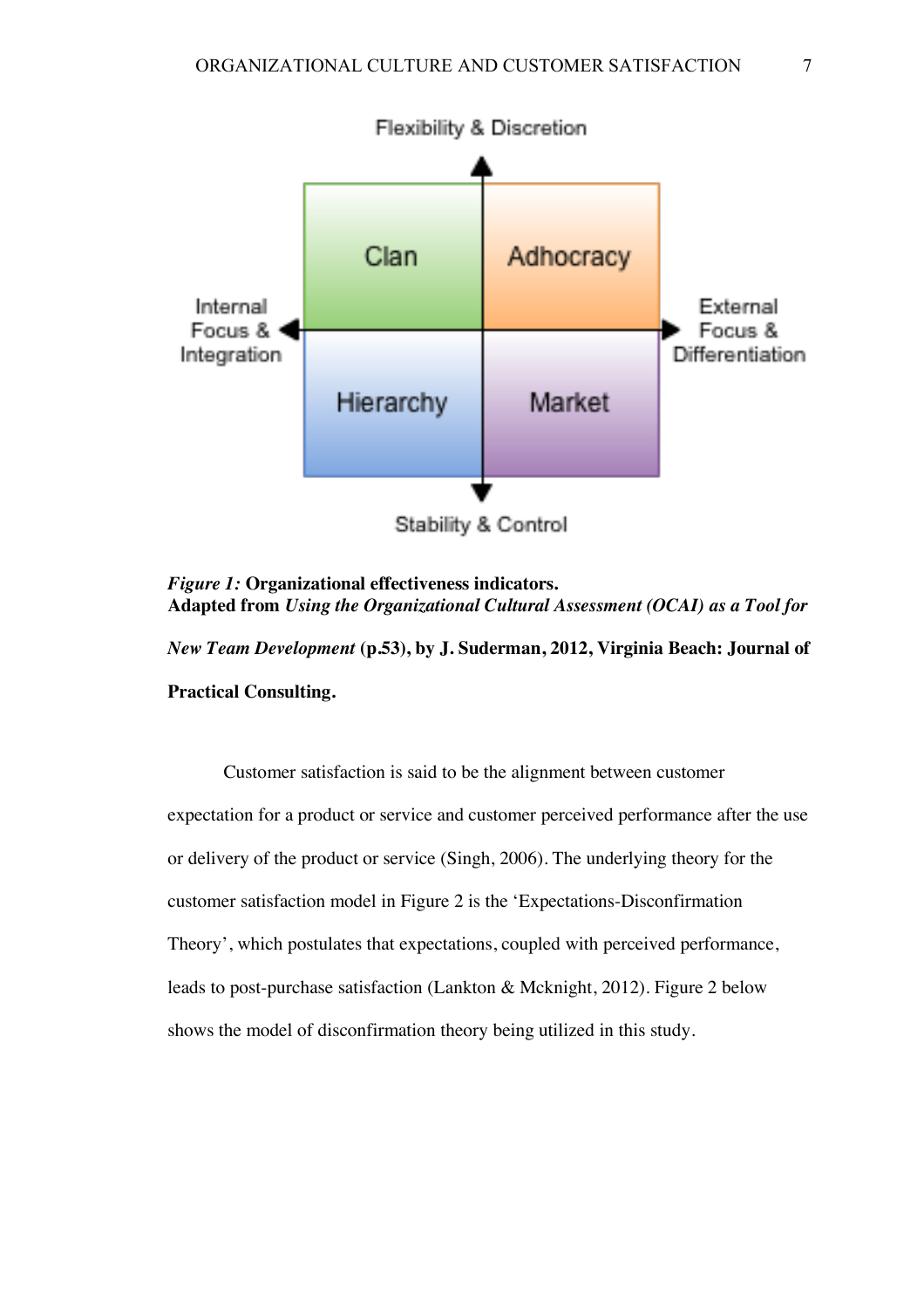*Figure 1:* **Organizational effectiveness indicators.**
**Adapted from** ***Using the Organizational Cultural Assessment (OCAI) as a Tool for New Team Development*** **(p.53), by J. Suderman, 2012, Virginia Beach: Journal of Practical Consulting.**

Customer satisfaction is said to be the alignment between customer expectation for a product or service and customer perceived performance after the use or delivery of the product or service (Singh, 2006). The underlying theory for the customer satisfaction model in Figure 2 is the 'Expectations-Disconfirmation Theory', which postulates that expectations, coupled with perceived performance, leads to post-purchase satisfaction (Lankton & Mcknight, 2012). Figure 2 below shows the model of disconfirmation theory being utilized in this study.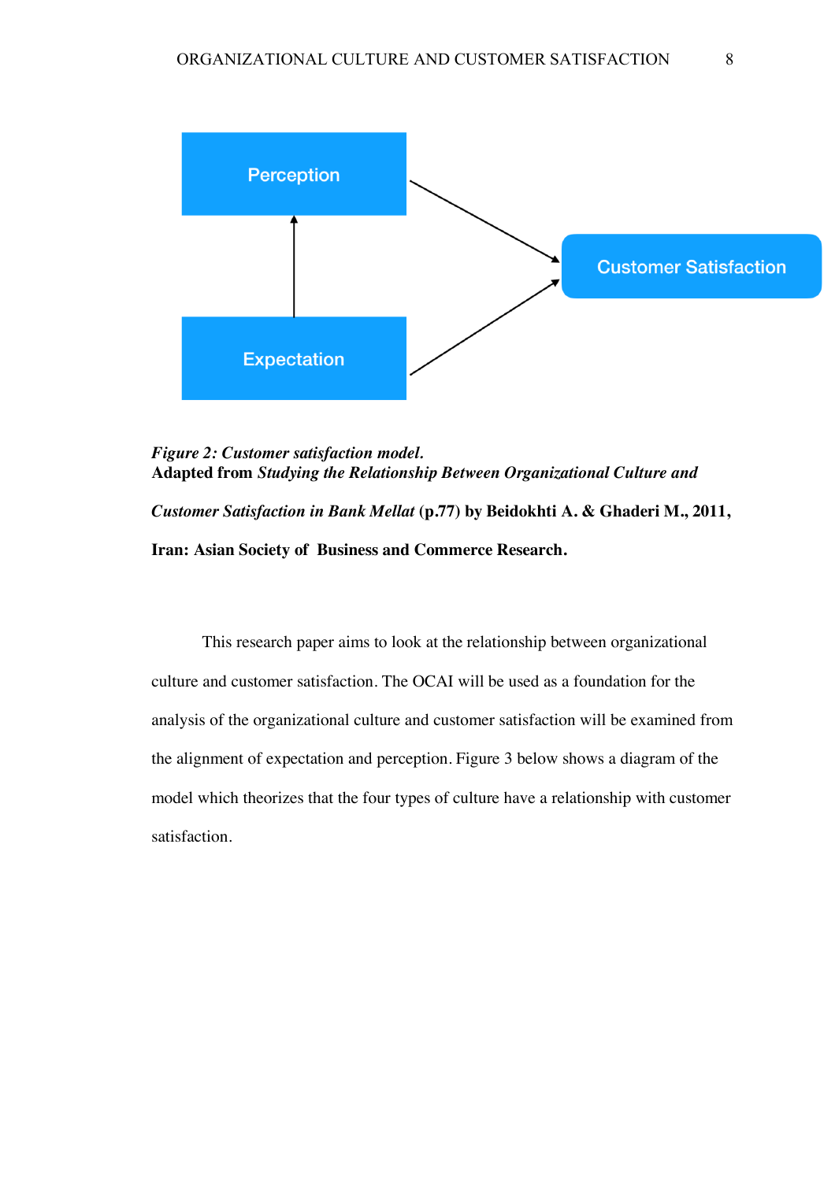*Figure 2: Customer satisfaction model.*
**Adapted from *Studying the Relationship Between Organizational Culture and Customer Satisfaction in Bank Mellat* (p.77) by Beidokhti A. & Ghaderi M., 2011, Iran: Asian Society of Business and Commerce Research.**

This research paper aims to look at the relationship between organizational culture and customer satisfaction. The OCAI will be used as a foundation for the analysis of the organizational culture and customer satisfaction will be examined from the alignment of expectation and perception. Figure 3 below shows a diagram of the model which theorizes that the four types of culture have a relationship with customer satisfaction.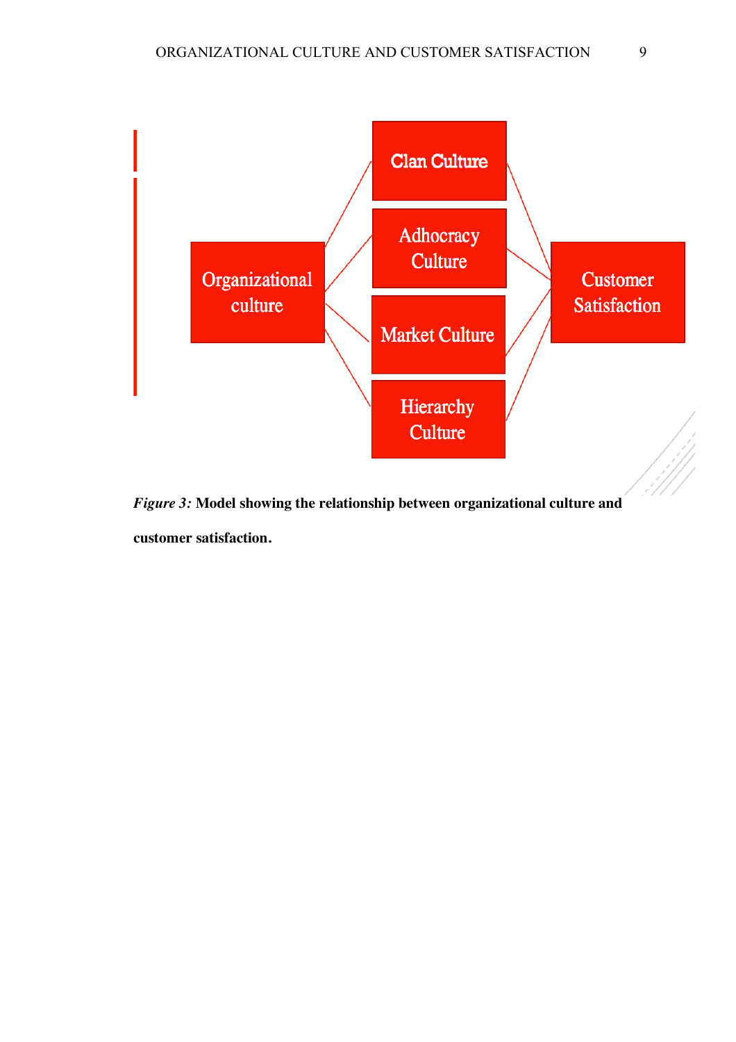*Figure 3:* **Model showing the relationship between organizational culture and customer satisfaction.**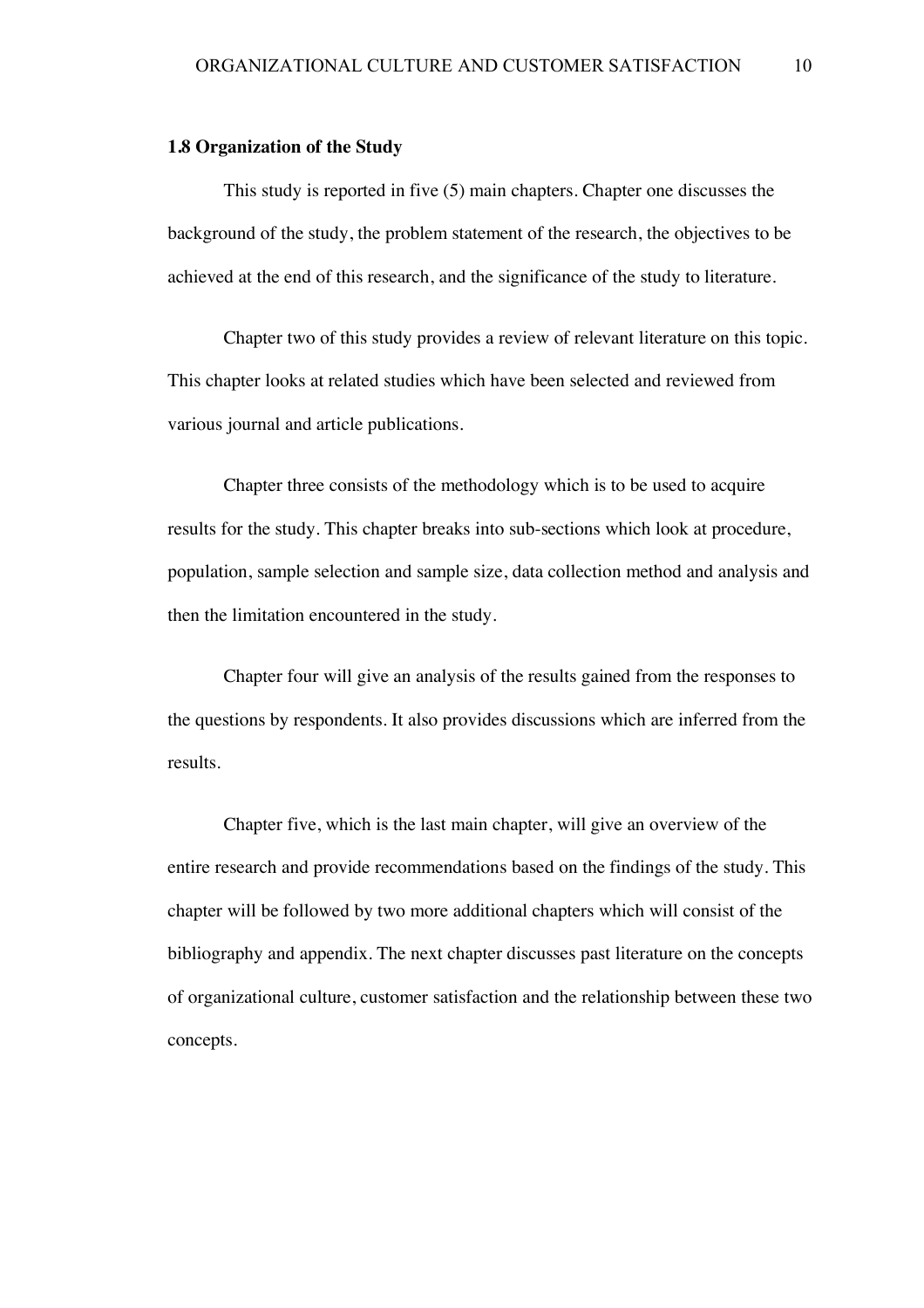**1.8 Organization of the Study**

This study is reported in five (5) main chapters. Chapter one discusses the background of the study, the problem statement of the research, the objectives to be achieved at the end of this research, and the significance of the study to literature.

Chapter two of this study provides a review of relevant literature on this topic. This chapter looks at related studies which have been selected and reviewed from various journal and article publications.

Chapter three consists of the methodology which is to be used to acquire results for the study. This chapter breaks into sub-sections which look at procedure, population, sample selection and sample size, data collection method and analysis and then the limitation encountered in the study.

Chapter four will give an analysis of the results gained from the responses to the questions by respondents. It also provides discussions which are inferred from the results.

Chapter five, which is the last main chapter, will give an overview of the entire research and provide recommendations based on the findings of the study. This chapter will be followed by two more additional chapters which will consist of the bibliography and appendix. The next chapter discusses past literature on the concepts of organizational culture, customer satisfaction and the relationship between these two concepts.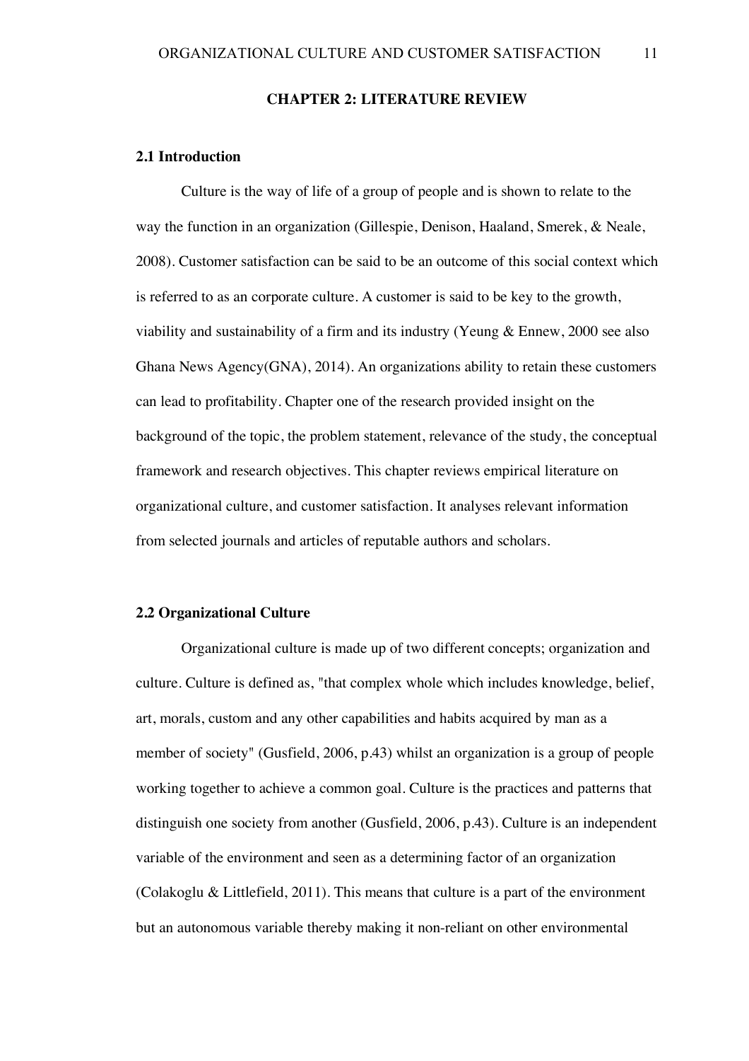## CHAPTER 2: LITERATURE REVIEW

### 2.1 Introduction

Culture is the way of life of a group of people and is shown to relate to the way the function in an organization (Gillespie, Denison, Haaland, Smerek, & Neale, 2008). Customer satisfaction can be said to be an outcome of this social context which is referred to as an corporate culture. A customer is said to be key to the growth, viability and sustainability of a firm and its industry (Yeung & Ennew, 2000 see also Ghana News Agency(GNA), 2014). An organizations ability to retain these customers can lead to profitability. Chapter one of the research provided insight on the background of the topic, the problem statement, relevance of the study, the conceptual framework and research objectives. This chapter reviews empirical literature on organizational culture, and customer satisfaction. It analyses relevant information from selected journals and articles of reputable authors and scholars.

### 2.2 Organizational Culture

Organizational culture is made up of two different concepts; organization and culture. Culture is defined as, "that complex whole which includes knowledge, belief, art, morals, custom and any other capabilities and habits acquired by man as a member of society" (Gusfield, 2006, p.43) whilst an organization is a group of people working together to achieve a common goal. Culture is the practices and patterns that distinguish one society from another (Gusfield, 2006, p.43). Culture is an independent variable of the environment and seen as a determining factor of an organization (Colakoglu & Littlefield, 2011). This means that culture is a part of the environment but an autonomous variable thereby making it non-reliant on other environmental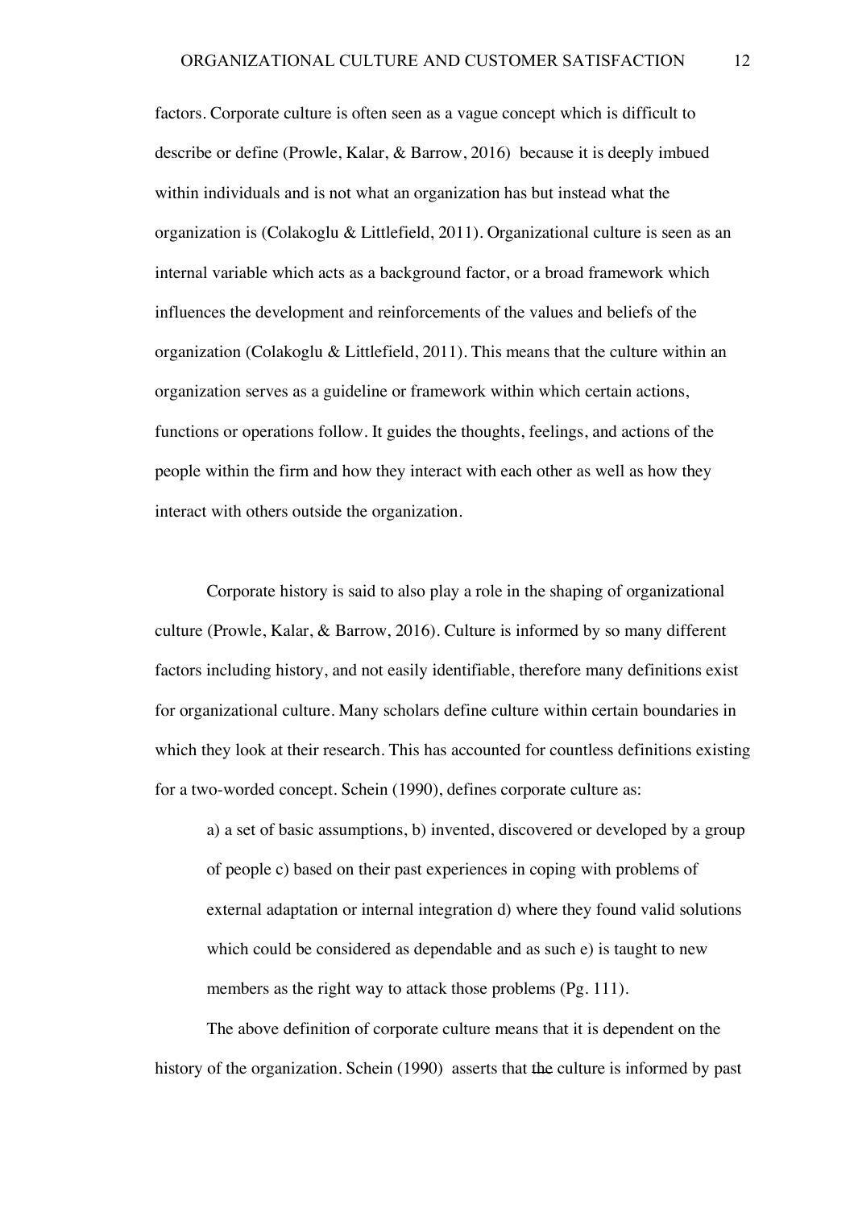factors. Corporate culture is often seen as a vague concept which is difficult to describe or define (Prowle, Kalar, & Barrow, 2016) because it is deeply imbued within individuals and is not what an organization has but instead what the organization is (Colakoglu & Littlefield, 2011). Organizational culture is seen as an internal variable which acts as a background factor, or a broad framework which influences the development and reinforcements of the values and beliefs of the organization (Colakoglu & Littlefield, 2011). This means that the culture within an organization serves as a guideline or framework within which certain actions, functions or operations follow. It guides the thoughts, feelings, and actions of the people within the firm and how they interact with each other as well as how they interact with others outside the organization.

Corporate history is said to also play a role in the shaping of organizational culture (Prowle, Kalar, & Barrow, 2016). Culture is informed by so many different factors including history, and not easily identifiable, therefore many definitions exist for organizational culture. Many scholars define culture within certain boundaries in which they look at their research. This has accounted for countless definitions existing for a two-worded concept. Schein (1990), defines corporate culture as:

> a) a set of basic assumptions, b) invented, discovered or developed by a group of people c) based on their past experiences in coping with problems of external adaptation or internal integration d) where they found valid solutions which could be considered as dependable and as such e) is taught to new members as the right way to attack those problems (Pg. 111).

The above definition of corporate culture means that it is dependent on the history of the organization. Schein (1990) asserts that ~~the~~ culture is informed by past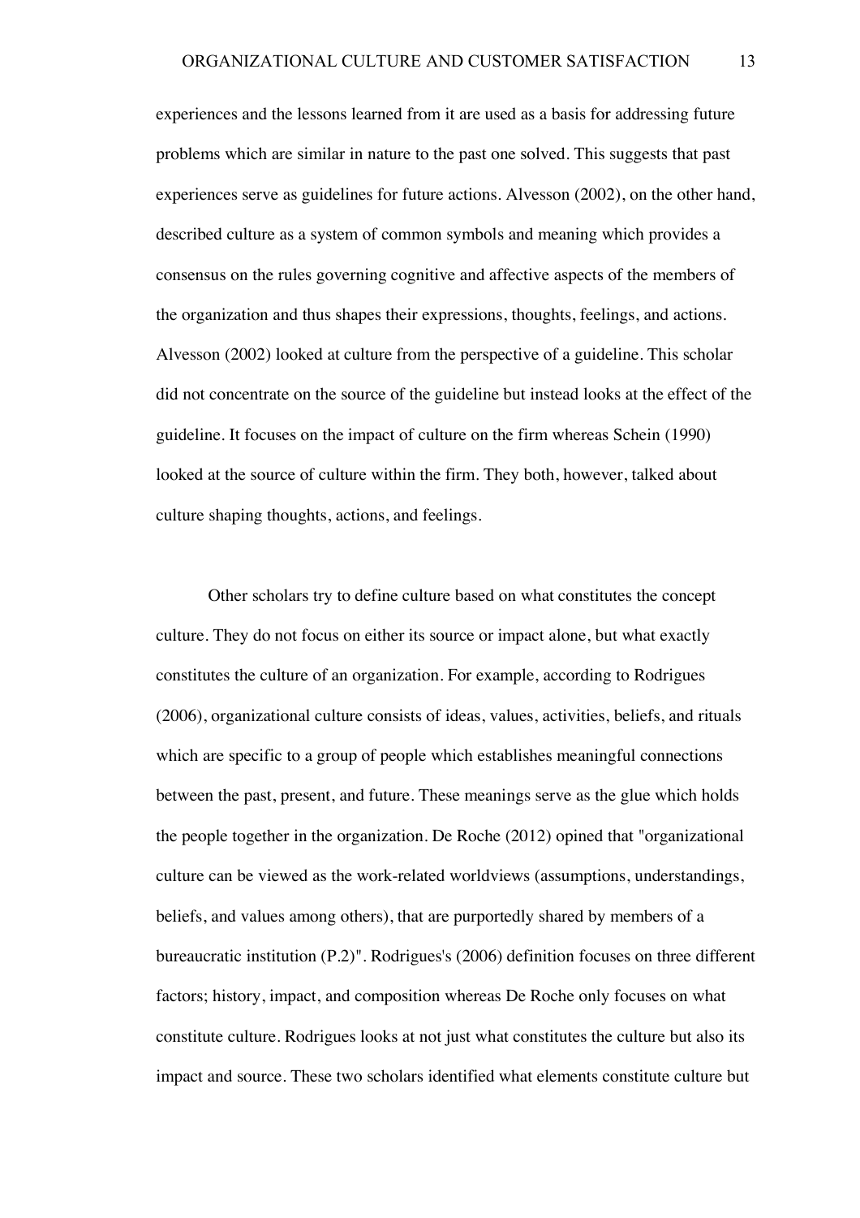experiences and the lessons learned from it are used as a basis for addressing future problems which are similar in nature to the past one solved. This suggests that past experiences serve as guidelines for future actions. Alvesson (2002), on the other hand, described culture as a system of common symbols and meaning which provides a consensus on the rules governing cognitive and affective aspects of the members of the organization and thus shapes their expressions, thoughts, feelings, and actions. Alvesson (2002) looked at culture from the perspective of a guideline. This scholar did not concentrate on the source of the guideline but instead looks at the effect of the guideline. It focuses on the impact of culture on the firm whereas Schein (1990) looked at the source of culture within the firm. They both, however, talked about culture shaping thoughts, actions, and feelings.

Other scholars try to define culture based on what constitutes the concept culture. They do not focus on either its source or impact alone, but what exactly constitutes the culture of an organization. For example, according to Rodrigues (2006), organizational culture consists of ideas, values, activities, beliefs, and rituals which are specific to a group of people which establishes meaningful connections between the past, present, and future. These meanings serve as the glue which holds the people together in the organization. De Roche (2012) opined that "organizational culture can be viewed as the work-related worldviews (assumptions, understandings, beliefs, and values among others), that are purportedly shared by members of a bureaucratic institution (P.2)". Rodrigues's (2006) definition focuses on three different factors; history, impact, and composition whereas De Roche only focuses on what constitute culture. Rodrigues looks at not just what constitutes the culture but also its impact and source. These two scholars identified what elements constitute culture but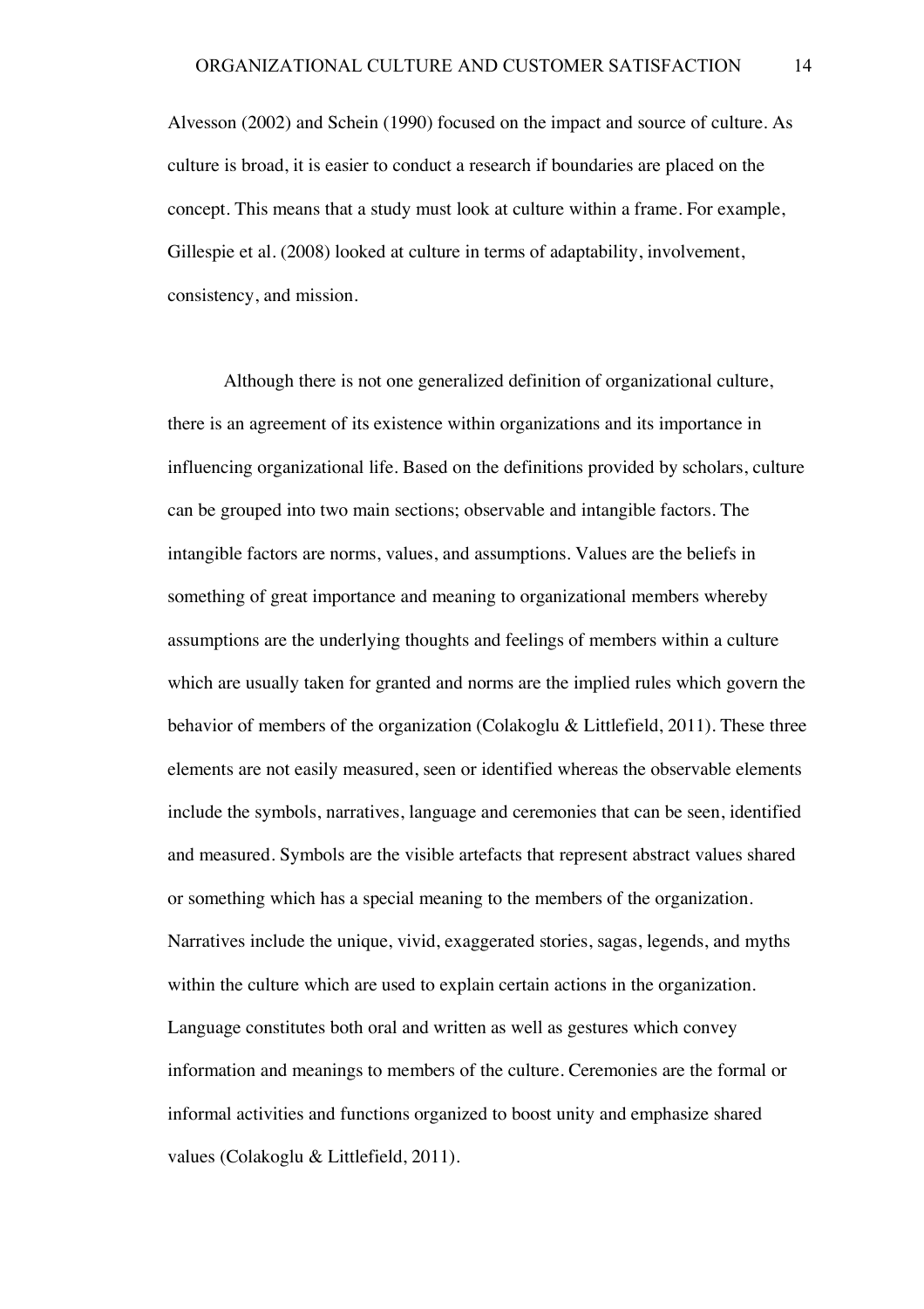Alvesson (2002) and Schein (1990) focused on the impact and source of culture. As culture is broad, it is easier to conduct a research if boundaries are placed on the concept. This means that a study must look at culture within a frame. For example, Gillespie et al. (2008) looked at culture in terms of adaptability, involvement, consistency, and mission.

Although there is not one generalized definition of organizational culture, there is an agreement of its existence within organizations and its importance in influencing organizational life. Based on the definitions provided by scholars, culture can be grouped into two main sections; observable and intangible factors. The intangible factors are norms, values, and assumptions. Values are the beliefs in something of great importance and meaning to organizational members whereby assumptions are the underlying thoughts and feelings of members within a culture which are usually taken for granted and norms are the implied rules which govern the behavior of members of the organization (Colakoglu & Littlefield, 2011). These three elements are not easily measured, seen or identified whereas the observable elements include the symbols, narratives, language and ceremonies that can be seen, identified and measured. Symbols are the visible artefacts that represent abstract values shared or something which has a special meaning to the members of the organization. Narratives include the unique, vivid, exaggerated stories, sagas, legends, and myths within the culture which are used to explain certain actions in the organization. Language constitutes both oral and written as well as gestures which convey information and meanings to members of the culture. Ceremonies are the formal or informal activities and functions organized to boost unity and emphasize shared values (Colakoglu & Littlefield, 2011).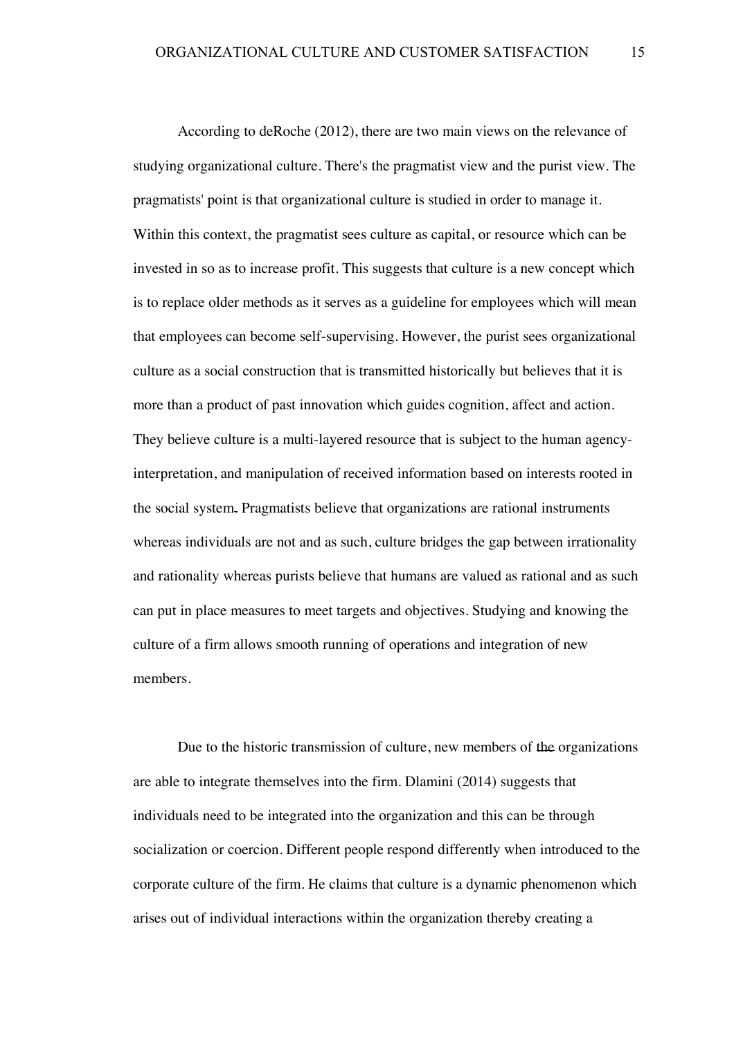According to deRoche (2012), there are two main views on the relevance of studying organizational culture. There's the pragmatist view and the purist view. The pragmatists' point is that organizational culture is studied in order to manage it. Within this context, the pragmatist sees culture as capital, or resource which can be invested in so as to increase profit. This suggests that culture is a new concept which is to replace older methods as it serves as a guideline for employees which will mean that employees can become self-supervising. However, the purist sees organizational culture as a social construction that is transmitted historically but believes that it is more than a product of past innovation which guides cognition, affect and action. They believe culture is a multi-layered resource that is subject to the human agency-interpretation, and manipulation of received information based on interests rooted in the social system. Pragmatists believe that organizations are rational instruments whereas individuals are not and as such, culture bridges the gap between irrationality and rationality whereas purists believe that humans are valued as rational and as such can put in place measures to meet targets and objectives. Studying and knowing the culture of a firm allows smooth running of operations and integration of new members.

Due to the historic transmission of culture, new members of the organizations are able to integrate themselves into the firm. Dlamini (2014) suggests that individuals need to be integrated into the organization and this can be through socialization or coercion. Different people respond differently when introduced to the corporate culture of the firm. He claims that culture is a dynamic phenomenon which arises out of individual interactions within the organization thereby creating a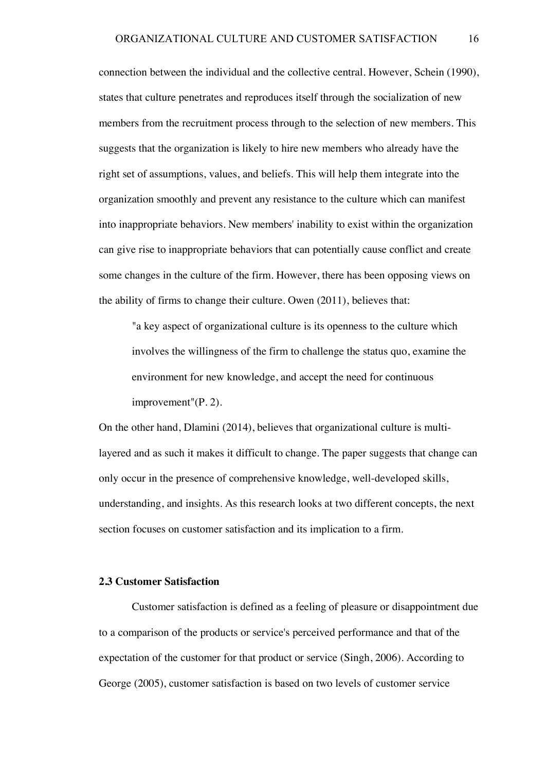connection between the individual and the collective central. However, Schein (1990), states that culture penetrates and reproduces itself through the socialization of new members from the recruitment process through to the selection of new members. This suggests that the organization is likely to hire new members who already have the right set of assumptions, values, and beliefs. This will help them integrate into the organization smoothly and prevent any resistance to the culture which can manifest into inappropriate behaviors. New members' inability to exist within the organization can give rise to inappropriate behaviors that can potentially cause conflict and create some changes in the culture of the firm. However, there has been opposing views on the ability of firms to change their culture. Owen (2011), believes that:

> "a key aspect of organizational culture is its openness to the culture which involves the willingness of the firm to challenge the status quo, examine the environment for new knowledge, and accept the need for continuous improvement"(P. 2).

On the other hand, Dlamini (2014), believes that organizational culture is multi-layered and as such it makes it difficult to change. The paper suggests that change can only occur in the presence of comprehensive knowledge, well-developed skills, understanding, and insights. As this research looks at two different concepts, the next section focuses on customer satisfaction and its implication to a firm.

### 2.3 Customer Satisfaction

Customer satisfaction is defined as a feeling of pleasure or disappointment due to a comparison of the products or service's perceived performance and that of the expectation of the customer for that product or service (Singh, 2006). According to George (2005), customer satisfaction is based on two levels of customer service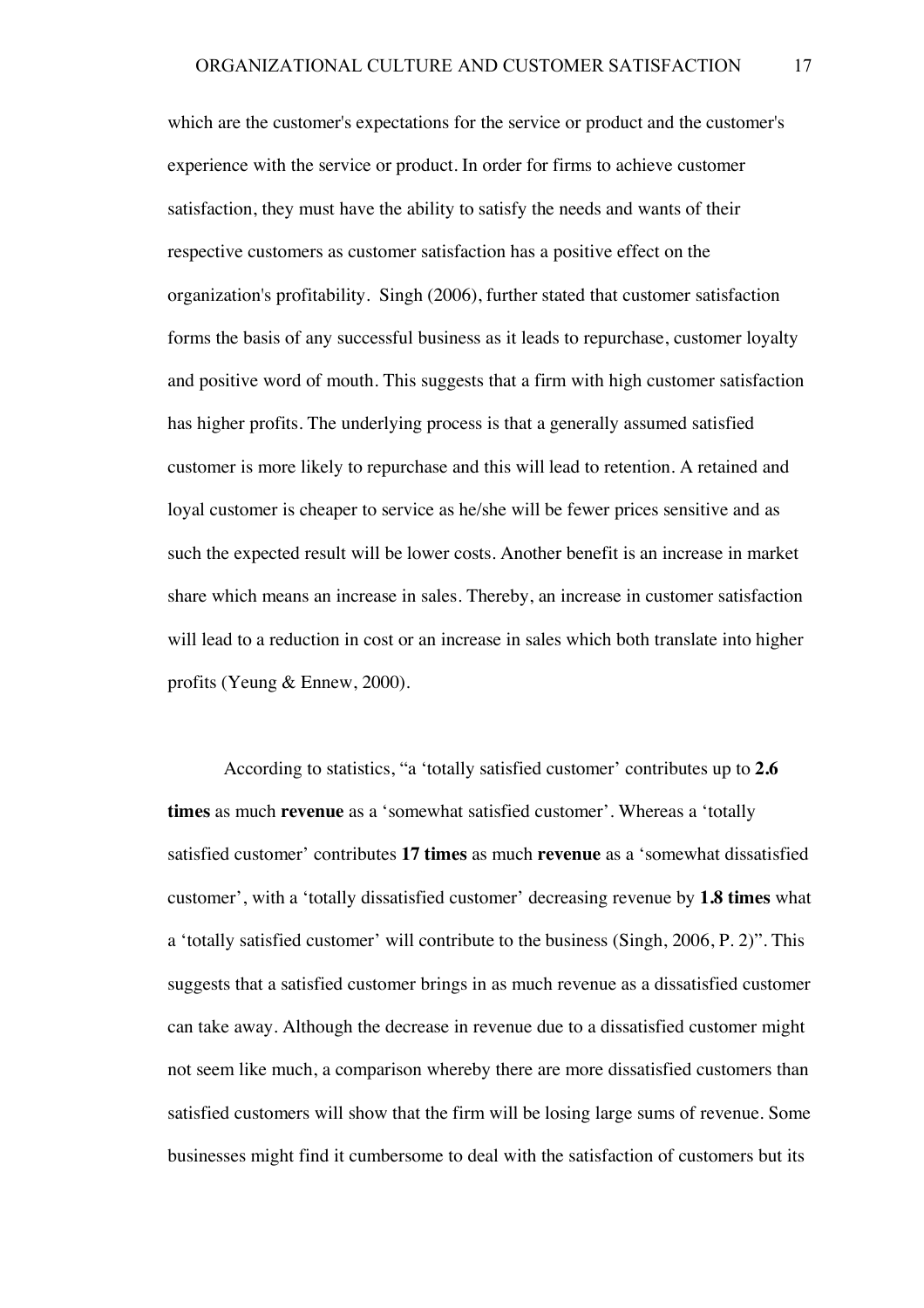which are the customer's expectations for the service or product and the customer's experience with the service or product. In order for firms to achieve customer satisfaction, they must have the ability to satisfy the needs and wants of their respective customers as customer satisfaction has a positive effect on the organization's profitability. Singh (2006), further stated that customer satisfaction forms the basis of any successful business as it leads to repurchase, customer loyalty and positive word of mouth. This suggests that a firm with high customer satisfaction has higher profits. The underlying process is that a generally assumed satisfied customer is more likely to repurchase and this will lead to retention. A retained and loyal customer is cheaper to service as he/she will be fewer prices sensitive and as such the expected result will be lower costs. Another benefit is an increase in market share which means an increase in sales. Thereby, an increase in customer satisfaction will lead to a reduction in cost or an increase in sales which both translate into higher profits (Yeung & Ennew, 2000).

According to statistics, "a 'totally satisfied customer' contributes up to **2.6 times** as much **revenue** as a 'somewhat satisfied customer'. Whereas a 'totally satisfied customer' contributes **17 times** as much **revenue** as a 'somewhat dissatisfied customer', with a 'totally dissatisfied customer' decreasing revenue by **1.8 times** what a 'totally satisfied customer' will contribute to the business (Singh, 2006, P. 2)". This suggests that a satisfied customer brings in as much revenue as a dissatisfied customer can take away. Although the decrease in revenue due to a dissatisfied customer might not seem like much, a comparison whereby there are more dissatisfied customers than satisfied customers will show that the firm will be losing large sums of revenue. Some businesses might find it cumbersome to deal with the satisfaction of customers but its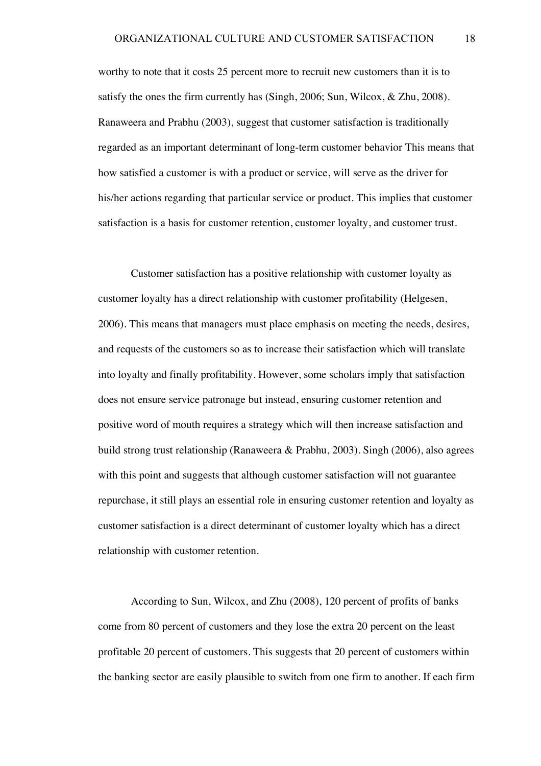worthy to note that it costs 25 percent more to recruit new customers than it is to satisfy the ones the firm currently has (Singh, 2006; Sun, Wilcox, & Zhu, 2008). Ranaweera and Prabhu (2003), suggest that customer satisfaction is traditionally regarded as an important determinant of long-term customer behavior This means that how satisfied a customer is with a product or service, will serve as the driver for his/her actions regarding that particular service or product. This implies that customer satisfaction is a basis for customer retention, customer loyalty, and customer trust.

Customer satisfaction has a positive relationship with customer loyalty as customer loyalty has a direct relationship with customer profitability (Helgesen, 2006). This means that managers must place emphasis on meeting the needs, desires, and requests of the customers so as to increase their satisfaction which will translate into loyalty and finally profitability. However, some scholars imply that satisfaction does not ensure service patronage but instead, ensuring customer retention and positive word of mouth requires a strategy which will then increase satisfaction and build strong trust relationship (Ranaweera & Prabhu, 2003). Singh (2006), also agrees with this point and suggests that although customer satisfaction will not guarantee repurchase, it still plays an essential role in ensuring customer retention and loyalty as customer satisfaction is a direct determinant of customer loyalty which has a direct relationship with customer retention.

According to Sun, Wilcox, and Zhu (2008), 120 percent of profits of banks come from 80 percent of customers and they lose the extra 20 percent on the least profitable 20 percent of customers. This suggests that 20 percent of customers within the banking sector are easily plausible to switch from one firm to another. If each firm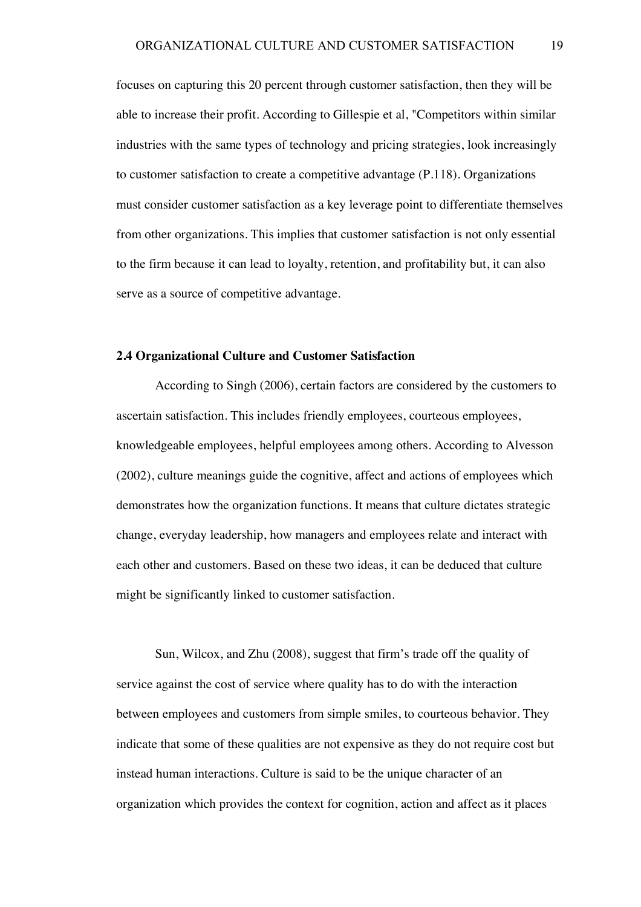focuses on capturing this 20 percent through customer satisfaction, then they will be able to increase their profit. According to Gillespie et al, "Competitors within similar industries with the same types of technology and pricing strategies, look increasingly to customer satisfaction to create a competitive advantage (P.118). Organizations must consider customer satisfaction as a key leverage point to differentiate themselves from other organizations. This implies that customer satisfaction is not only essential to the firm because it can lead to loyalty, retention, and profitability but, it can also serve as a source of competitive advantage.

**2.4 Organizational Culture and Customer Satisfaction**

According to Singh (2006), certain factors are considered by the customers to ascertain satisfaction. This includes friendly employees, courteous employees, knowledgeable employees, helpful employees among others. According to Alvesson (2002), culture meanings guide the cognitive, affect and actions of employees which demonstrates how the organization functions. It means that culture dictates strategic change, everyday leadership, how managers and employees relate and interact with each other and customers. Based on these two ideas, it can be deduced that culture might be significantly linked to customer satisfaction.

Sun, Wilcox, and Zhu (2008), suggest that firm's trade off the quality of service against the cost of service where quality has to do with the interaction between employees and customers from simple smiles, to courteous behavior. They indicate that some of these qualities are not expensive as they do not require cost but instead human interactions. Culture is said to be the unique character of an organization which provides the context for cognition, action and affect as it places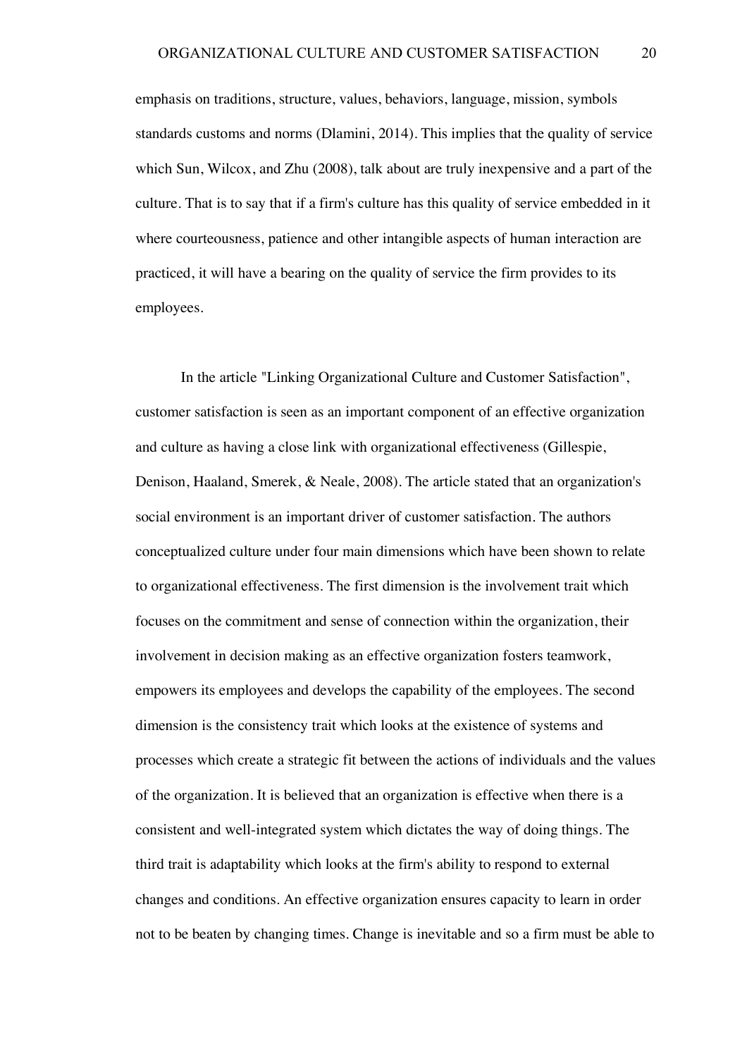emphasis on traditions, structure, values, behaviors, language, mission, symbols standards customs and norms (Dlamini, 2014). This implies that the quality of service which Sun, Wilcox, and Zhu (2008), talk about are truly inexpensive and a part of the culture. That is to say that if a firm's culture has this quality of service embedded in it where courteousness, patience and other intangible aspects of human interaction are practiced, it will have a bearing on the quality of service the firm provides to its employees.

In the article "Linking Organizational Culture and Customer Satisfaction", customer satisfaction is seen as an important component of an effective organization and culture as having a close link with organizational effectiveness (Gillespie, Denison, Haaland, Smerek, & Neale, 2008). The article stated that an organization's social environment is an important driver of customer satisfaction. The authors conceptualized culture under four main dimensions which have been shown to relate to organizational effectiveness. The first dimension is the involvement trait which focuses on the commitment and sense of connection within the organization, their involvement in decision making as an effective organization fosters teamwork, empowers its employees and develops the capability of the employees. The second dimension is the consistency trait which looks at the existence of systems and processes which create a strategic fit between the actions of individuals and the values of the organization. It is believed that an organization is effective when there is a consistent and well-integrated system which dictates the way of doing things. The third trait is adaptability which looks at the firm's ability to respond to external changes and conditions. An effective organization ensures capacity to learn in order not to be beaten by changing times. Change is inevitable and so a firm must be able to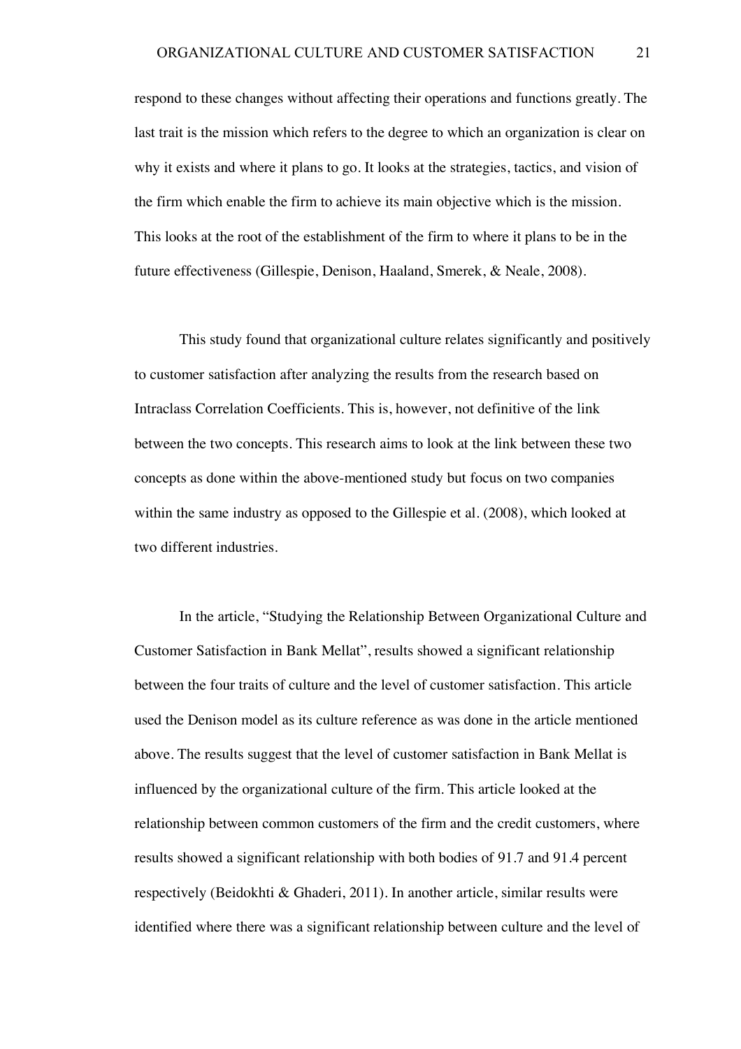respond to these changes without affecting their operations and functions greatly. The last trait is the mission which refers to the degree to which an organization is clear on why it exists and where it plans to go. It looks at the strategies, tactics, and vision of the firm which enable the firm to achieve its main objective which is the mission. This looks at the root of the establishment of the firm to where it plans to be in the future effectiveness (Gillespie, Denison, Haaland, Smerek, & Neale, 2008).

This study found that organizational culture relates significantly and positively to customer satisfaction after analyzing the results from the research based on Intraclass Correlation Coefficients. This is, however, not definitive of the link between the two concepts. This research aims to look at the link between these two concepts as done within the above-mentioned study but focus on two companies within the same industry as opposed to the Gillespie et al. (2008), which looked at two different industries.

In the article, "Studying the Relationship Between Organizational Culture and Customer Satisfaction in Bank Mellat", results showed a significant relationship between the four traits of culture and the level of customer satisfaction. This article used the Denison model as its culture reference as was done in the article mentioned above. The results suggest that the level of customer satisfaction in Bank Mellat is influenced by the organizational culture of the firm. This article looked at the relationship between common customers of the firm and the credit customers, where results showed a significant relationship with both bodies of 91.7 and 91.4 percent respectively (Beidokhti & Ghaderi, 2011). In another article, similar results were identified where there was a significant relationship between culture and the level of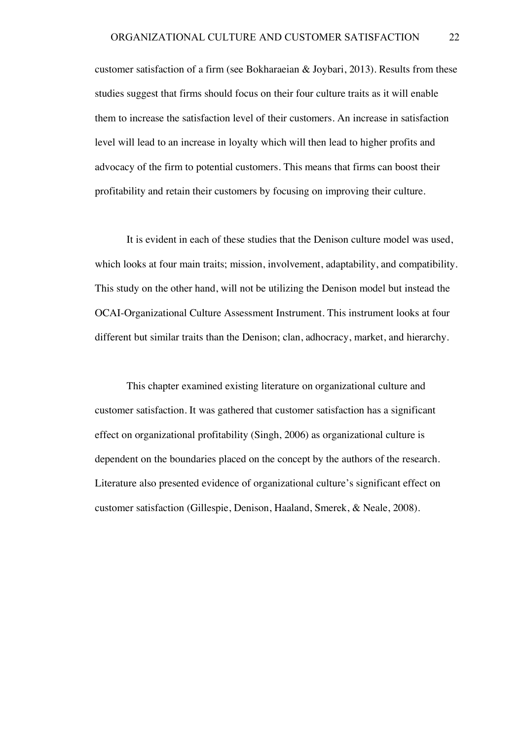customer satisfaction of a firm (see Bokharaeian & Joybari, 2013). Results from these studies suggest that firms should focus on their four culture traits as it will enable them to increase the satisfaction level of their customers. An increase in satisfaction level will lead to an increase in loyalty which will then lead to higher profits and advocacy of the firm to potential customers. This means that firms can boost their profitability and retain their customers by focusing on improving their culture.

It is evident in each of these studies that the Denison culture model was used, which looks at four main traits; mission, involvement, adaptability, and compatibility. This study on the other hand, will not be utilizing the Denison model but instead the OCAI-Organizational Culture Assessment Instrument. This instrument looks at four different but similar traits than the Denison; clan, adhocracy, market, and hierarchy.

This chapter examined existing literature on organizational culture and customer satisfaction. It was gathered that customer satisfaction has a significant effect on organizational profitability (Singh, 2006) as organizational culture is dependent on the boundaries placed on the concept by the authors of the research. Literature also presented evidence of organizational culture's significant effect on customer satisfaction (Gillespie, Denison, Haaland, Smerek, & Neale, 2008).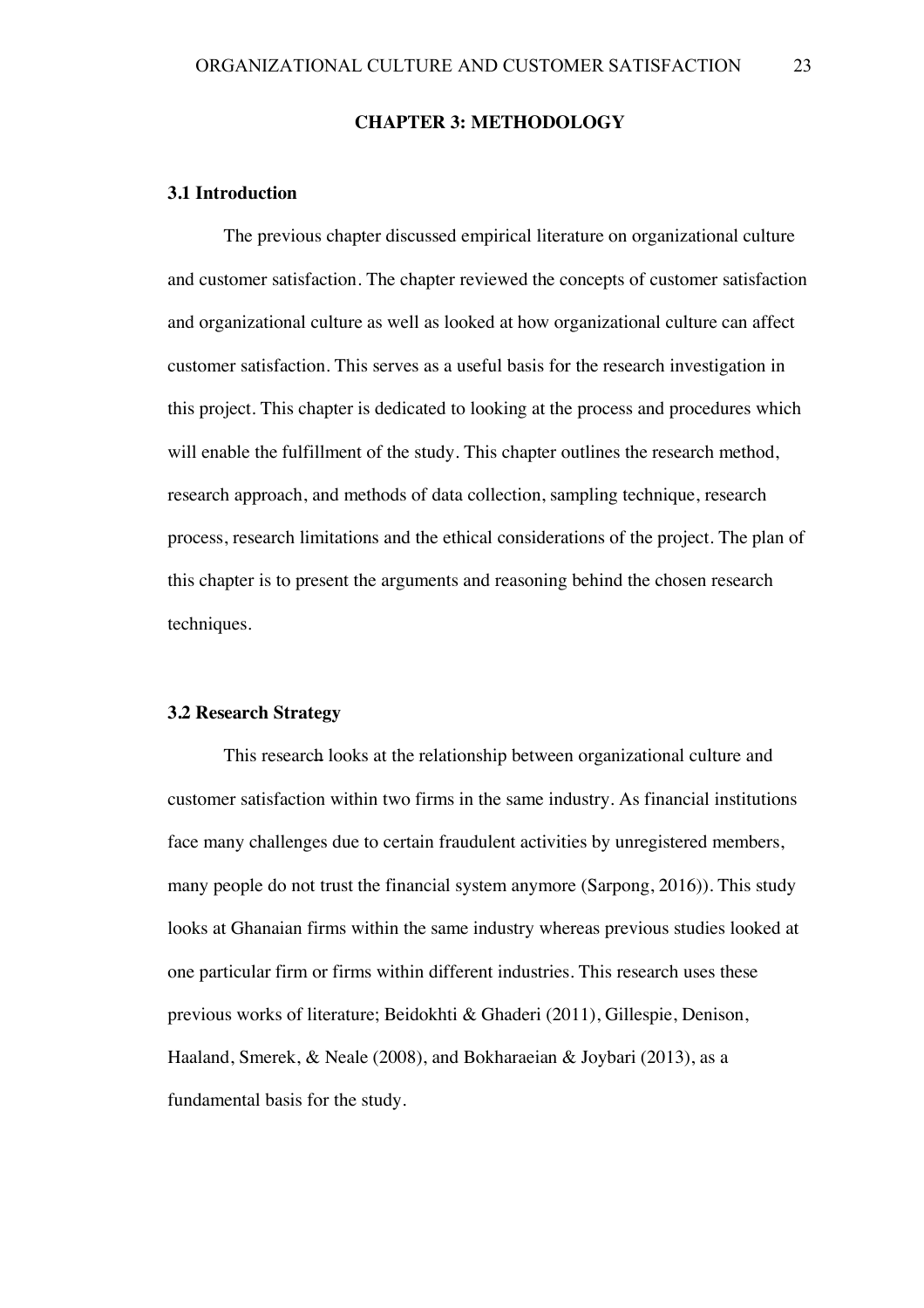# CHAPTER 3: METHODOLOGY

## 3.1 Introduction

The previous chapter discussed empirical literature on organizational culture and customer satisfaction. The chapter reviewed the concepts of customer satisfaction and organizational culture as well as looked at how organizational culture can affect customer satisfaction. This serves as a useful basis for the research investigation in this project. This chapter is dedicated to looking at the process and procedures which will enable the fulfillment of the study. This chapter outlines the research method, research approach, and methods of data collection, sampling technique, research process, research limitations and the ethical considerations of the project. The plan of this chapter is to present the arguments and reasoning behind the chosen research techniques.

## 3.2 Research Strategy

This research looks at the relationship between organizational culture and customer satisfaction within two firms in the same industry. As financial institutions face many challenges due to certain fraudulent activities by unregistered members, many people do not trust the financial system anymore (Sarpong, 2016)). This study looks at Ghanaian firms within the same industry whereas previous studies looked at one particular firm or firms within different industries. This research uses these previous works of literature; Beidokhti & Ghaderi (2011), Gillespie, Denison, Haaland, Smerek, & Neale (2008), and Bokharaeian & Joybari (2013), as a fundamental basis for the study.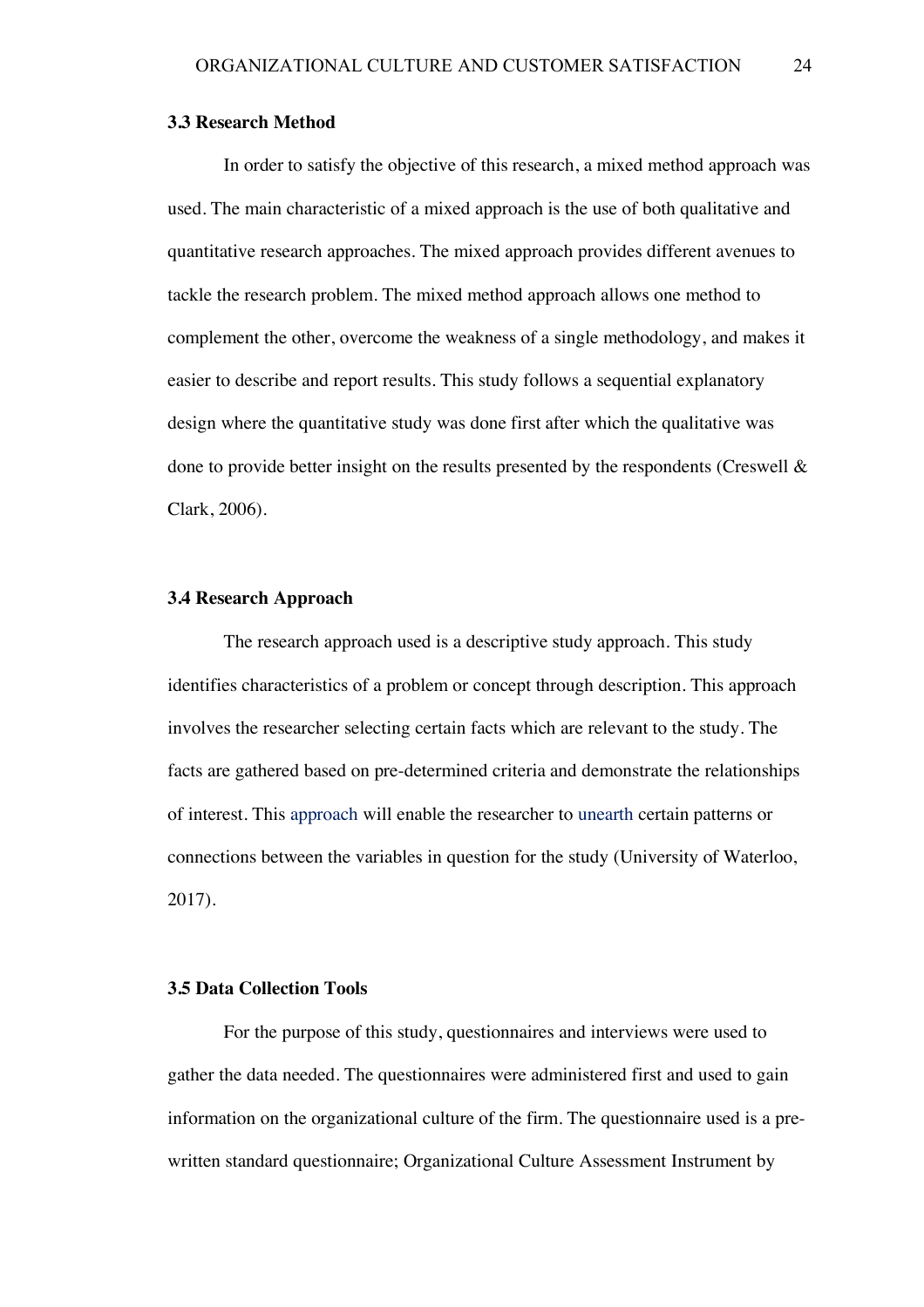### 3.3 Research Method

In order to satisfy the objective of this research, a mixed method approach was used. The main characteristic of a mixed approach is the use of both qualitative and quantitative research approaches. The mixed approach provides different avenues to tackle the research problem. The mixed method approach allows one method to complement the other, overcome the weakness of a single methodology, and makes it easier to describe and report results. This study follows a sequential explanatory design where the quantitative study was done first after which the qualitative was done to provide better insight on the results presented by the respondents (Creswell & Clark, 2006).

### 3.4 Research Approach

The research approach used is a descriptive study approach. This study identifies characteristics of a problem or concept through description. This approach involves the researcher selecting certain facts which are relevant to the study. The facts are gathered based on pre-determined criteria and demonstrate the relationships of interest. This approach will enable the researcher to unearth certain patterns or connections between the variables in question for the study (University of Waterloo, 2017).

### 3.5 Data Collection Tools

For the purpose of this study, questionnaires and interviews were used to gather the data needed. The questionnaires were administered first and used to gain information on the organizational culture of the firm. The questionnaire used is a pre-written standard questionnaire; Organizational Culture Assessment Instrument by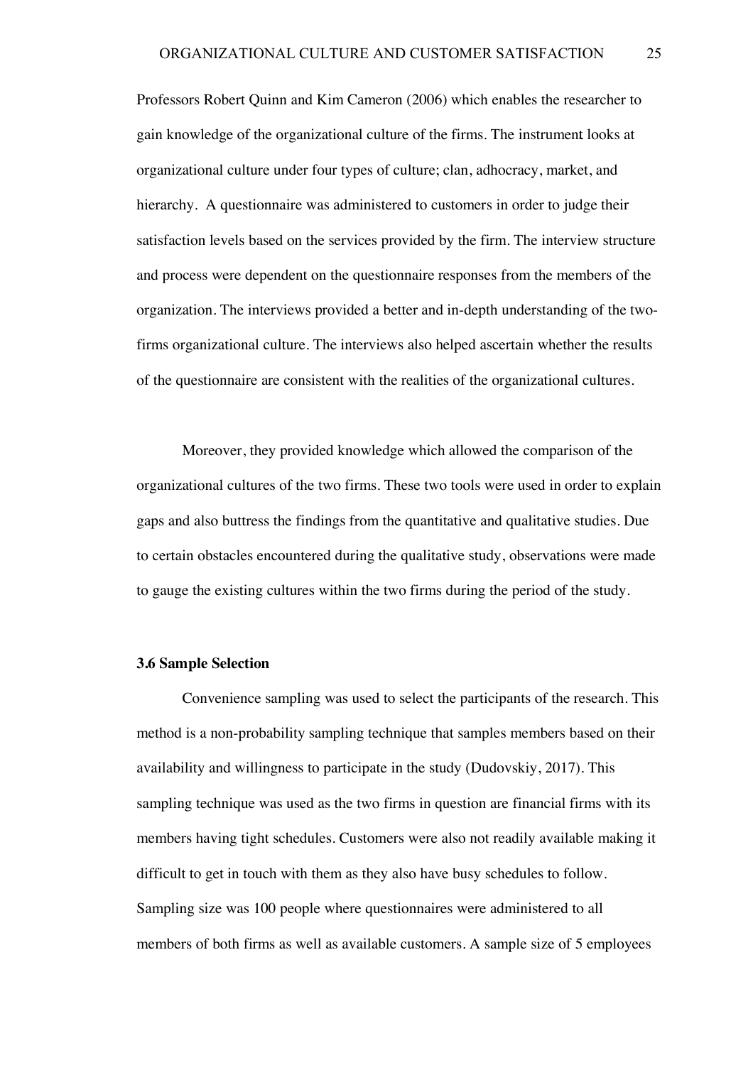Professors Robert Quinn and Kim Cameron (2006) which enables the researcher to gain knowledge of the organizational culture of the firms. The instrument looks at organizational culture under four types of culture; clan, adhocracy, market, and hierarchy. A questionnaire was administered to customers in order to judge their satisfaction levels based on the services provided by the firm. The interview structure and process were dependent on the questionnaire responses from the members of the organization. The interviews provided a better and in-depth understanding of the two-firms organizational culture. The interviews also helped ascertain whether the results of the questionnaire are consistent with the realities of the organizational cultures.

Moreover, they provided knowledge which allowed the comparison of the organizational cultures of the two firms. These two tools were used in order to explain gaps and also buttress the findings from the quantitative and qualitative studies. Due to certain obstacles encountered during the qualitative study, observations were made to gauge the existing cultures within the two firms during the period of the study.

### 3.6 Sample Selection

Convenience sampling was used to select the participants of the research. This method is a non-probability sampling technique that samples members based on their availability and willingness to participate in the study (Dudovskiy, 2017). This sampling technique was used as the two firms in question are financial firms with its members having tight schedules. Customers were also not readily available making it difficult to get in touch with them as they also have busy schedules to follow. Sampling size was 100 people where questionnaires were administered to all members of both firms as well as available customers. A sample size of 5 employees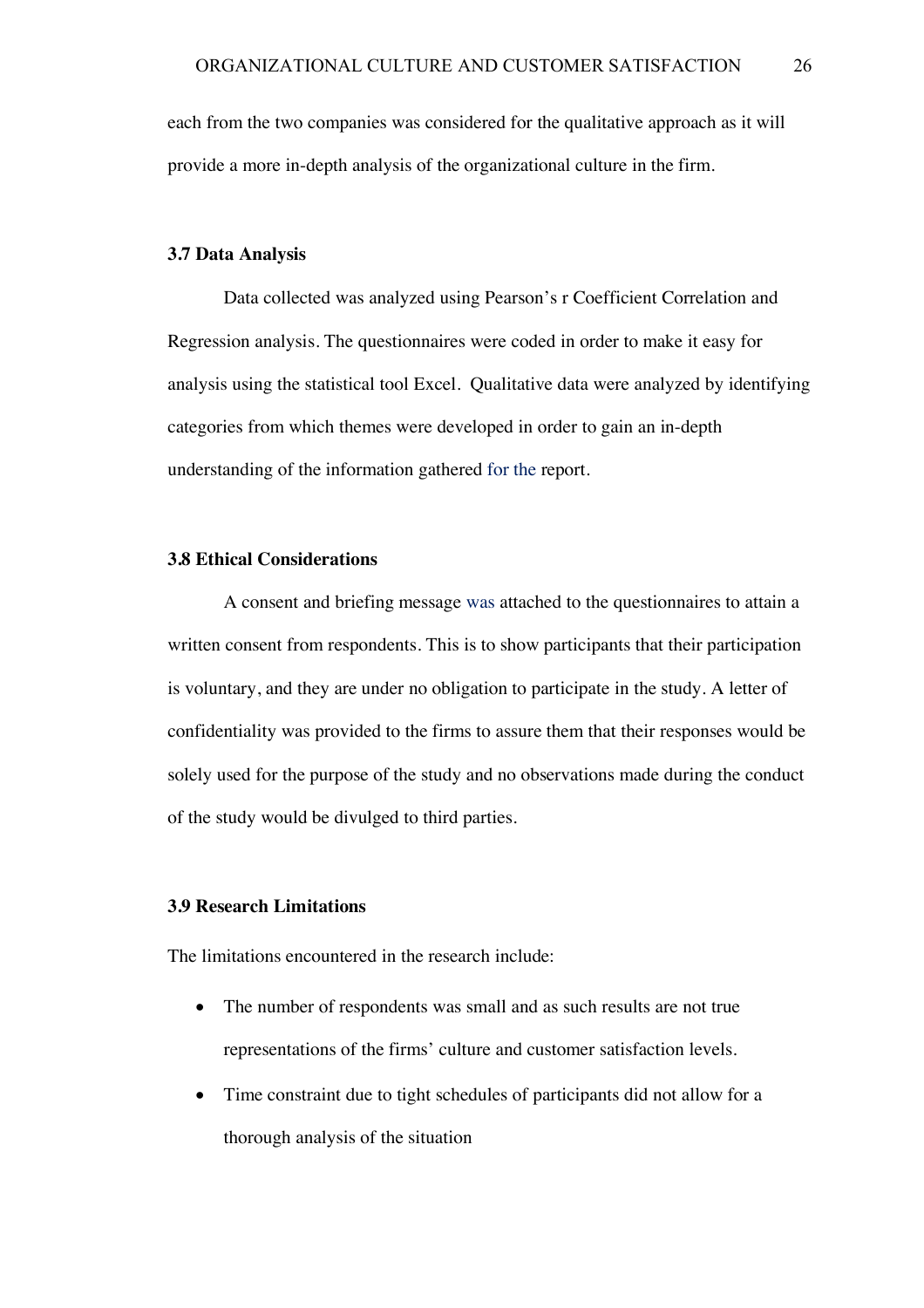each from the two companies was considered for the qualitative approach as it will provide a more in-depth analysis of the organizational culture in the firm.

### 3.7 Data Analysis

Data collected was analyzed using Pearson's r Coefficient Correlation and Regression analysis. The questionnaires were coded in order to make it easy for analysis using the statistical tool Excel. Qualitative data were analyzed by identifying categories from which themes were developed in order to gain an in-depth understanding of the information gathered for the report.

### 3.8 Ethical Considerations

A consent and briefing message was attached to the questionnaires to attain a written consent from respondents. This is to show participants that their participation is voluntary, and they are under no obligation to participate in the study. A letter of confidentiality was provided to the firms to assure them that their responses would be solely used for the purpose of the study and no observations made during the conduct of the study would be divulged to third parties.

### 3.9 Research Limitations

The limitations encountered in the research include:

- The number of respondents was small and as such results are not true representations of the firms' culture and customer satisfaction levels.
- Time constraint due to tight schedules of participants did not allow for a thorough analysis of the situation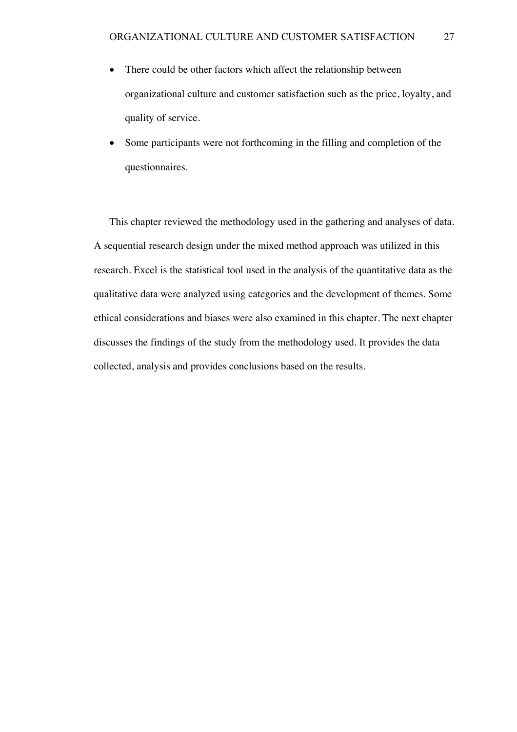- There could be other factors which affect the relationship between organizational culture and customer satisfaction such as the price, loyalty, and quality of service.
- Some participants were not forthcoming in the filling and completion of the questionnaires.

This chapter reviewed the methodology used in the gathering and analyses of data. A sequential research design under the mixed method approach was utilized in this research. Excel is the statistical tool used in the analysis of the quantitative data as the qualitative data were analyzed using categories and the development of themes. Some ethical considerations and biases were also examined in this chapter. The next chapter discusses the findings of the study from the methodology used. It provides the data collected, analysis and provides conclusions based on the results.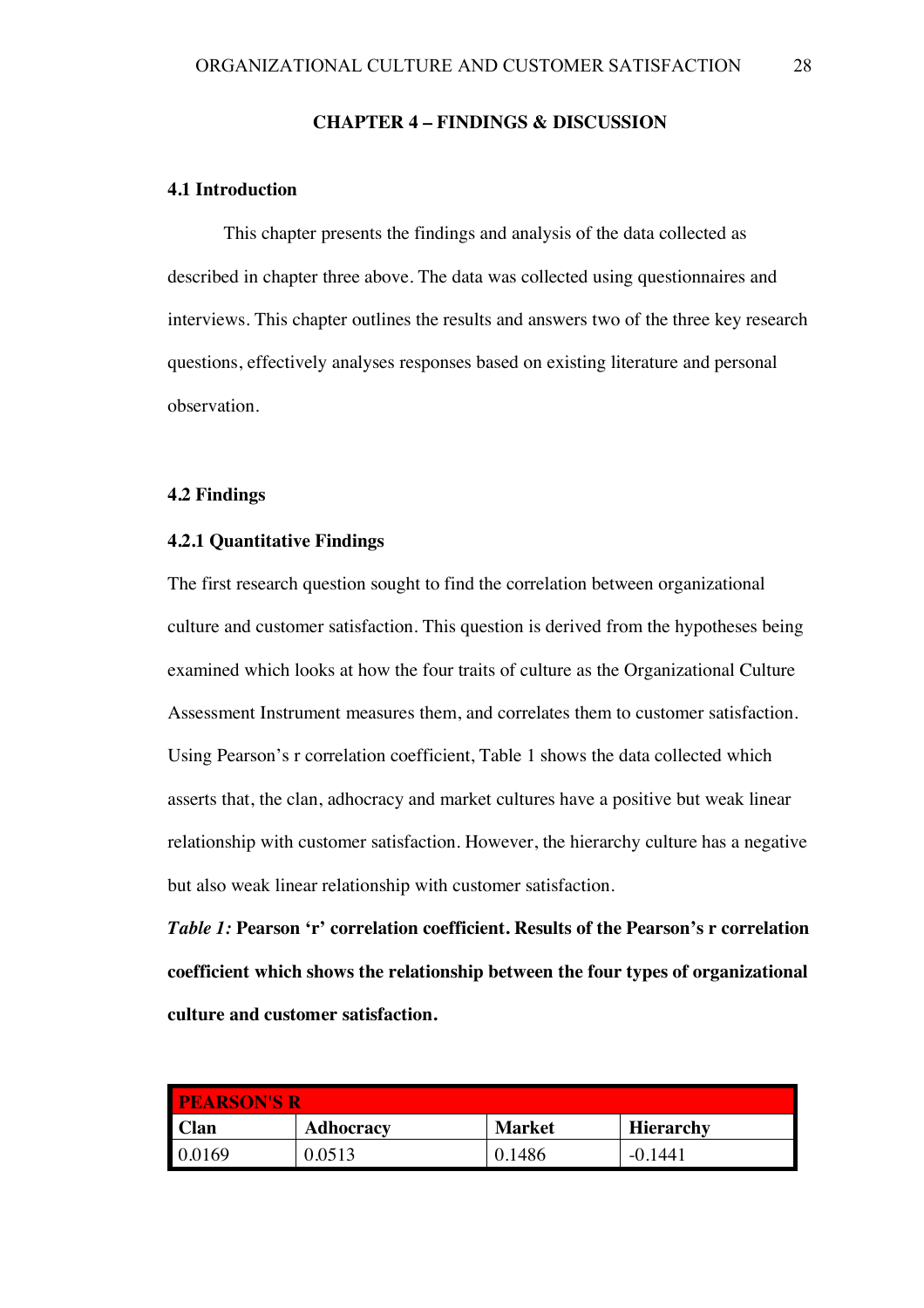# CHAPTER 4 – FINDINGS & DISCUSSION

## 4.1 Introduction

This chapter presents the findings and analysis of the data collected as described in chapter three above. The data was collected using questionnaires and interviews. This chapter outlines the results and answers two of the three key research questions, effectively analyses responses based on existing literature and personal observation.

## 4.2 Findings

### 4.2.1 Quantitative Findings

The first research question sought to find the correlation between organizational culture and customer satisfaction. This question is derived from the hypotheses being examined which looks at how the four traits of culture as the Organizational Culture Assessment Instrument measures them, and correlates them to customer satisfaction. Using Pearson's r correlation coefficient, Table 1 shows the data collected which asserts that, the clan, adhocracy and market cultures have a positive but weak linear relationship with customer satisfaction. However, the hierarchy culture has a negative but also weak linear relationship with customer satisfaction.

***Table 1:*** **Pearson 'r' correlation coefficient. Results of the Pearson's r correlation coefficient which shows the relationship between the four types of organizational culture and customer satisfaction.**

| PEARSON'S R | | | |
|---|---|---|---|
| **Clan** | **Adhocracy** | **Market** | **Hierarchy** |
| 0.0169 | 0.0513 | 0.1486 | -0.1441 |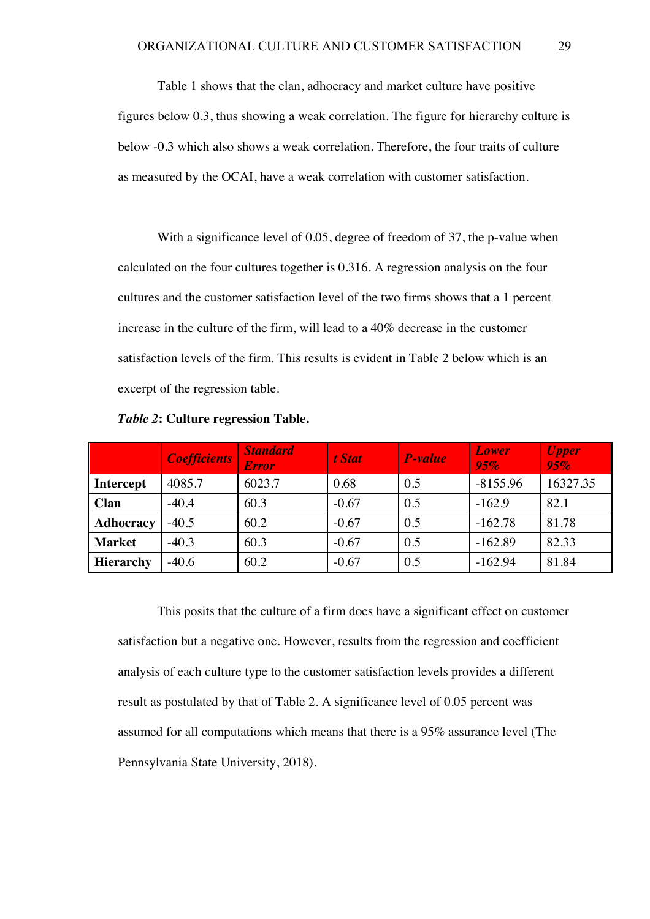Table 1 shows that the clan, adhocracy and market culture have positive figures below 0.3, thus showing a weak correlation. The figure for hierarchy culture is below -0.3 which also shows a weak correlation. Therefore, the four traits of culture as measured by the OCAI, have a weak correlation with customer satisfaction.

With a significance level of 0.05, degree of freedom of 37, the p-value when calculated on the four cultures together is 0.316. A regression analysis on the four cultures and the customer satisfaction level of the two firms shows that a 1 percent increase in the culture of the firm, will lead to a 40% decrease in the customer satisfaction levels of the firm. This results is evident in Table 2 below which is an excerpt of the regression table.

***Table 2*: Culture regression Table.**

| | *Coefficients* | *Standard Error* | *t Stat* | *P-value* | *Lower 95%* | *Upper 95%* |
|---|---|---|---|---|---|---|
| **Intercept** | 4085.7 | 6023.7 | 0.68 | 0.5 | -8155.96 | 16327.35 |
| **Clan** | -40.4 | 60.3 | -0.67 | 0.5 | -162.9 | 82.1 |
| **Adhocracy** | -40.5 | 60.2 | -0.67 | 0.5 | -162.78 | 81.78 |
| **Market** | -40.3 | 60.3 | -0.67 | 0.5 | -162.89 | 82.33 |
| **Hierarchy** | -40.6 | 60.2 | -0.67 | 0.5 | -162.94 | 81.84 |

This posits that the culture of a firm does have a significant effect on customer satisfaction but a negative one. However, results from the regression and coefficient analysis of each culture type to the customer satisfaction levels provides a different result as postulated by that of Table 2. A significance level of 0.05 percent was assumed for all computations which means that there is a 95% assurance level (The Pennsylvania State University, 2018).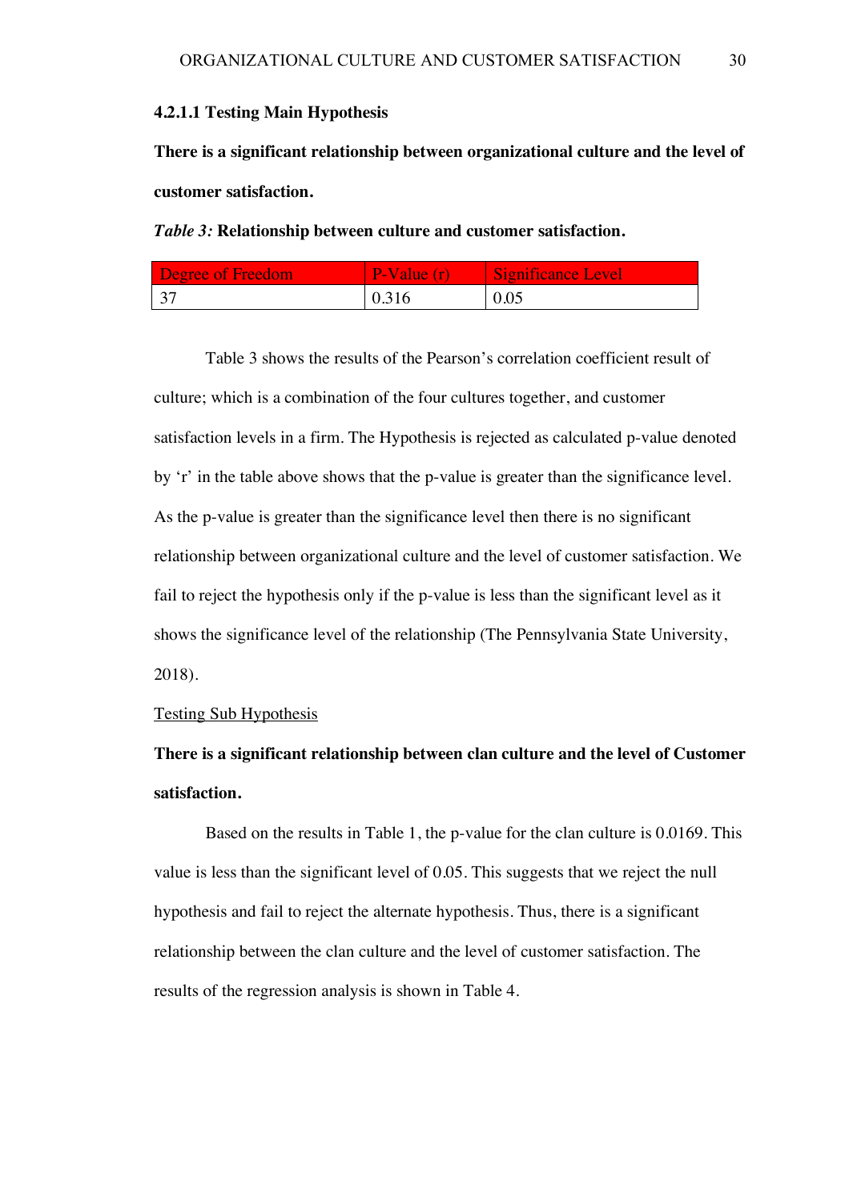#### 4.2.1.1 Testing Main Hypothesis

**There is a significant relationship between organizational culture and the level of customer satisfaction.**

***Table 3:*** **Relationship between culture and customer satisfaction.**

| Degree of Freedom | P-Value (r) | Significance Level |
| --- | --- | --- |
| 37 | 0.316 | 0.05 |

Table 3 shows the results of the Pearson's correlation coefficient result of culture; which is a combination of the four cultures together, and customer satisfaction levels in a firm. The Hypothesis is rejected as calculated p-value denoted by 'r' in the table above shows that the p-value is greater than the significance level. As the p-value is greater than the significance level then there is no significant relationship between organizational culture and the level of customer satisfaction. We fail to reject the hypothesis only if the p-value is less than the significant level as it shows the significance level of the relationship (The Pennsylvania State University, 2018).

<u>Testing Sub Hypothesis</u>

**There is a significant relationship between clan culture and the level of Customer satisfaction.**

Based on the results in Table 1, the p-value for the clan culture is 0.0169. This value is less than the significant level of 0.05. This suggests that we reject the null hypothesis and fail to reject the alternate hypothesis. Thus, there is a significant relationship between the clan culture and the level of customer satisfaction. The results of the regression analysis is shown in Table 4.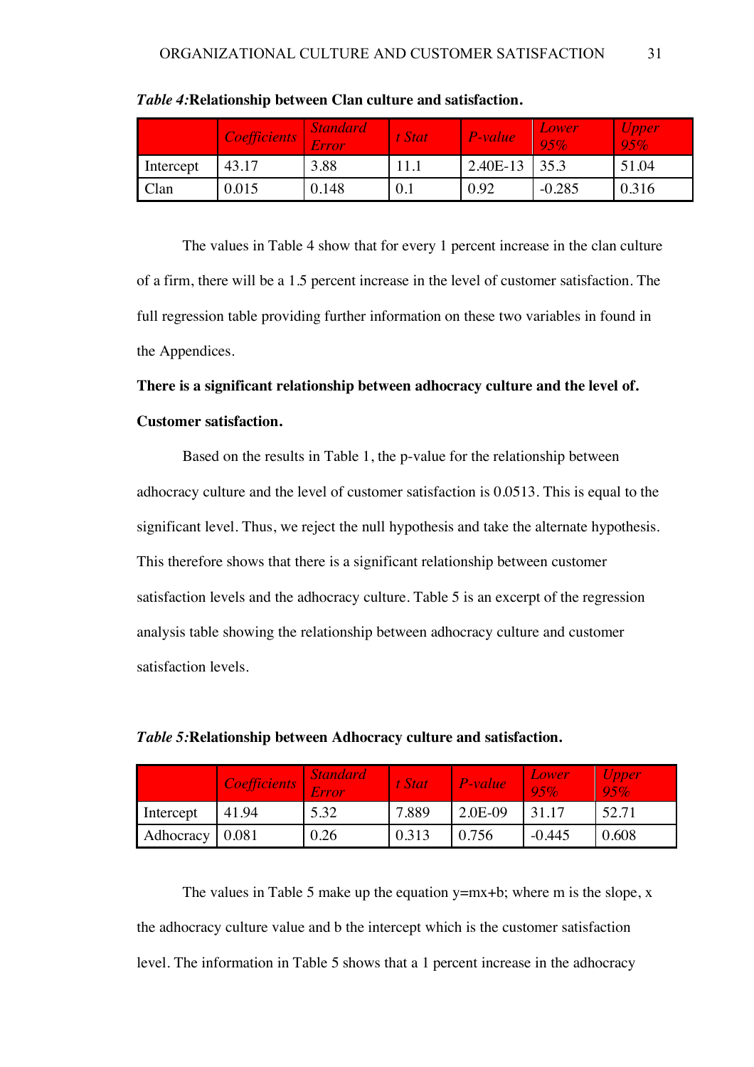*Table 4:* **Relationship between Clan culture and satisfaction.**

| | *Coefficients* | *Standard Error* | *t Stat* | *P-value* | *Lower 95%* | *Upper 95%* |
|---|---|---|---|---|---|---|
| Intercept | 43.17 | 3.88 | 11.1 | 2.40E-13 | 35.3 | 51.04 |
| Clan | 0.015 | 0.148 | 0.1 | 0.92 | -0.285 | 0.316 |

The values in Table 4 show that for every 1 percent increase in the clan culture of a firm, there will be a 1.5 percent increase in the level of customer satisfaction. The full regression table providing further information on these two variables in found in the Appendices.

**There is a significant relationship between adhocracy culture and the level of. Customer satisfaction.**

Based on the results in Table 1, the p-value for the relationship between adhocracy culture and the level of customer satisfaction is 0.0513. This is equal to the significant level. Thus, we reject the null hypothesis and take the alternate hypothesis. This therefore shows that there is a significant relationship between customer satisfaction levels and the adhocracy culture. Table 5 is an excerpt of the regression analysis table showing the relationship between adhocracy culture and customer satisfaction levels.

*Table 5:* **Relationship between Adhocracy culture and satisfaction.**

| | *Coefficients* | *Standard Error* | *t Stat* | *P-value* | *Lower 95%* | *Upper 95%* |
|---|---|---|---|---|---|---|
| Intercept | 41.94 | 5.32 | 7.889 | 2.0E-09 | 31.17 | 52.71 |
| Adhocracy | 0.081 | 0.26 | 0.313 | 0.756 | -0.445 | 0.608 |

The values in Table 5 make up the equation $y=mx+b$; where m is the slope, x the adhocracy culture value and b the intercept which is the customer satisfaction level. The information in Table 5 shows that a 1 percent increase in the adhocracy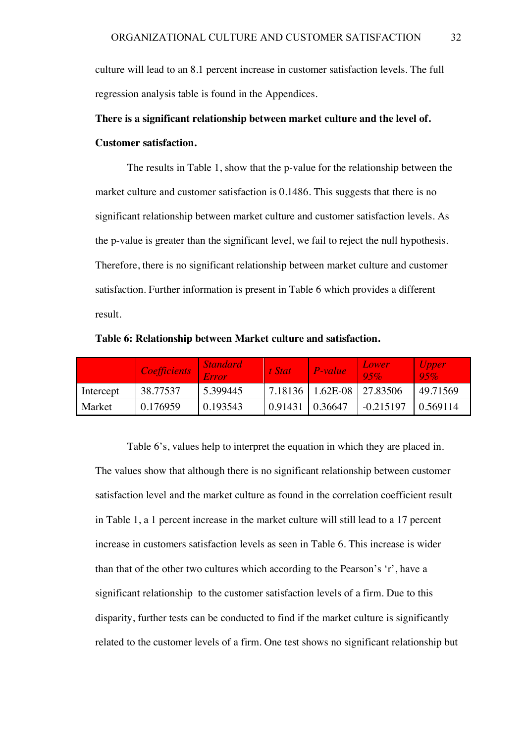culture will lead to an 8.1 percent increase in customer satisfaction levels. The full regression analysis table is found in the Appendices.

**There is a significant relationship between market culture and the level of. Customer satisfaction.**

The results in Table 1, show that the p-value for the relationship between the market culture and customer satisfaction is 0.1486. This suggests that there is no significant relationship between market culture and customer satisfaction levels. As the p-value is greater than the significant level, we fail to reject the null hypothesis. Therefore, there is no significant relationship between market culture and customer satisfaction. Further information is present in Table 6 which provides a different result.

**Table 6: Relationship between Market culture and satisfaction.**

| | *Coefficients* | *Standard Error* | *t Stat* | *P-value* | *Lower 95%* | *Upper 95%* |
|---|---|---|---|---|---|---|
| Intercept | 38.77537 | 5.399445 | 7.18136 | 1.62E-08 | 27.83506 | 49.71569 |
| Market | 0.176959 | 0.193543 | 0.91431 | 0.36647 | -0.215197 | 0.569114 |

Table 6's, values help to interpret the equation in which they are placed in. The values show that although there is no significant relationship between customer satisfaction level and the market culture as found in the correlation coefficient result in Table 1, a 1 percent increase in the market culture will still lead to a 17 percent increase in customers satisfaction levels as seen in Table 6. This increase is wider than that of the other two cultures which according to the Pearson's 'r', have a significant relationship to the customer satisfaction levels of a firm. Due to this disparity, further tests can be conducted to find if the market culture is significantly related to the customer levels of a firm. One test shows no significant relationship but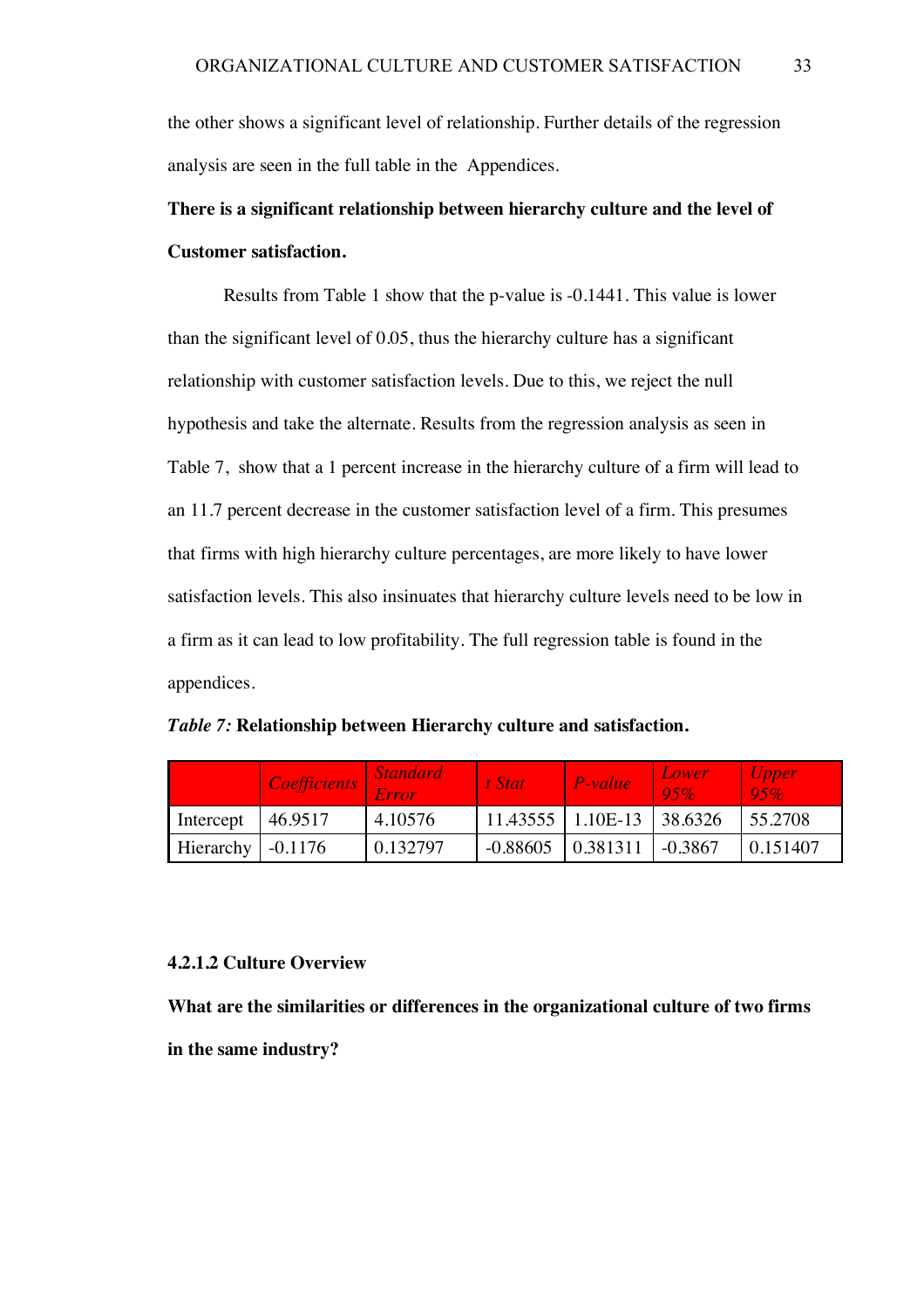the other shows a significant level of relationship. Further details of the regression analysis are seen in the full table in the  Appendices.

**There is a significant relationship between hierarchy culture and the level of Customer satisfaction.**

Results from Table 1 show that the p-value is -0.1441. This value is lower than the significant level of 0.05, thus the hierarchy culture has a significant relationship with customer satisfaction levels. Due to this, we reject the null hypothesis and take the alternate. Results from the regression analysis as seen in Table 7,  show that a 1 percent increase in the hierarchy culture of a firm will lead to an 11.7 percent decrease in the customer satisfaction level of a firm. This presumes that firms with high hierarchy culture percentages, are more likely to have lower satisfaction levels. This also insinuates that hierarchy culture levels need to be low in a firm as it can lead to low profitability. The full regression table is found in the appendices.

*Table 7:* **Relationship between Hierarchy culture and satisfaction.**

| | *Coefficients* | *Standard Error* | *t Stat* | *P-value* | *Lower 95%* | *Upper 95%* |
|---|---|---|---|---|---|---|
| Intercept | 46.9517 | 4.10576 | 11.43555 | 1.10E-13 | 38.6326 | 55.2708 |
| Hierarchy | -0.1176 | 0.132797 | -0.88605 | 0.381311 | -0.3867 | 0.151407 |

#### 4.2.1.2 Culture Overview

**What are the similarities or differences in the organizational culture of two firms in the same industry?**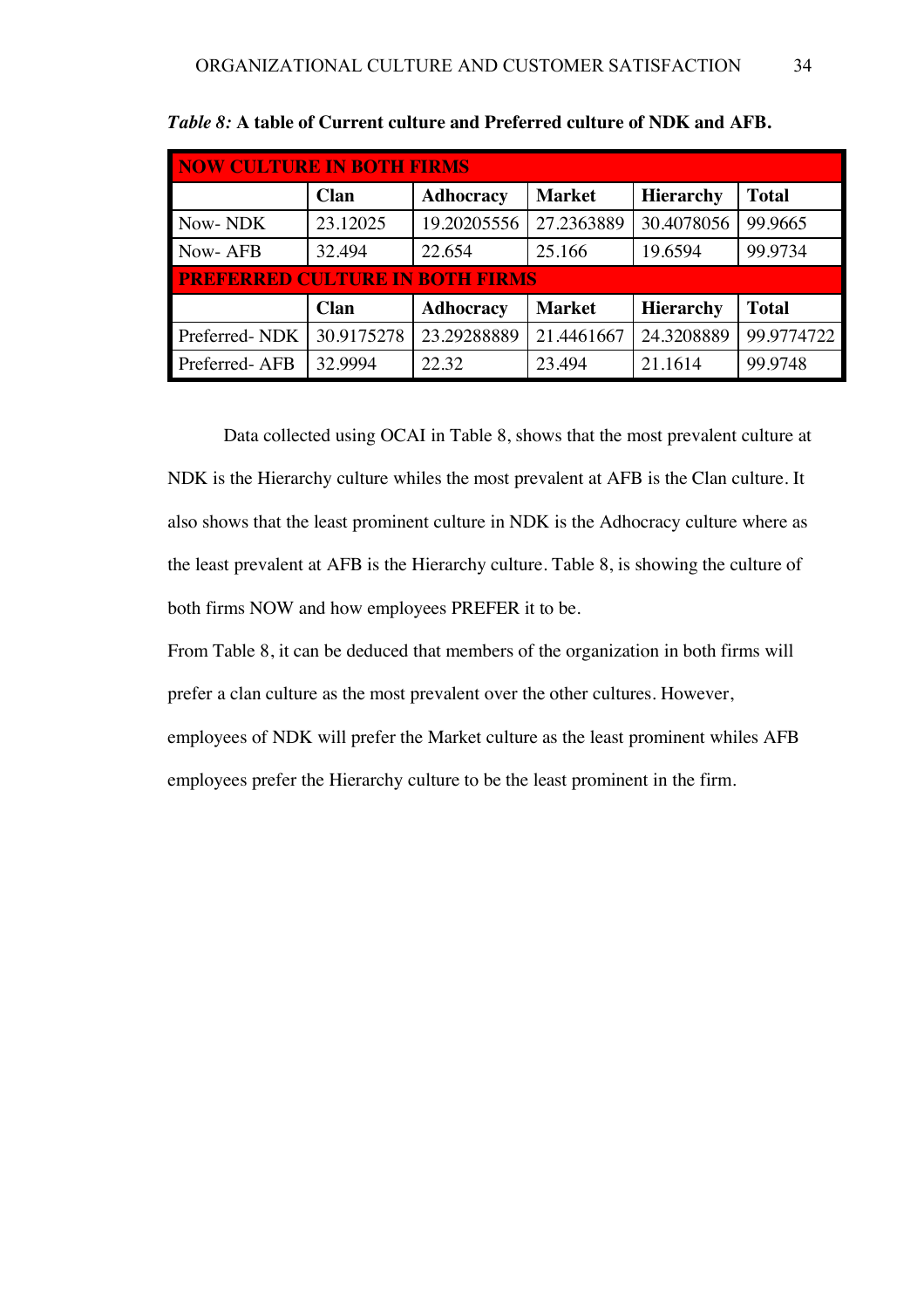*Table 8:* **A table of Current culture and Preferred culture of NDK and AFB.**

| **NOW CULTURE IN BOTH FIRMS** | | | | | |
|---|---|---|---|---|---|
| | **Clan** | **Adhocracy** | **Market** | **Hierarchy** | **Total** |
| Now- NDK | 23.12025 | 19.20205556 | 27.2363889 | 30.4078056 | 99.9665 |
| Now- AFB | 32.494 | 22.654 | 25.166 | 19.6594 | 99.9734 |
| **PREFERRED CULTURE IN BOTH FIRMS** | | | | | |
| | **Clan** | **Adhocracy** | **Market** | **Hierarchy** | **Total** |
| Preferred- NDK | 30.9175278 | 23.29288889 | 21.4461667 | 24.3208889 | 99.9774722 |
| Preferred- AFB | 32.9994 | 22.32 | 23.494 | 21.1614 | 99.9748 |

Data collected using OCAI in Table 8, shows that the most prevalent culture at NDK is the Hierarchy culture whiles the most prevalent at AFB is the Clan culture. It also shows that the least prominent culture in NDK is the Adhocracy culture where as the least prevalent at AFB is the Hierarchy culture. Table 8, is showing the culture of both firms NOW and how employees PREFER it to be.

From Table 8, it can be deduced that members of the organization in both firms will prefer a clan culture as the most prevalent over the other cultures. However, employees of NDK will prefer the Market culture as the least prominent whiles AFB employees prefer the Hierarchy culture to be the least prominent in the firm.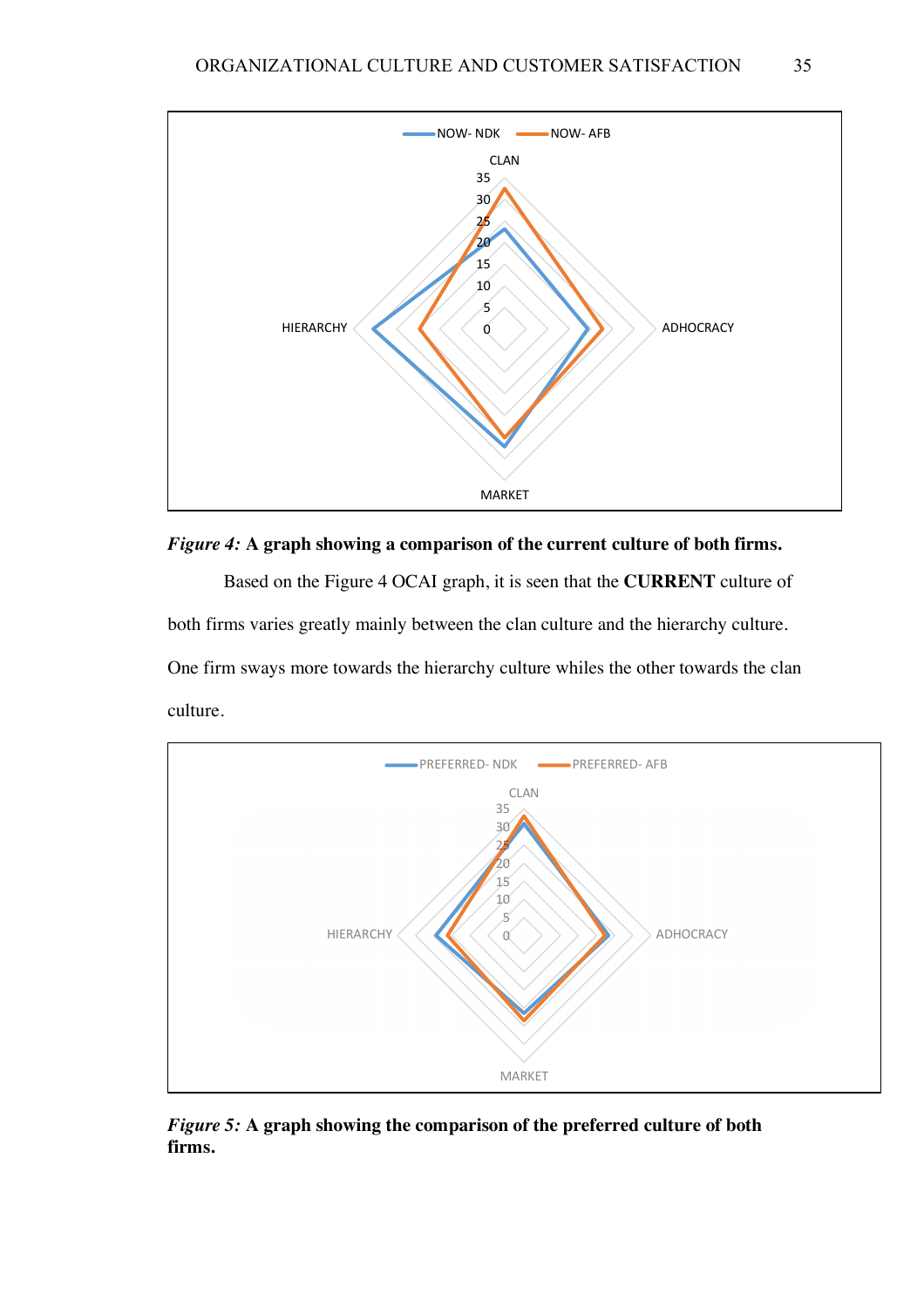*Figure 4:* **A graph showing a comparison of the current culture of both firms.**

Based on the Figure 4 OCAI graph, it is seen that the **CURRENT** culture of both firms varies greatly mainly between the clan culture and the hierarchy culture. One firm sways more towards the hierarchy culture whiles the other towards the clan culture.

*Figure 5:* **A graph showing the comparison of the preferred culture of both firms.**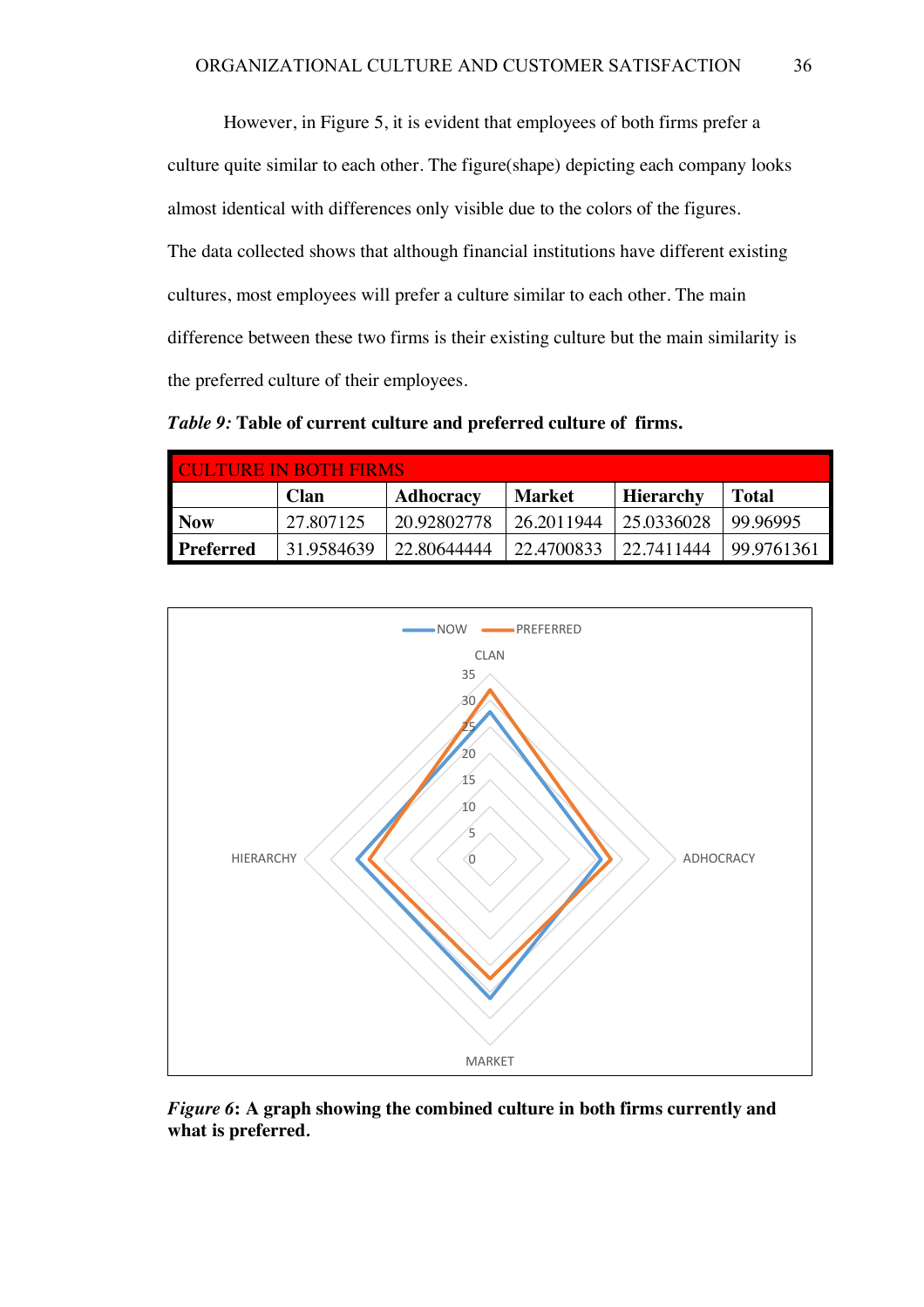However, in Figure 5, it is evident that employees of both firms prefer a culture quite similar to each other. The figure(shape) depicting each company looks almost identical with differences only visible due to the colors of the figures. The data collected shows that although financial institutions have different existing cultures, most employees will prefer a culture similar to each other. The main difference between these two firms is their existing culture but the main similarity is the preferred culture of their employees.

***Table 9:*** **Table of current culture and preferred culture of firms.**

| CULTURE IN BOTH FIRMS | | | | | |
|---|---|---|---|---|---|
| | **Clan** | **Adhocracy** | **Market** | **Hierarchy** | **Total** |
| **Now** | 27.807125 | 20.92802778 | 26.2011944 | 25.0336028 | 99.96995 |
| **Preferred** | 31.9584639 | 22.80644444 | 22.4700833 | 22.7411444 | 99.9761361 |

***Figure 6*: A graph showing the combined culture in both firms currently and what is preferred.**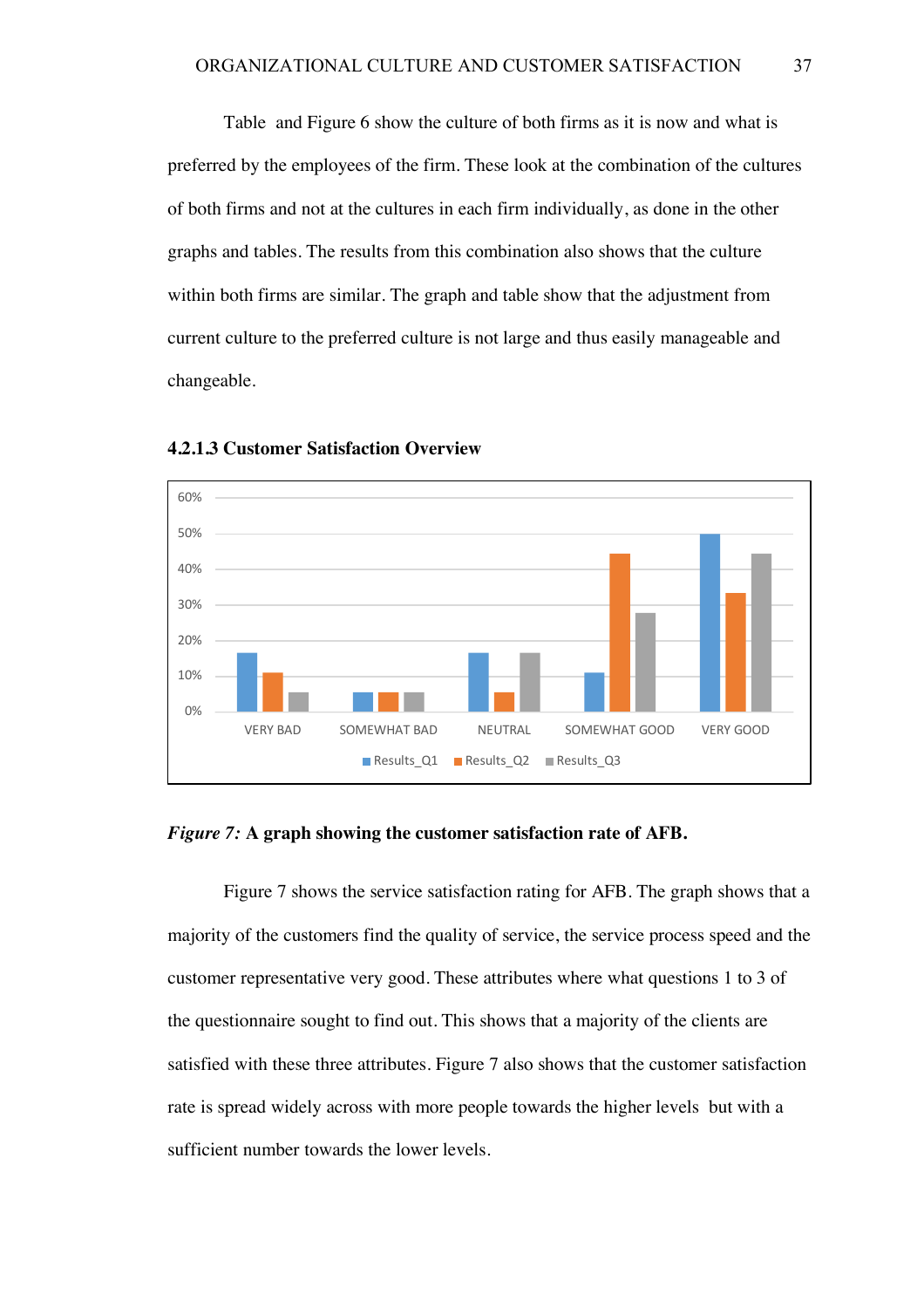Table  and Figure 6 show the culture of both firms as it is now and what is preferred by the employees of the firm. These look at the combination of the cultures of both firms and not at the cultures in each firm individually, as done in the other graphs and tables. The results from this combination also shows that the culture within both firms are similar. The graph and table show that the adjustment from current culture to the preferred culture is not large and thus easily manageable and changeable.

#### 4.2.1.3 Customer Satisfaction Overview

*Figure 7:* **A graph showing the customer satisfaction rate of AFB.**

Figure 7 shows the service satisfaction rating for AFB. The graph shows that a majority of the customers find the quality of service, the service process speed and the customer representative very good. These attributes where what questions 1 to 3 of the questionnaire sought to find out. This shows that a majority of the clients are satisfied with these three attributes. Figure 7 also shows that the customer satisfaction rate is spread widely across with more people towards the higher levels  but with a sufficient number towards the lower levels.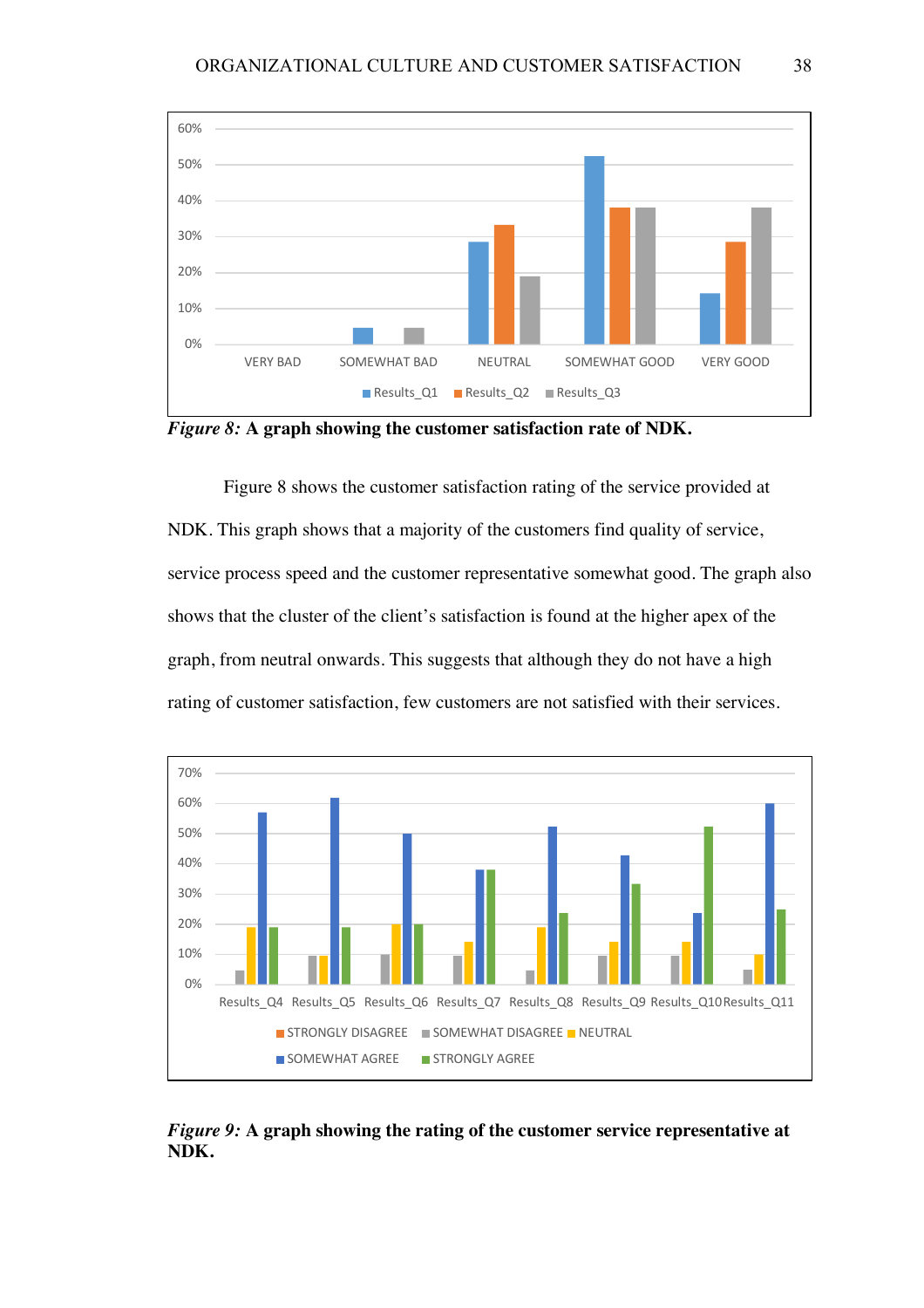*Figure 8:* **A graph showing the customer satisfaction rate of NDK.**

Figure 8 shows the customer satisfaction rating of the service provided at NDK. This graph shows that a majority of the customers find quality of service, service process speed and the customer representative somewhat good. The graph also shows that the cluster of the client's satisfaction is found at the higher apex of the graph, from neutral onwards. This suggests that although they do not have a high rating of customer satisfaction, few customers are not satisfied with their services.

*Figure 9:* **A graph showing the rating of the customer service representative at NDK.**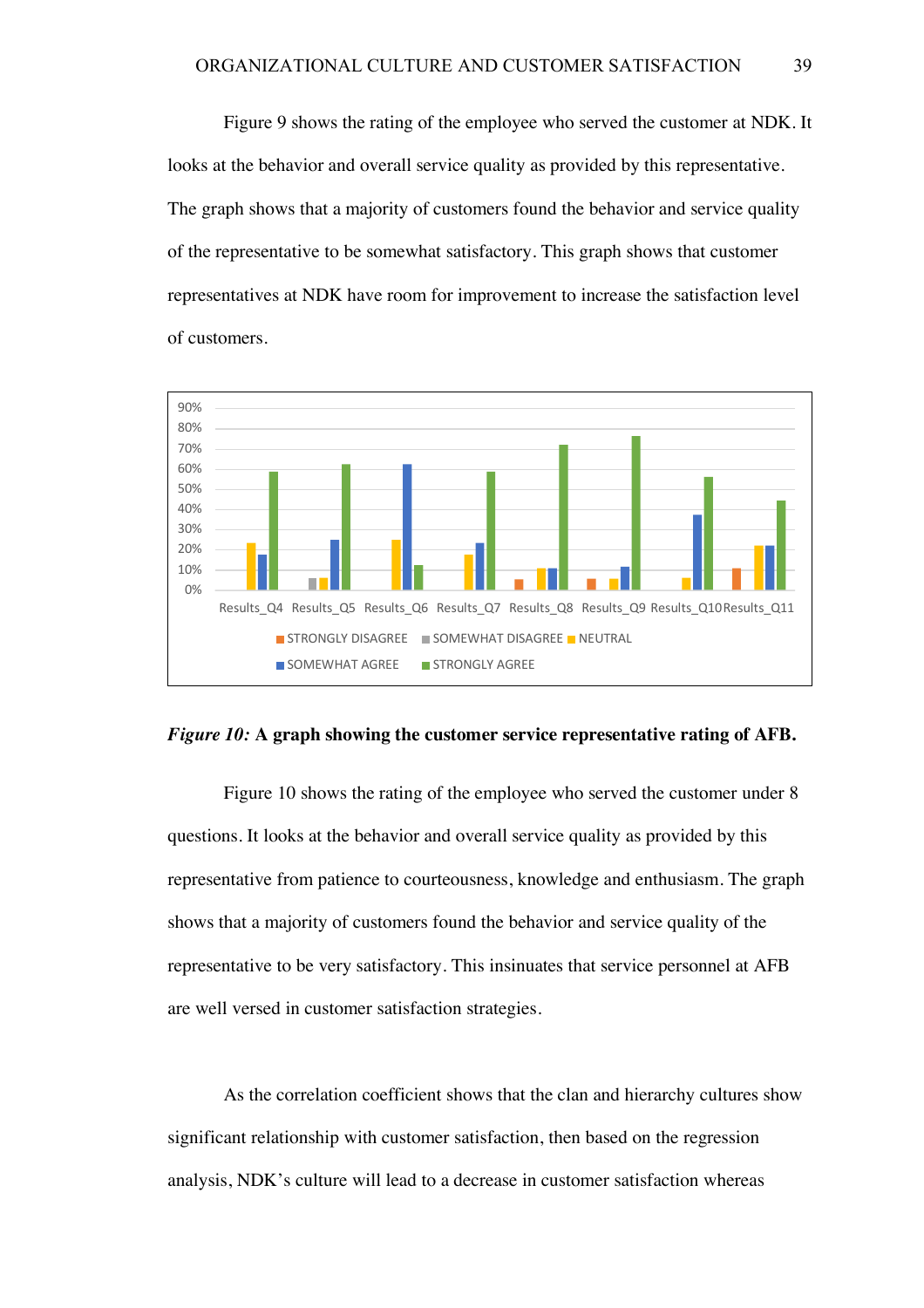Figure 9 shows the rating of the employee who served the customer at NDK. It looks at the behavior and overall service quality as provided by this representative. The graph shows that a majority of customers found the behavior and service quality of the representative to be somewhat satisfactory. This graph shows that customer representatives at NDK have room for improvement to increase the satisfaction level of customers.

*Figure 10:* **A graph showing the customer service representative rating of AFB.**

Figure 10 shows the rating of the employee who served the customer under 8 questions. It looks at the behavior and overall service quality as provided by this representative from patience to courteousness, knowledge and enthusiasm. The graph shows that a majority of customers found the behavior and service quality of the representative to be very satisfactory. This insinuates that service personnel at AFB are well versed in customer satisfaction strategies.

As the correlation coefficient shows that the clan and hierarchy cultures show significant relationship with customer satisfaction, then based on the regression analysis, NDK's culture will lead to a decrease in customer satisfaction whereas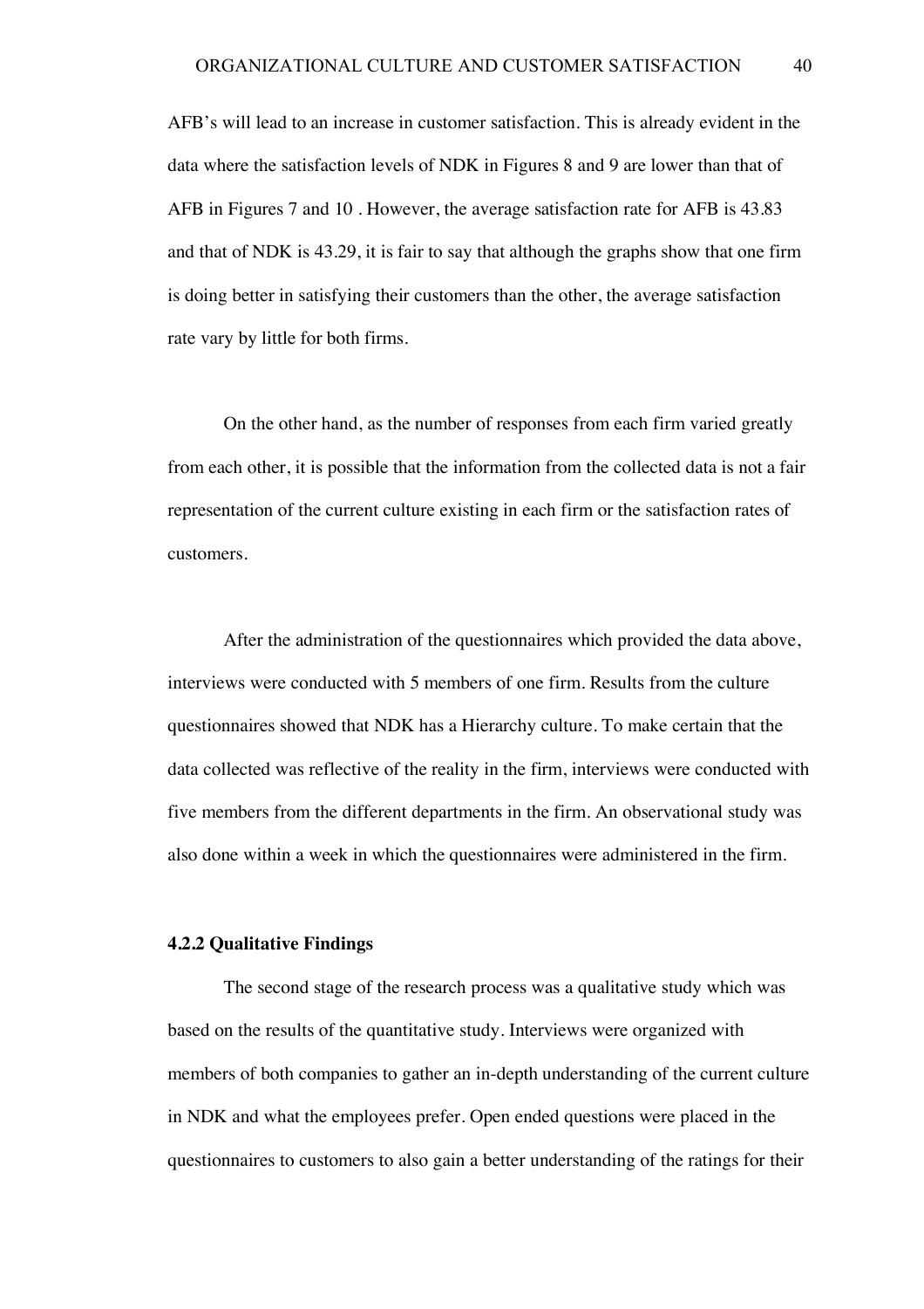AFB's will lead to an increase in customer satisfaction. This is already evident in the data where the satisfaction levels of NDK in Figures 8 and 9 are lower than that of AFB in Figures 7 and 10 . However, the average satisfaction rate for AFB is 43.83 and that of NDK is 43.29, it is fair to say that although the graphs show that one firm is doing better in satisfying their customers than the other, the average satisfaction rate vary by little for both firms.

On the other hand, as the number of responses from each firm varied greatly from each other, it is possible that the information from the collected data is not a fair representation of the current culture existing in each firm or the satisfaction rates of customers.

After the administration of the questionnaires which provided the data above, interviews were conducted with 5 members of one firm. Results from the culture questionnaires showed that NDK has a Hierarchy culture. To make certain that the data collected was reflective of the reality in the firm, interviews were conducted with five members from the different departments in the firm. An observational study was also done within a week in which the questionnaires were administered in the firm.

### 4.2.2 Qualitative Findings

The second stage of the research process was a qualitative study which was based on the results of the quantitative study. Interviews were organized with members of both companies to gather an in-depth understanding of the current culture in NDK and what the employees prefer. Open ended questions were placed in the questionnaires to customers to also gain a better understanding of the ratings for their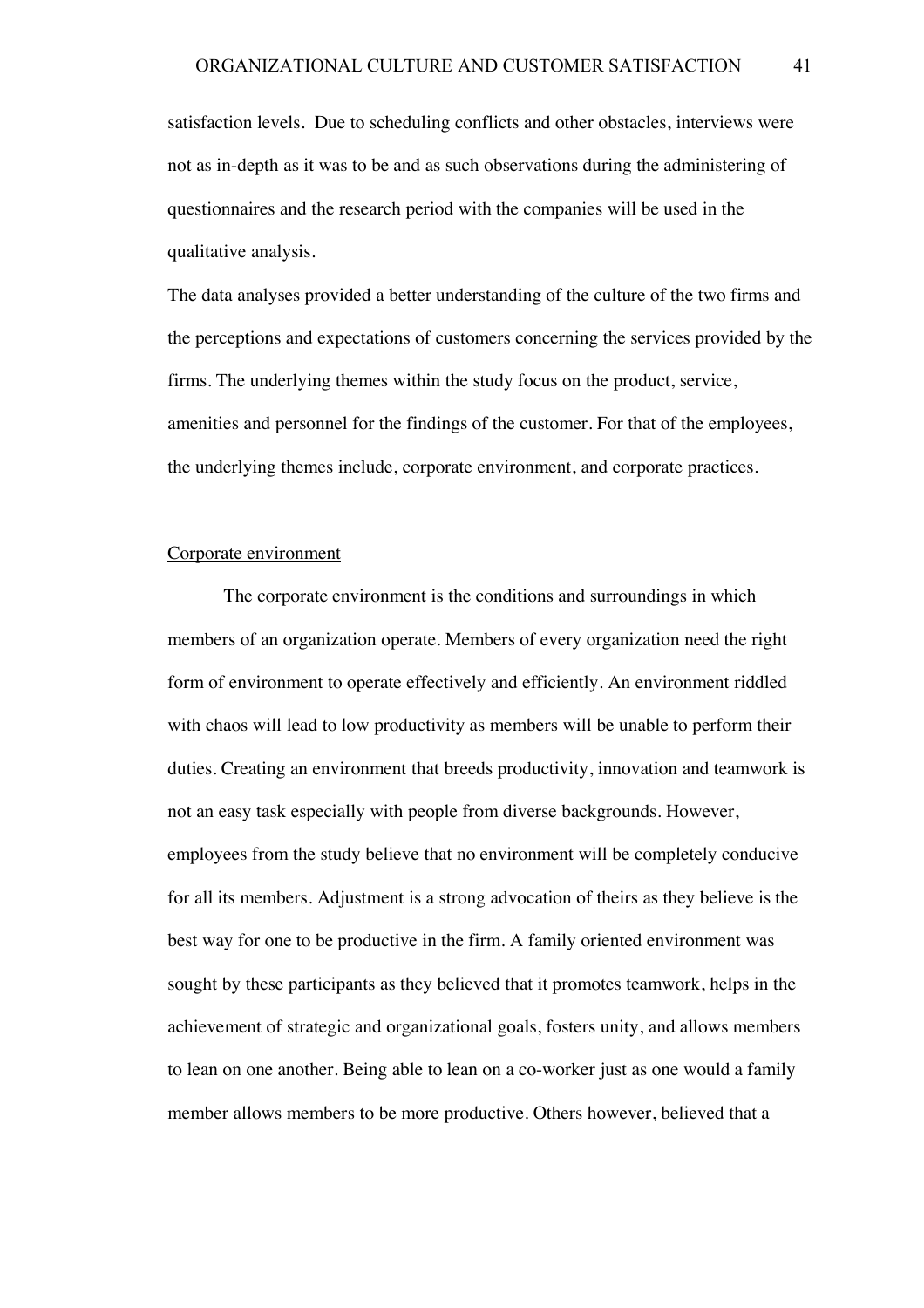satisfaction levels.  Due to scheduling conflicts and other obstacles, interviews were not as in-depth as it was to be and as such observations during the administering of questionnaires and the research period with the companies will be used in the qualitative analysis.

The data analyses provided a better understanding of the culture of the two firms and the perceptions and expectations of customers concerning the services provided by the firms. The underlying themes within the study focus on the product, service, amenities and personnel for the findings of the customer. For that of the employees, the underlying themes include, corporate environment, and corporate practices.

<u>Corporate environment</u>

The corporate environment is the conditions and surroundings in which members of an organization operate. Members of every organization need the right form of environment to operate effectively and efficiently. An environment riddled with chaos will lead to low productivity as members will be unable to perform their duties. Creating an environment that breeds productivity, innovation and teamwork is not an easy task especially with people from diverse backgrounds. However, employees from the study believe that no environment will be completely conducive for all its members. Adjustment is a strong advocation of theirs as they believe is the best way for one to be productive in the firm. A family oriented environment was sought by these participants as they believed that it promotes teamwork, helps in the achievement of strategic and organizational goals, fosters unity, and allows members to lean on one another. Being able to lean on a co-worker just as one would a family member allows members to be more productive. Others however, believed that a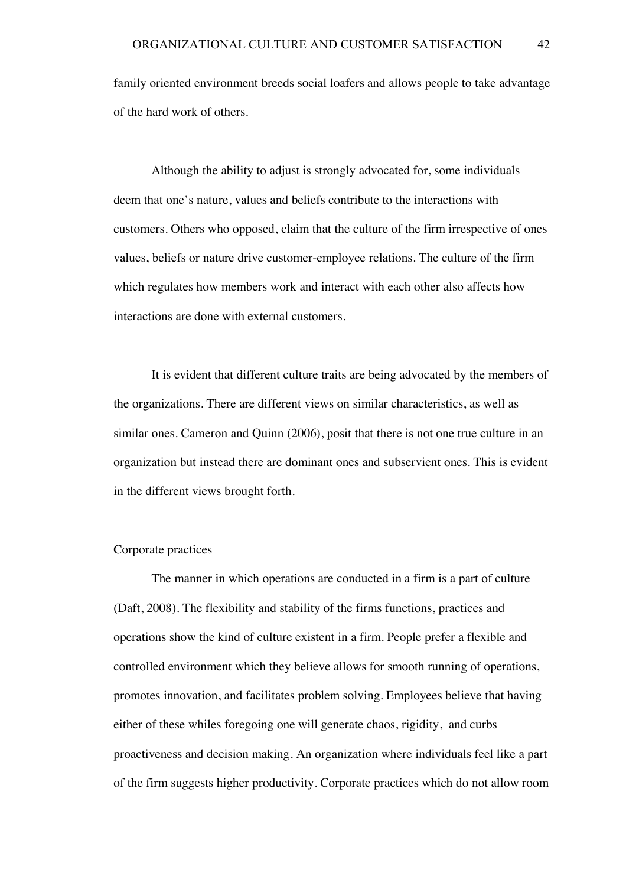family oriented environment breeds social loafers and allows people to take advantage of the hard work of others.

Although the ability to adjust is strongly advocated for, some individuals deem that one's nature, values and beliefs contribute to the interactions with customers. Others who opposed, claim that the culture of the firm irrespective of ones values, beliefs or nature drive customer-employee relations. The culture of the firm which regulates how members work and interact with each other also affects how interactions are done with external customers.

It is evident that different culture traits are being advocated by the members of the organizations. There are different views on similar characteristics, as well as similar ones. Cameron and Quinn (2006), posit that there is not one true culture in an organization but instead there are dominant ones and subservient ones. This is evident in the different views brought forth.

<u>Corporate practices</u>

The manner in which operations are conducted in a firm is a part of culture (Daft, 2008). The flexibility and stability of the firms functions, practices and operations show the kind of culture existent in a firm. People prefer a flexible and controlled environment which they believe allows for smooth running of operations, promotes innovation, and facilitates problem solving. Employees believe that having either of these whiles foregoing one will generate chaos, rigidity, and curbs proactiveness and decision making. An organization where individuals feel like a part of the firm suggests higher productivity. Corporate practices which do not allow room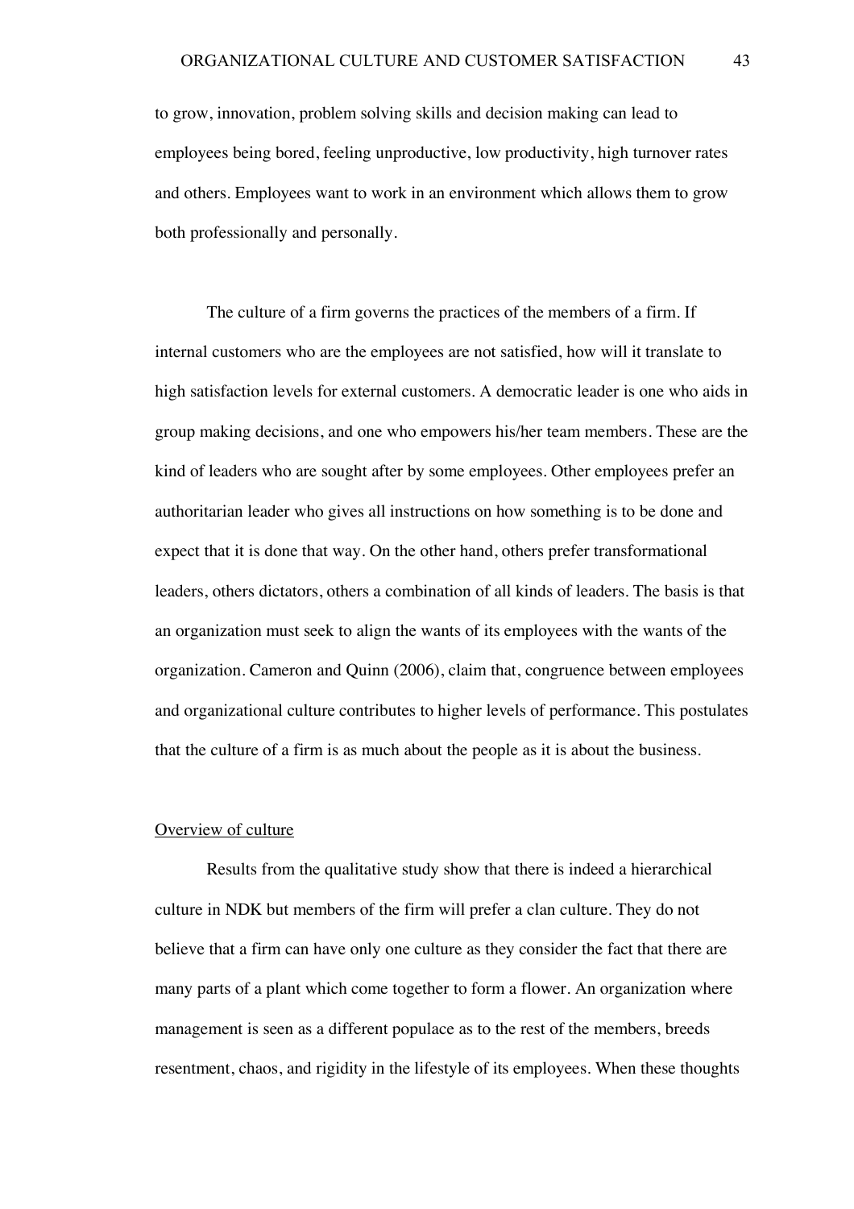to grow, innovation, problem solving skills and decision making can lead to employees being bored, feeling unproductive, low productivity, high turnover rates and others. Employees want to work in an environment which allows them to grow both professionally and personally.

The culture of a firm governs the practices of the members of a firm. If internal customers who are the employees are not satisfied, how will it translate to high satisfaction levels for external customers. A democratic leader is one who aids in group making decisions, and one who empowers his/her team members. These are the kind of leaders who are sought after by some employees. Other employees prefer an authoritarian leader who gives all instructions on how something is to be done and expect that it is done that way. On the other hand, others prefer transformational leaders, others dictators, others a combination of all kinds of leaders. The basis is that an organization must seek to align the wants of its employees with the wants of the organization. Cameron and Quinn (2006), claim that, congruence between employees and organizational culture contributes to higher levels of performance. This postulates that the culture of a firm is as much about the people as it is about the business.

Overview of culture

Results from the qualitative study show that there is indeed a hierarchical culture in NDK but members of the firm will prefer a clan culture. They do not believe that a firm can have only one culture as they consider the fact that there are many parts of a plant which come together to form a flower. An organization where management is seen as a different populace as to the rest of the members, breeds resentment, chaos, and rigidity in the lifestyle of its employees. When these thoughts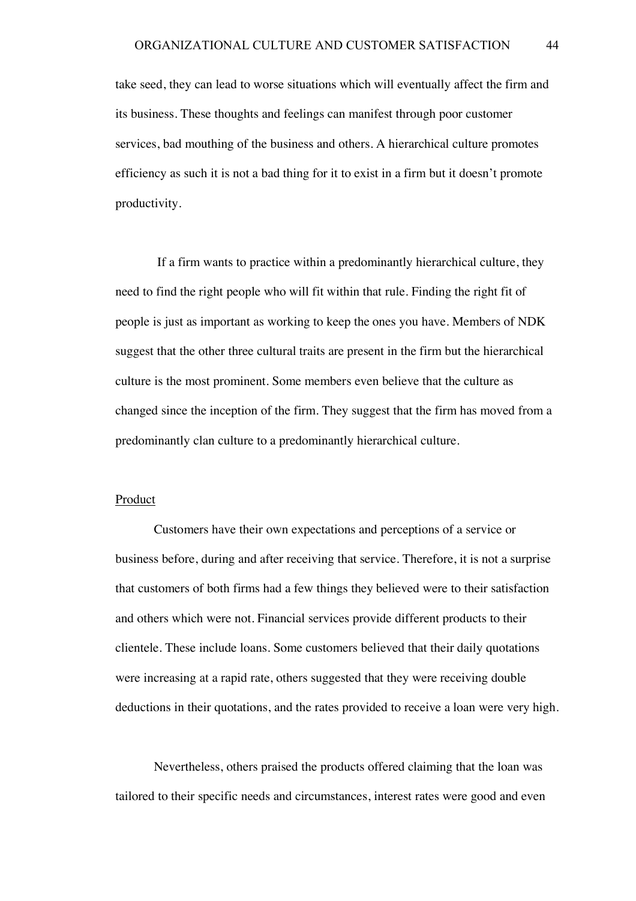take seed, they can lead to worse situations which will eventually affect the firm and its business. These thoughts and feelings can manifest through poor customer services, bad mouthing of the business and others. A hierarchical culture promotes efficiency as such it is not a bad thing for it to exist in a firm but it doesn't promote productivity.

If a firm wants to practice within a predominantly hierarchical culture, they need to find the right people who will fit within that rule. Finding the right fit of people is just as important as working to keep the ones you have. Members of NDK suggest that the other three cultural traits are present in the firm but the hierarchical culture is the most prominent. Some members even believe that the culture as changed since the inception of the firm. They suggest that the firm has moved from a predominantly clan culture to a predominantly hierarchical culture.

<u>Product</u>

Customers have their own expectations and perceptions of a service or business before, during and after receiving that service. Therefore, it is not a surprise that customers of both firms had a few things they believed were to their satisfaction and others which were not. Financial services provide different products to their clientele. These include loans. Some customers believed that their daily quotations were increasing at a rapid rate, others suggested that they were receiving double deductions in their quotations, and the rates provided to receive a loan were very high.

Nevertheless, others praised the products offered claiming that the loan was tailored to their specific needs and circumstances, interest rates were good and even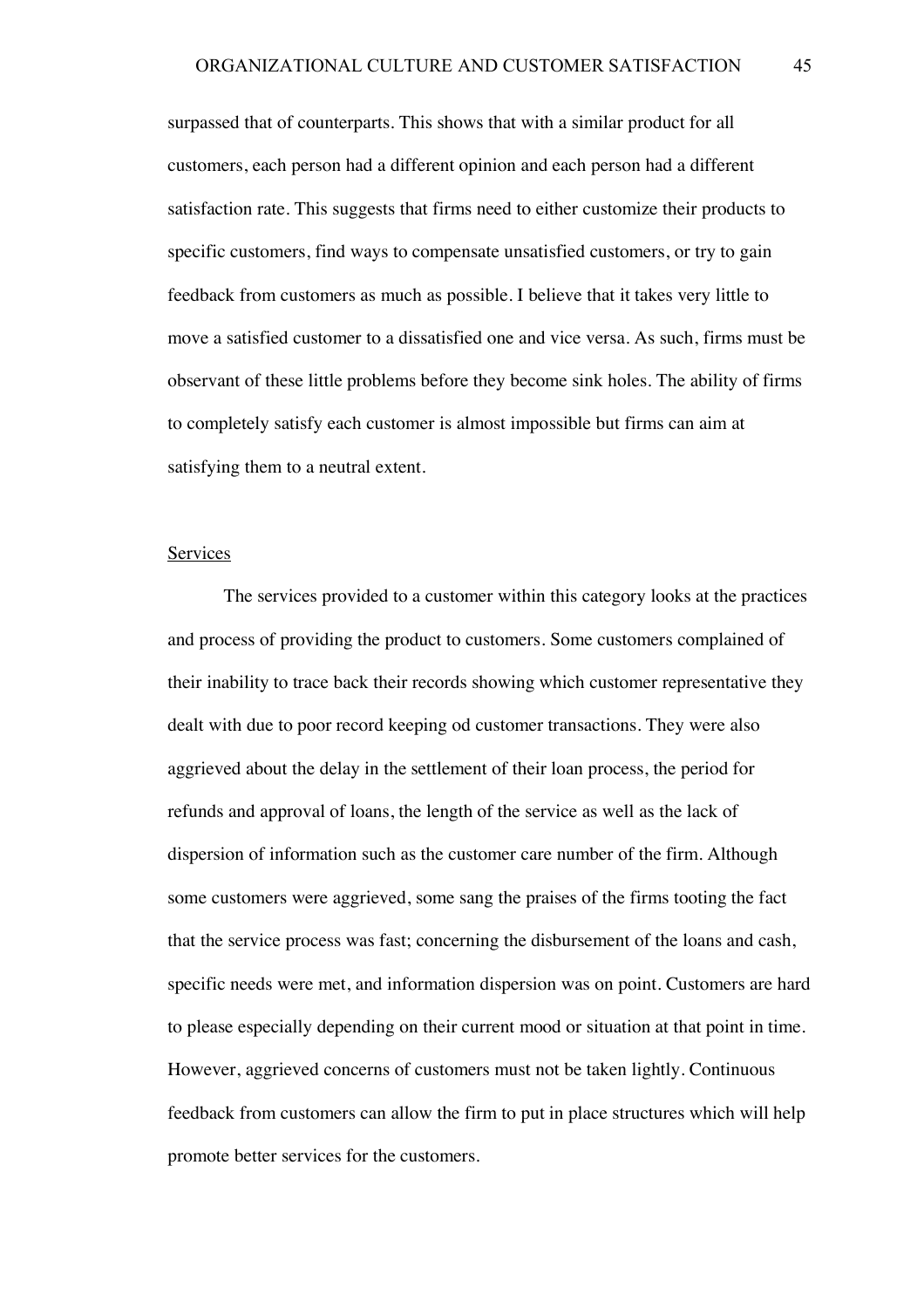surpassed that of counterparts. This shows that with a similar product for all customers, each person had a different opinion and each person had a different satisfaction rate. This suggests that firms need to either customize their products to specific customers, find ways to compensate unsatisfied customers, or try to gain feedback from customers as much as possible. I believe that it takes very little to move a satisfied customer to a dissatisfied one and vice versa. As such, firms must be observant of these little problems before they become sink holes. The ability of firms to completely satisfy each customer is almost impossible but firms can aim at satisfying them to a neutral extent.

Services

The services provided to a customer within this category looks at the practices and process of providing the product to customers. Some customers complained of their inability to trace back their records showing which customer representative they dealt with due to poor record keeping od customer transactions. They were also aggrieved about the delay in the settlement of their loan process, the period for refunds and approval of loans, the length of the service as well as the lack of dispersion of information such as the customer care number of the firm. Although some customers were aggrieved, some sang the praises of the firms tooting the fact that the service process was fast; concerning the disbursement of the loans and cash, specific needs were met, and information dispersion was on point. Customers are hard to please especially depending on their current mood or situation at that point in time. However, aggrieved concerns of customers must not be taken lightly. Continuous feedback from customers can allow the firm to put in place structures which will help promote better services for the customers.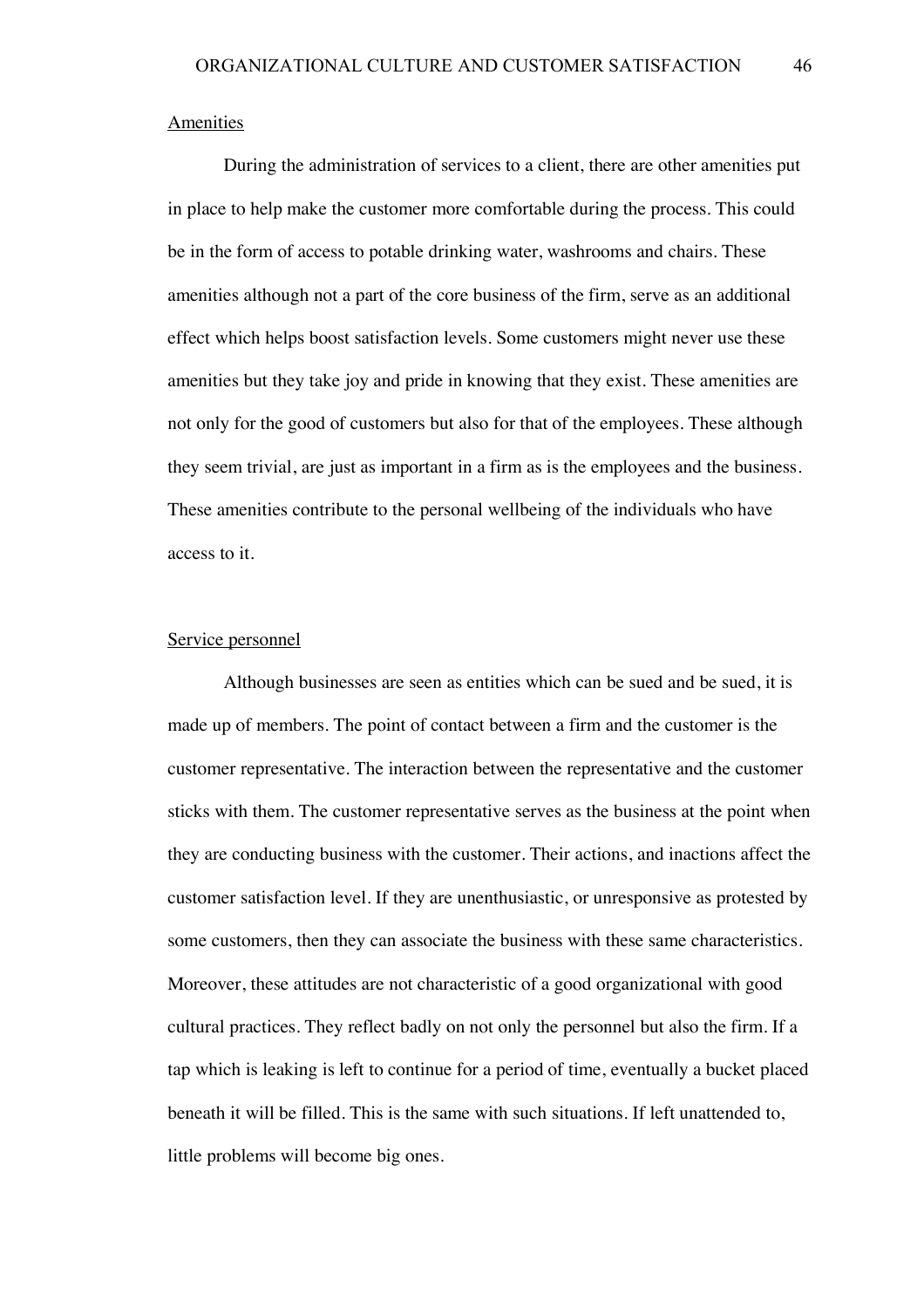Amenities

During the administration of services to a client, there are other amenities put in place to help make the customer more comfortable during the process. This could be in the form of access to potable drinking water, washrooms and chairs. These amenities although not a part of the core business of the firm, serve as an additional effect which helps boost satisfaction levels. Some customers might never use these amenities but they take joy and pride in knowing that they exist. These amenities are not only for the good of customers but also for that of the employees. These although they seem trivial, are just as important in a firm as is the employees and the business. These amenities contribute to the personal wellbeing of the individuals who have access to it.

Service personnel

Although businesses are seen as entities which can be sued and be sued, it is made up of members. The point of contact between a firm and the customer is the customer representative. The interaction between the representative and the customer sticks with them. The customer representative serves as the business at the point when they are conducting business with the customer. Their actions, and inactions affect the customer satisfaction level. If they are unenthusiastic, or unresponsive as protested by some customers, then they can associate the business with these same characteristics. Moreover, these attitudes are not characteristic of a good organizational with good cultural practices. They reflect badly on not only the personnel but also the firm. If a tap which is leaking is left to continue for a period of time, eventually a bucket placed beneath it will be filled. This is the same with such situations. If left unattended to, little problems will become big ones.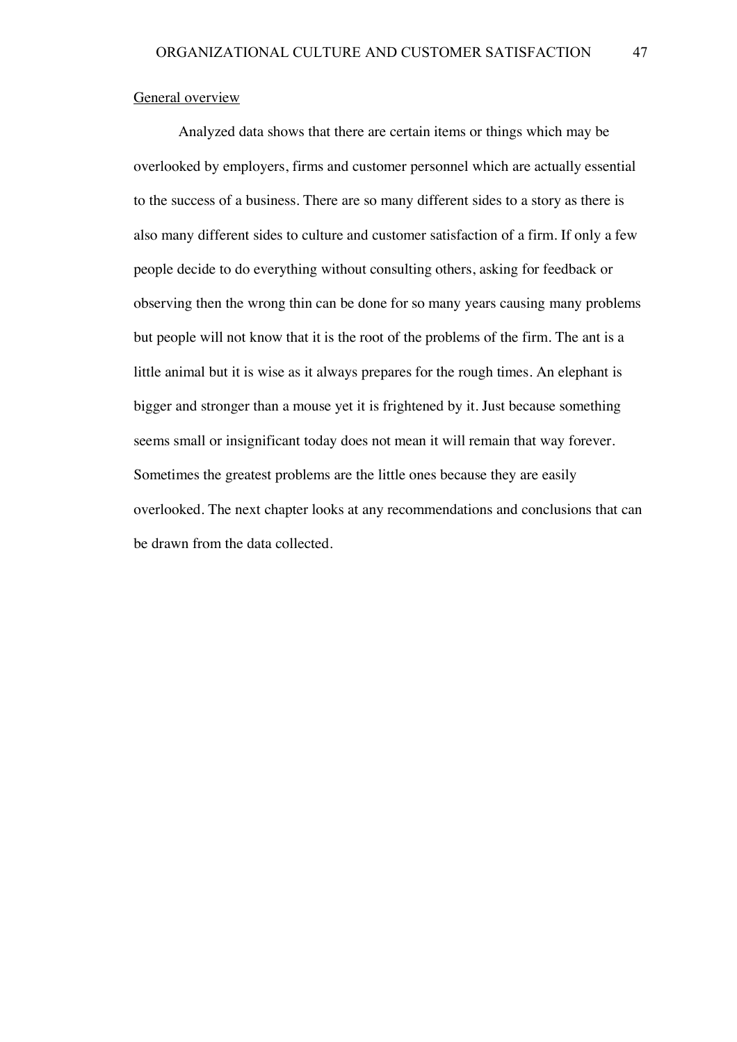General overview

Analyzed data shows that there are certain items or things which may be overlooked by employers, firms and customer personnel which are actually essential to the success of a business. There are so many different sides to a story as there is also many different sides to culture and customer satisfaction of a firm. If only a few people decide to do everything without consulting others, asking for feedback or observing then the wrong thin can be done for so many years causing many problems but people will not know that it is the root of the problems of the firm. The ant is a little animal but it is wise as it always prepares for the rough times. An elephant is bigger and stronger than a mouse yet it is frightened by it. Just because something seems small or insignificant today does not mean it will remain that way forever. Sometimes the greatest problems are the little ones because they are easily overlooked. The next chapter looks at any recommendations and conclusions that can be drawn from the data collected.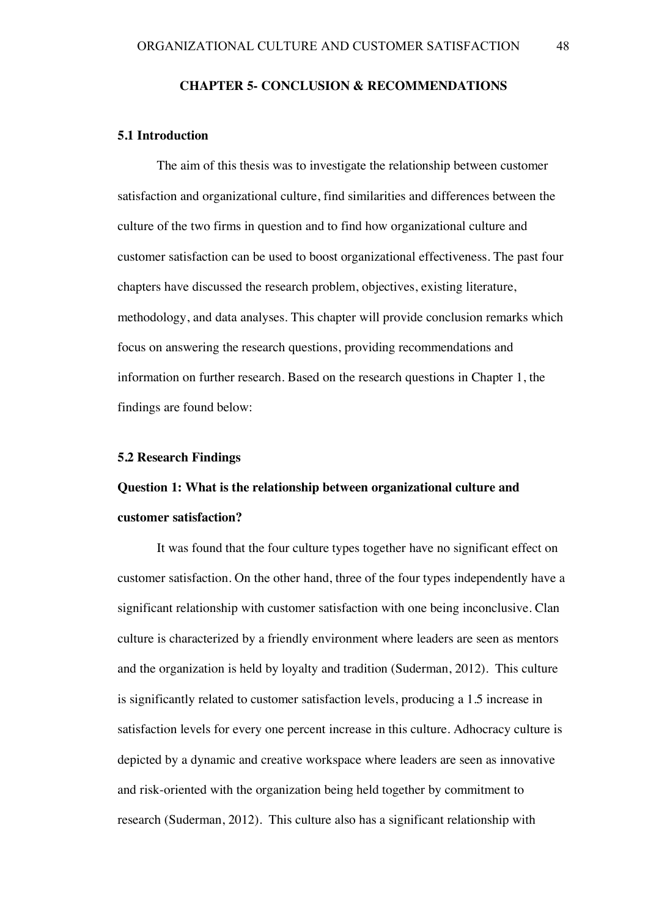# CHAPTER 5- CONCLUSION & RECOMMENDATIONS

## 5.1 Introduction

The aim of this thesis was to investigate the relationship between customer satisfaction and organizational culture, find similarities and differences between the culture of the two firms in question and to find how organizational culture and customer satisfaction can be used to boost organizational effectiveness. The past four chapters have discussed the research problem, objectives, existing literature, methodology, and data analyses. This chapter will provide conclusion remarks which focus on answering the research questions, providing recommendations and information on further research. Based on the research questions in Chapter 1, the findings are found below:

## 5.2 Research Findings

### Question 1: What is the relationship between organizational culture and customer satisfaction?

It was found that the four culture types together have no significant effect on customer satisfaction. On the other hand, three of the four types independently have a significant relationship with customer satisfaction with one being inconclusive. Clan culture is characterized by a friendly environment where leaders are seen as mentors and the organization is held by loyalty and tradition (Suderman, 2012). This culture is significantly related to customer satisfaction levels, producing a 1.5 increase in satisfaction levels for every one percent increase in this culture. Adhocracy culture is depicted by a dynamic and creative workspace where leaders are seen as innovative and risk-oriented with the organization being held together by commitment to research (Suderman, 2012). This culture also has a significant relationship with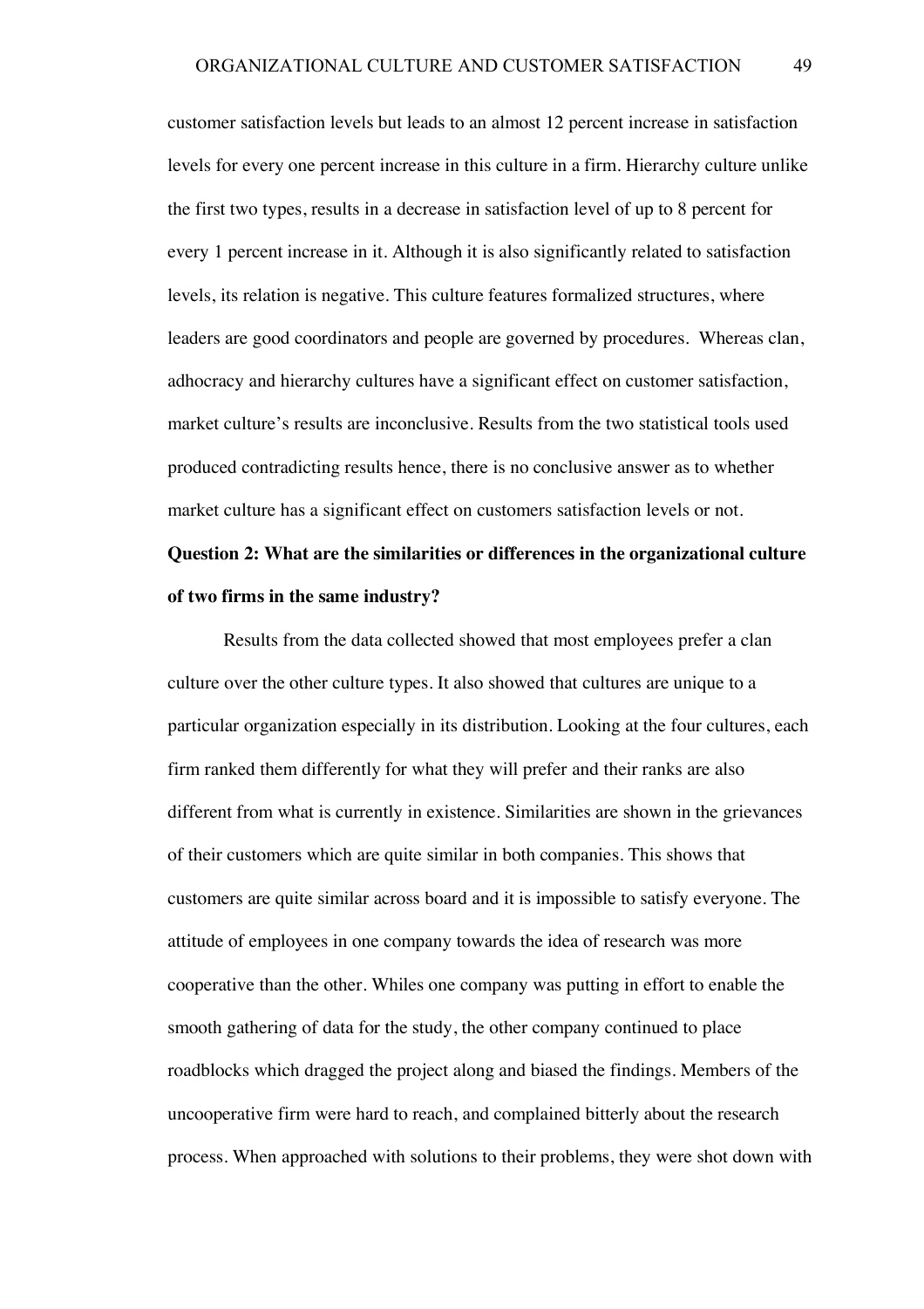customer satisfaction levels but leads to an almost 12 percent increase in satisfaction levels for every one percent increase in this culture in a firm. Hierarchy culture unlike the first two types, results in a decrease in satisfaction level of up to 8 percent for every 1 percent increase in it. Although it is also significantly related to satisfaction levels, its relation is negative. This culture features formalized structures, where leaders are good coordinators and people are governed by procedures. Whereas clan, adhocracy and hierarchy cultures have a significant effect on customer satisfaction, market culture's results are inconclusive. Results from the two statistical tools used produced contradicting results hence, there is no conclusive answer as to whether market culture has a significant effect on customers satisfaction levels or not.

**Question 2: What are the similarities or differences in the organizational culture of two firms in the same industry?**

Results from the data collected showed that most employees prefer a clan culture over the other culture types. It also showed that cultures are unique to a particular organization especially in its distribution. Looking at the four cultures, each firm ranked them differently for what they will prefer and their ranks are also different from what is currently in existence. Similarities are shown in the grievances of their customers which are quite similar in both companies. This shows that customers are quite similar across board and it is impossible to satisfy everyone. The attitude of employees in one company towards the idea of research was more cooperative than the other. Whiles one company was putting in effort to enable the smooth gathering of data for the study, the other company continued to place roadblocks which dragged the project along and biased the findings. Members of the uncooperative firm were hard to reach, and complained bitterly about the research process. When approached with solutions to their problems, they were shot down with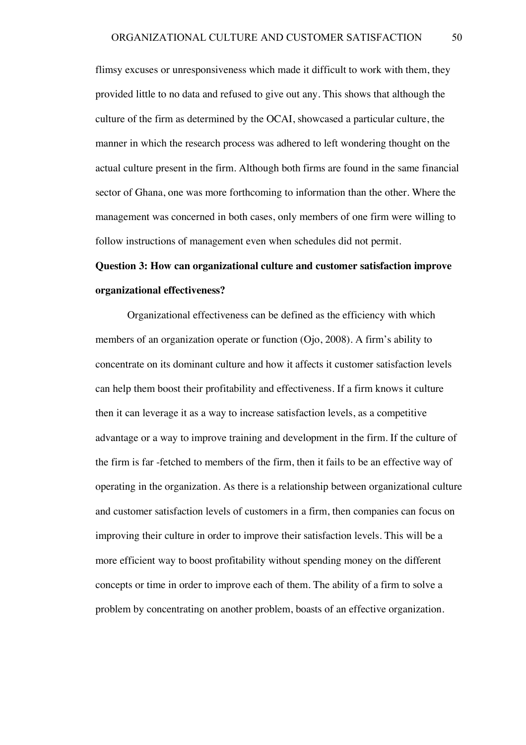flimsy excuses or unresponsiveness which made it difficult to work with them, they provided little to no data and refused to give out any. This shows that although the culture of the firm as determined by the OCAI, showcased a particular culture, the manner in which the research process was adhered to left wondering thought on the actual culture present in the firm. Although both firms are found in the same financial sector of Ghana, one was more forthcoming to information than the other. Where the management was concerned in both cases, only members of one firm were willing to follow instructions of management even when schedules did not permit.

**Question 3: How can organizational culture and customer satisfaction improve organizational effectiveness?**

Organizational effectiveness can be defined as the efficiency with which members of an organization operate or function (Ojo, 2008). A firm's ability to concentrate on its dominant culture and how it affects it customer satisfaction levels can help them boost their profitability and effectiveness. If a firm knows it culture then it can leverage it as a way to increase satisfaction levels, as a competitive advantage or a way to improve training and development in the firm. If the culture of the firm is far -fetched to members of the firm, then it fails to be an effective way of operating in the organization. As there is a relationship between organizational culture and customer satisfaction levels of customers in a firm, then companies can focus on improving their culture in order to improve their satisfaction levels. This will be a more efficient way to boost profitability without spending money on the different concepts or time in order to improve each of them. The ability of a firm to solve a problem by concentrating on another problem, boasts of an effective organization.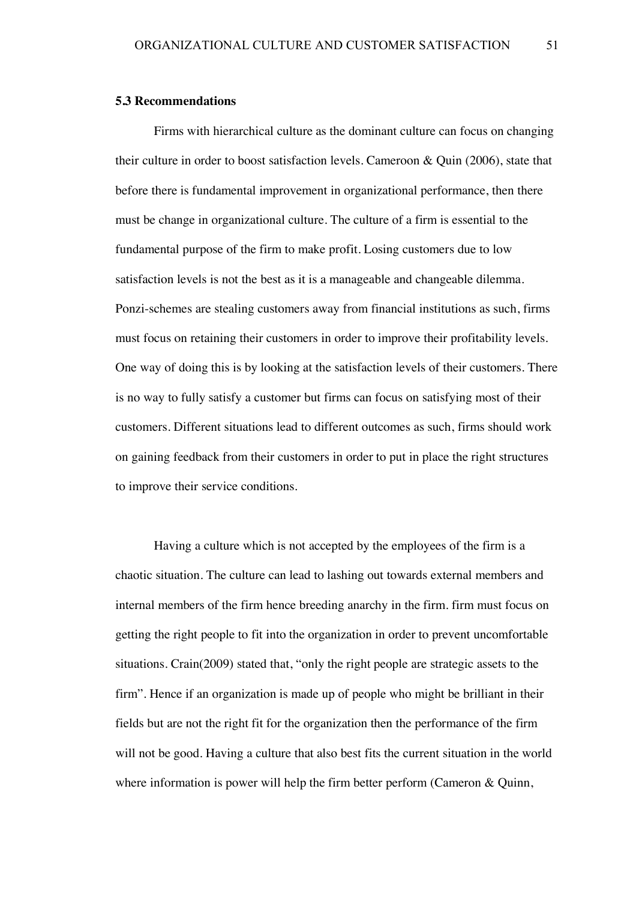### 5.3 Recommendations

Firms with hierarchical culture as the dominant culture can focus on changing their culture in order to boost satisfaction levels. Cameroon & Quin (2006), state that before there is fundamental improvement in organizational performance, then there must be change in organizational culture. The culture of a firm is essential to the fundamental purpose of the firm to make profit. Losing customers due to low satisfaction levels is not the best as it is a manageable and changeable dilemma. Ponzi-schemes are stealing customers away from financial institutions as such, firms must focus on retaining their customers in order to improve their profitability levels. One way of doing this is by looking at the satisfaction levels of their customers. There is no way to fully satisfy a customer but firms can focus on satisfying most of their customers. Different situations lead to different outcomes as such, firms should work on gaining feedback from their customers in order to put in place the right structures to improve their service conditions.

Having a culture which is not accepted by the employees of the firm is a chaotic situation. The culture can lead to lashing out towards external members and internal members of the firm hence breeding anarchy in the firm. firm must focus on getting the right people to fit into the organization in order to prevent uncomfortable situations. Crain(2009) stated that, "only the right people are strategic assets to the firm". Hence if an organization is made up of people who might be brilliant in their fields but are not the right fit for the organization then the performance of the firm will not be good. Having a culture that also best fits the current situation in the world where information is power will help the firm better perform (Cameron & Quinn,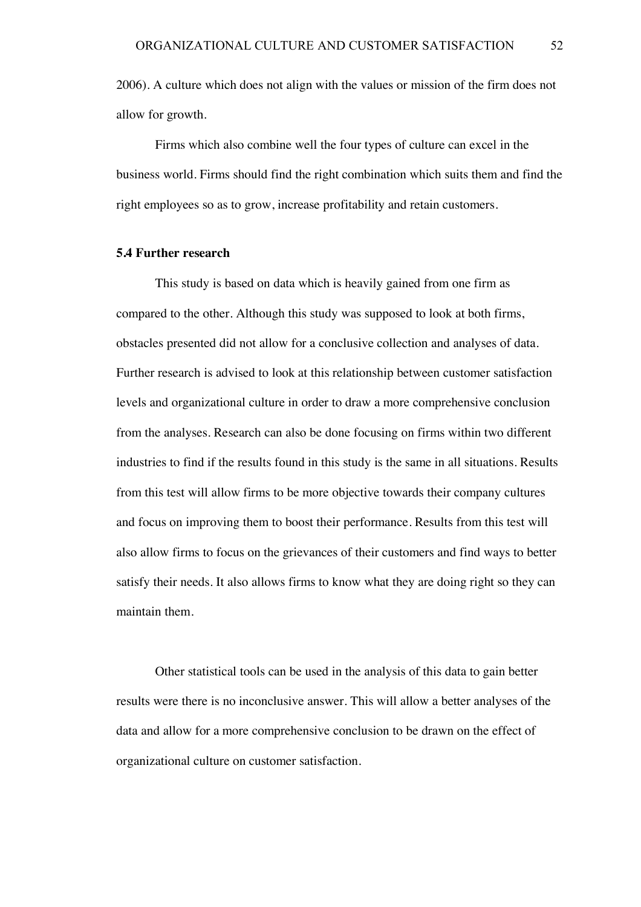2006). A culture which does not align with the values or mission of the firm does not allow for growth.

Firms which also combine well the four types of culture can excel in the business world. Firms should find the right combination which suits them and find the right employees so as to grow, increase profitability and retain customers.

### 5.4 Further research

This study is based on data which is heavily gained from one firm as compared to the other. Although this study was supposed to look at both firms, obstacles presented did not allow for a conclusive collection and analyses of data. Further research is advised to look at this relationship between customer satisfaction levels and organizational culture in order to draw a more comprehensive conclusion from the analyses. Research can also be done focusing on firms within two different industries to find if the results found in this study is the same in all situations. Results from this test will allow firms to be more objective towards their company cultures and focus on improving them to boost their performance. Results from this test will also allow firms to focus on the grievances of their customers and find ways to better satisfy their needs. It also allows firms to know what they are doing right so they can maintain them.

Other statistical tools can be used in the analysis of this data to gain better results were there is no inconclusive answer. This will allow a better analyses of the data and allow for a more comprehensive conclusion to be drawn on the effect of organizational culture on customer satisfaction.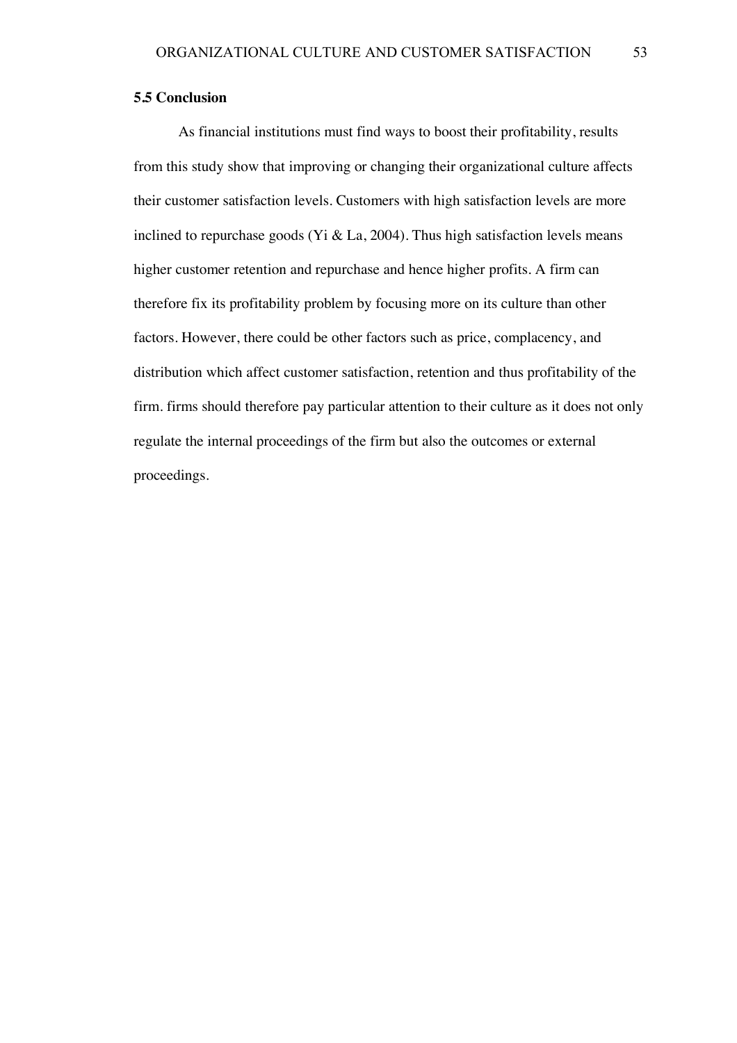### 5.5 Conclusion

As financial institutions must find ways to boost their profitability, results from this study show that improving or changing their organizational culture affects their customer satisfaction levels. Customers with high satisfaction levels are more inclined to repurchase goods (Yi & La, 2004). Thus high satisfaction levels means higher customer retention and repurchase and hence higher profits. A firm can therefore fix its profitability problem by focusing more on its culture than other factors. However, there could be other factors such as price, complacency, and distribution which affect customer satisfaction, retention and thus profitability of the firm. firms should therefore pay particular attention to their culture as it does not only regulate the internal proceedings of the firm but also the outcomes or external proceedings.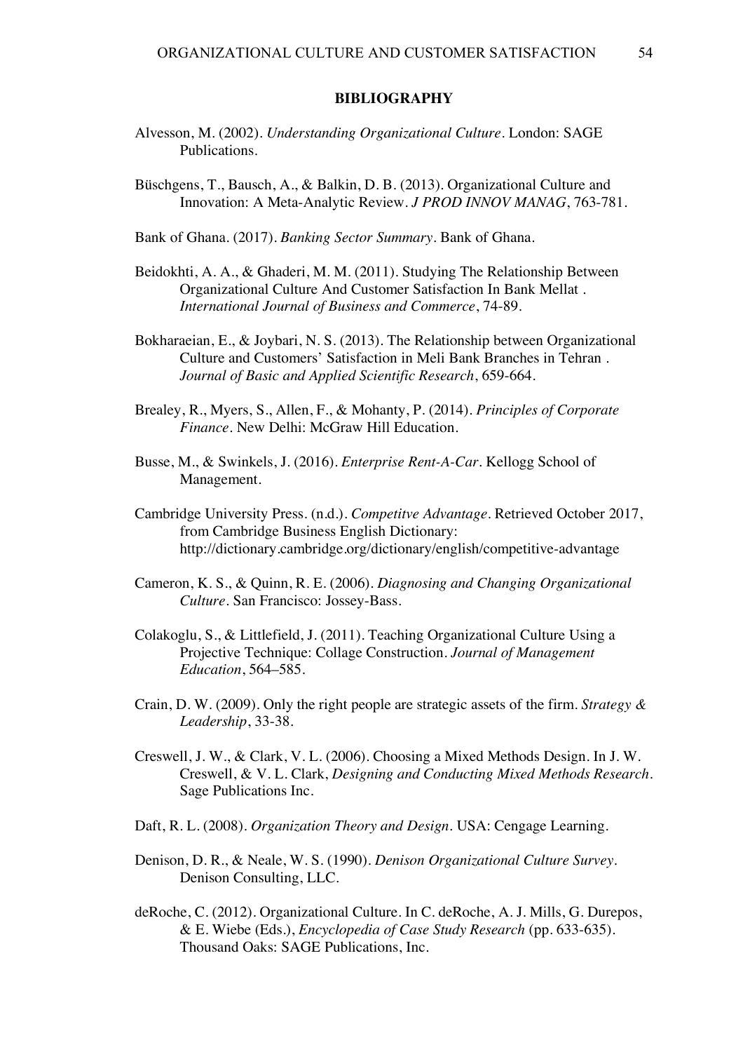# BIBLIOGRAPHY

Alvesson, M. (2002). *Understanding Organizational Culture*. London: SAGE Publications.

Büschgens, T., Bausch, A., & Balkin, D. B. (2013). Organizational Culture and Innovation: A Meta-Analytic Review. *J PROD INNOV MANAG*, 763-781.

Bank of Ghana. (2017). *Banking Sector Summary*. Bank of Ghana.

Beidokhti, A. A., & Ghaderi, M. M. (2011). Studying The Relationship Between Organizational Culture And Customer Satisfaction In Bank Mellat . *International Journal of Business and Commerce*, 74-89.

Bokharaeian, E., & Joybari, N. S. (2013). The Relationship between Organizational Culture and Customers' Satisfaction in Meli Bank Branches in Tehran . *Journal of Basic and Applied Scientific Research*, 659-664.

Brealey, R., Myers, S., Allen, F., & Mohanty, P. (2014). *Principles of Corporate Finance*. New Delhi: McGraw Hill Education.

Busse, M., & Swinkels, J. (2016). *Enterprise Rent-A-Car*. Kellogg School of Management.

Cambridge University Press. (n.d.). *Competitve Advantage*. Retrieved October 2017, from Cambridge Business English Dictionary: http://dictionary.cambridge.org/dictionary/english/competitive-advantage

Cameron, K. S., & Quinn, R. E. (2006). *Diagnosing and Changing Organizational Culture*. San Francisco: Jossey-Bass.

Colakoglu, S., & Littlefield, J. (2011). Teaching Organizational Culture Using a Projective Technique: Collage Construction. *Journal of Management Education*, 564–585.

Crain, D. W. (2009). Only the right people are strategic assets of the firm. *Strategy & Leadership*, 33-38.

Creswell, J. W., & Clark, V. L. (2006). Choosing a Mixed Methods Design. In J. W. Creswell, & V. L. Clark, *Designing and Conducting Mixed Methods Research*. Sage Publications Inc.

Daft, R. L. (2008). *Organization Theory and Design*. USA: Cengage Learning.

Denison, D. R., & Neale, W. S. (1990). *Denison Organizational Culture Survey*. Denison Consulting, LLC.

deRoche, C. (2012). Organizational Culture. In C. deRoche, A. J. Mills, G. Durepos, & E. Wiebe (Eds.), *Encyclopedia of Case Study Research* (pp. 633-635). Thousand Oaks: SAGE Publications, Inc.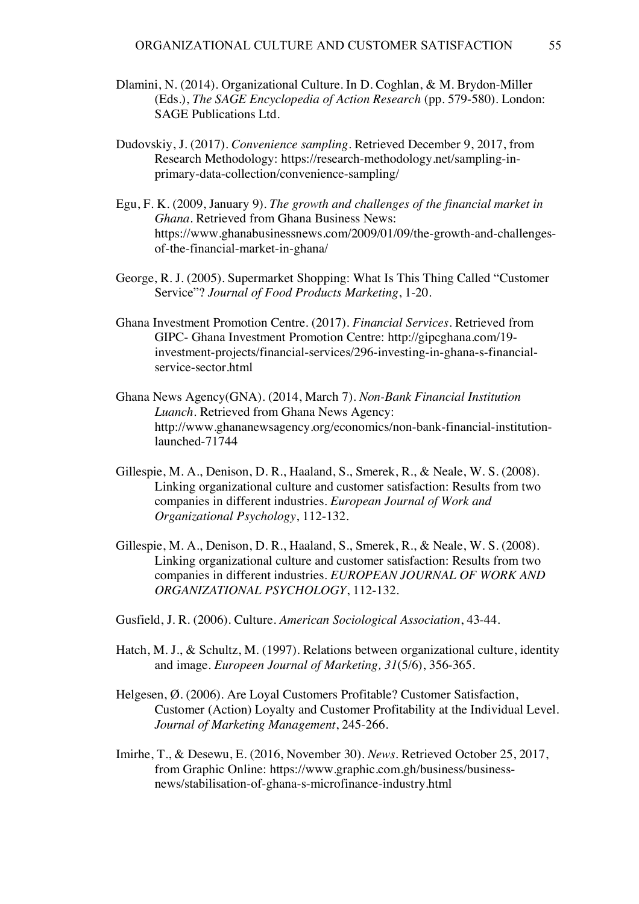Dlamini, N. (2014). Organizational Culture. In D. Coghlan, & M. Brydon-Miller (Eds.), *The SAGE Encyclopedia of Action Research* (pp. 579-580). London: SAGE Publications Ltd.

Dudovskiy, J. (2017). *Convenience sampling*. Retrieved December 9, 2017, from Research Methodology: https://research-methodology.net/sampling-in-primary-data-collection/convenience-sampling/

Egu, F. K. (2009, January 9). *The growth and challenges of the financial market in Ghana*. Retrieved from Ghana Business News: https://www.ghanabusinessnews.com/2009/01/09/the-growth-and-challenges-of-the-financial-market-in-ghana/

George, R. J. (2005). Supermarket Shopping: What Is This Thing Called "Customer Service"? *Journal of Food Products Marketing*, 1-20.

Ghana Investment Promotion Centre. (2017). *Financial Services*. Retrieved from GIPC- Ghana Investment Promotion Centre: http://gipcghana.com/19-investment-projects/financial-services/296-investing-in-ghana-s-financial-service-sector.html

Ghana News Agency(GNA). (2014, March 7). *Non-Bank Financial Institution Luanch*. Retrieved from Ghana News Agency: http://www.ghananewsagency.org/economics/non-bank-financial-institution-launched-71744

Gillespie, M. A., Denison, D. R., Haaland, S., Smerek, R., & Neale, W. S. (2008). Linking organizational culture and customer satisfaction: Results from two companies in different industries. *European Journal of Work and Organizational Psychology*, 112-132.

Gillespie, M. A., Denison, D. R., Haaland, S., Smerek, R., & Neale, W. S. (2008). Linking organizational culture and customer satisfaction: Results from two companies in different industries. *EUROPEAN JOURNAL OF WORK AND ORGANIZATIONAL PSYCHOLOGY*, 112-132.

Gusfield, J. R. (2006). Culture. *American Sociological Association*, 43-44.

Hatch, M. J., & Schultz, M. (1997). Relations between organizational culture, identity and image. *Europeen Journal of Marketing, 31*(5/6), 356-365.

Helgesen, Ø. (2006). Are Loyal Customers Profitable? Customer Satisfaction, Customer (Action) Loyalty and Customer Profitability at the Individual Level. *Journal of Marketing Management*, 245-266.

Imirhe, T., & Desewu, E. (2016, November 30). *News*. Retrieved October 25, 2017, from Graphic Online: https://www.graphic.com.gh/business/business-news/stabilisation-of-ghana-s-microfinance-industry.html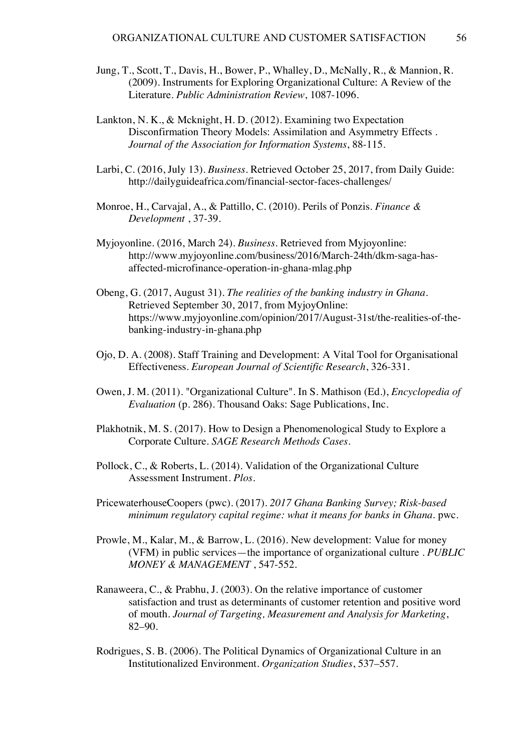Jung, T., Scott, T., Davis, H., Bower, P., Whalley, D., McNally, R., & Mannion, R. (2009). Instruments for Exploring Organizational Culture: A Review of the Literature. *Public Administration Review*, 1087-1096.

Lankton, N. K., & Mcknight, H. D. (2012). Examining two Expectation Disconfirmation Theory Models: Assimilation and Asymmetry Effects . *Journal of the Association for Information Systems*, 88-115.

Larbi, C. (2016, July 13). *Business*. Retrieved October 25, 2017, from Daily Guide: http://dailyguideafrica.com/financial-sector-faces-challenges/

Monroe, H., Carvajal, A., & Pattillo, C. (2010). Perils of Ponzis. *Finance & Development* , 37-39.

Myjoyonline. (2016, March 24). *Business*. Retrieved from Myjoyonline: http://www.myjoyonline.com/business/2016/March-24th/dkm-saga-has-affected-microfinance-operation-in-ghana-mlag.php

Obeng, G. (2017, August 31). *The realities of the banking industry in Ghana*. Retrieved September 30, 2017, from MyjoyOnline: https://www.myjoyonline.com/opinion/2017/August-31st/the-realities-of-the-banking-industry-in-ghana.php

Ojo, D. A. (2008). Staff Training and Development: A Vital Tool for Organisational Effectiveness. *European Journal of Scientific Research*, 326-331.

Owen, J. M. (2011). "Organizational Culture". In S. Mathison (Ed.), *Encyclopedia of Evaluation* (p. 286). Thousand Oaks: Sage Publications, Inc.

Plakhotnik, M. S. (2017). How to Design a Phenomenological Study to Explore a Corporate Culture. *SAGE Research Methods Cases*.

Pollock, C., & Roberts, L. (2014). Validation of the Organizational Culture Assessment Instrument. *Plos*.

PricewaterhouseCoopers (pwc). (2017). *2017 Ghana Banking Survey; Risk-based minimum regulatory capital regime: what it means for banks in Ghana*. pwc.

Prowle, M., Kalar, M., & Barrow, L. (2016). New development: Value for money (VFM) in public services—the importance of organizational culture . *PUBLIC MONEY & MANAGEMENT* , 547-552.

Ranaweera, C., & Prabhu, J. (2003). On the relative importance of customer satisfaction and trust as determinants of customer retention and positive word of mouth. *Journal of Targeting, Measurement and Analysis for Marketing*, 82–90.

Rodrigues, S. B. (2006). The Political Dynamics of Organizational Culture in an Institutionalized Environment. *Organization Studies*, 537–557.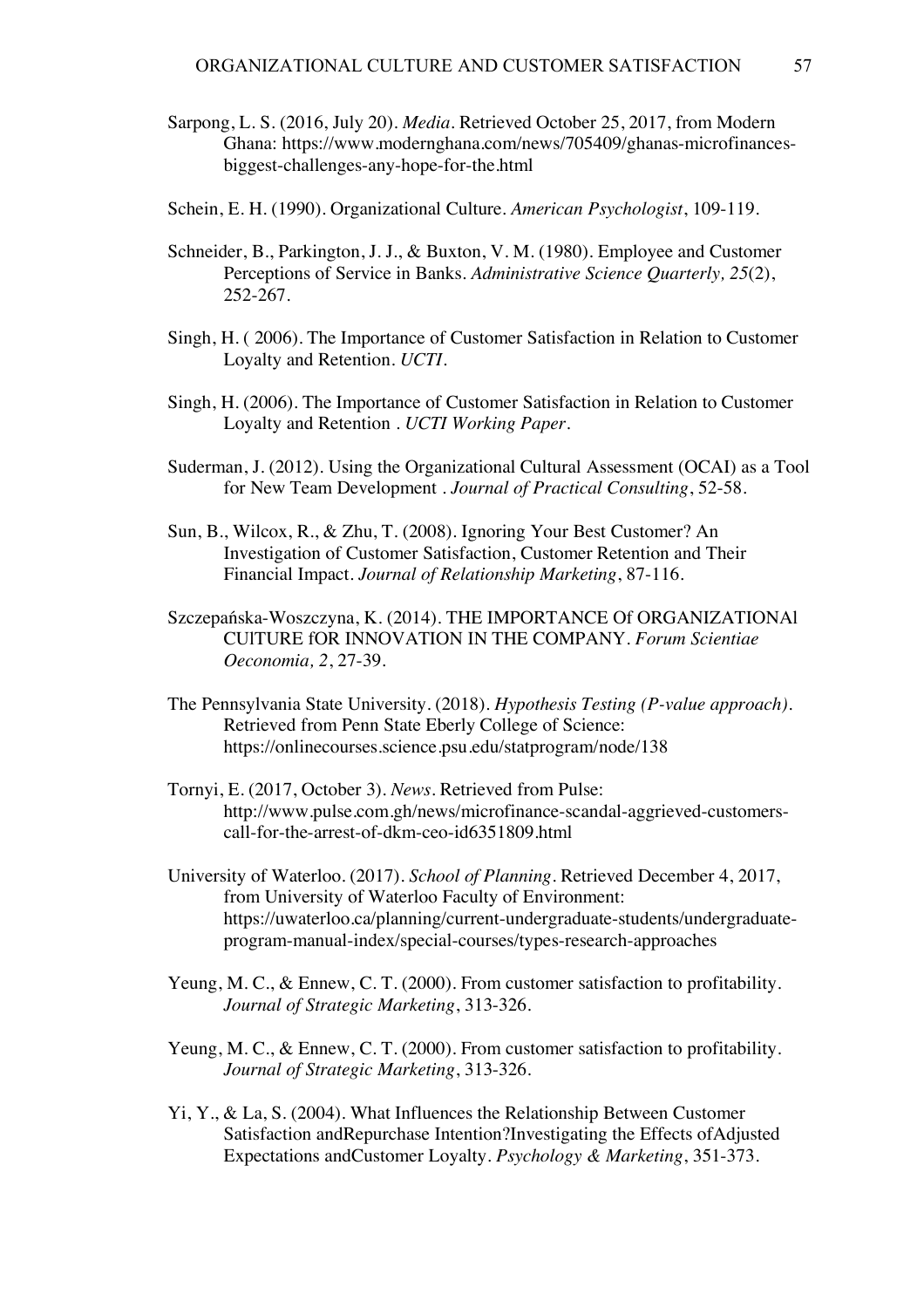Sarpong, L. S. (2016, July 20). *Media*. Retrieved October 25, 2017, from Modern Ghana: https://www.modernghana.com/news/705409/ghanas-microfinances-biggest-challenges-any-hope-for-the.html

Schein, E. H. (1990). Organizational Culture. *American Psychologist*, 109-119.

Schneider, B., Parkington, J. J., & Buxton, V. M. (1980). Employee and Customer Perceptions of Service in Banks. *Administrative Science Quarterly, 25*(2), 252-267.

Singh, H. ( 2006). The Importance of Customer Satisfaction in Relation to Customer Loyalty and Retention. *UCTI*.

Singh, H. (2006). The Importance of Customer Satisfaction in Relation to Customer Loyalty and Retention . *UCTI Working Paper*.

Suderman, J. (2012). Using the Organizational Cultural Assessment (OCAI) as a Tool for New Team Development . *Journal of Practical Consulting*, 52-58.

Sun, B., Wilcox, R., & Zhu, T. (2008). Ignoring Your Best Customer? An Investigation of Customer Satisfaction, Customer Retention and Their Financial Impact. *Journal of Relationship Marketing*, 87-116.

Szczepańska-Woszczyna, K. (2014). THE IMPORTANCE Of ORGANIZATIONAl CUlTURE fOR INNOVATION IN THE COMPANY. *Forum Scientiae Oeconomia, 2*, 27-39.

The Pennsylvania State University. (2018). *Hypothesis Testing (P-value approach)*. Retrieved from Penn State Eberly College of Science: https://onlinecourses.science.psu.edu/statprogram/node/138

Tornyi, E. (2017, October 3). *News*. Retrieved from Pulse: http://www.pulse.com.gh/news/microfinance-scandal-aggrieved-customers-call-for-the-arrest-of-dkm-ceo-id6351809.html

University of Waterloo. (2017). *School of Planning*. Retrieved December 4, 2017, from University of Waterloo Faculty of Environment: https://uwaterloo.ca/planning/current-undergraduate-students/undergraduate-program-manual-index/special-courses/types-research-approaches

Yeung, M. C., & Ennew, C. T. (2000). From customer satisfaction to profitability. *Journal of Strategic Marketing*, 313-326.

Yeung, M. C., & Ennew, C. T. (2000). From customer satisfaction to profitability. *Journal of Strategic Marketing*, 313-326.

Yi, Y., & La, S. (2004). What Influences the Relationship Between Customer Satisfaction andRepurchase Intention?Investigating the Effects ofAdjusted Expectations andCustomer Loyalty. *Psychology & Marketing*, 351-373.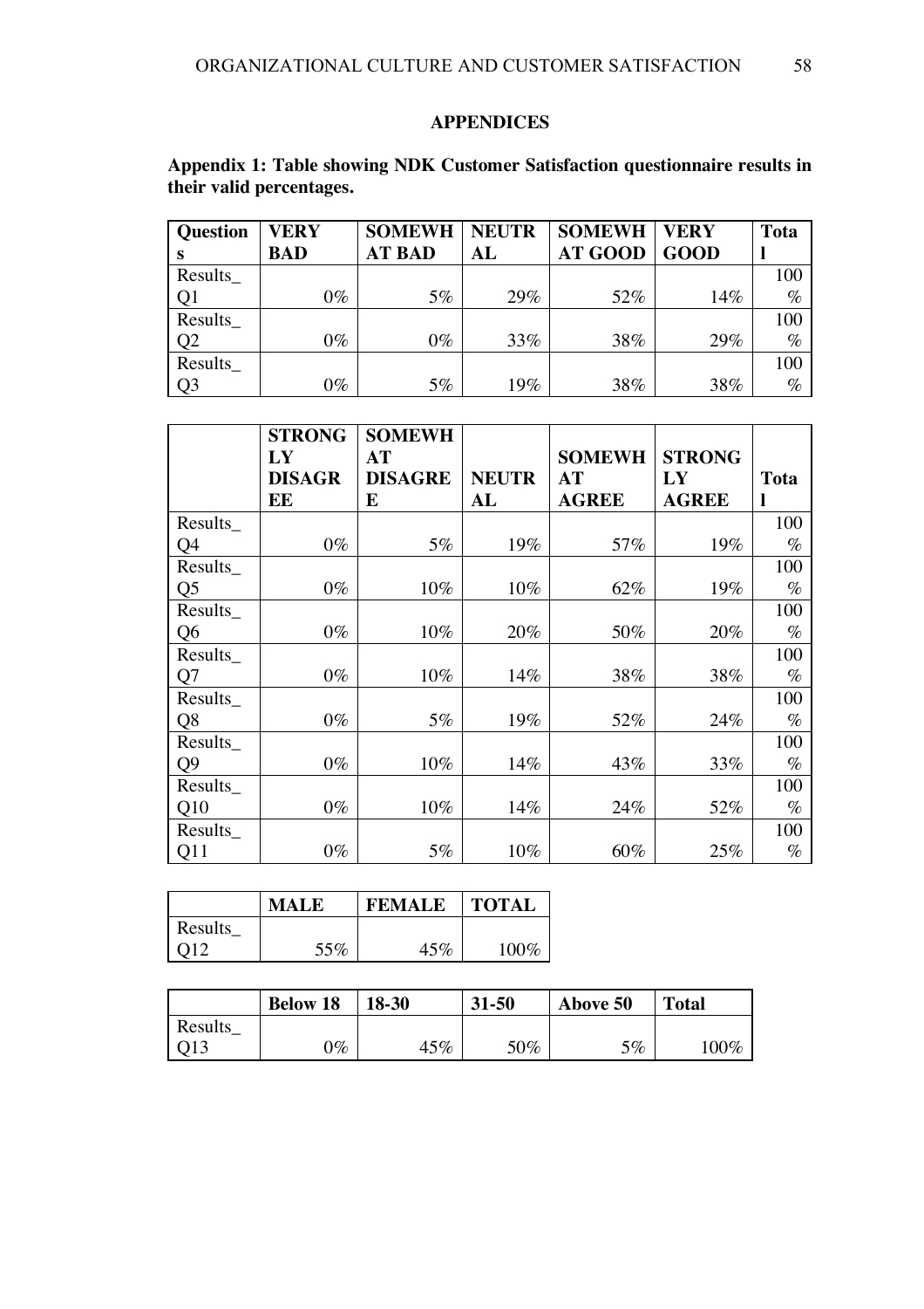## APPENDICES

**Appendix 1: Table showing NDK Customer Satisfaction questionnaire results in their valid percentages.**

| Questions | VERY BAD | SOMEWHAT BAD | NEUTRAL | SOMEWHAT GOOD | VERY GOOD | Total |
|---|---|---|---|---|---|---|
| Results_Q1 | 0% | 5% | 29% | 52% | 14% | 100% |
| Results_Q2 | 0% | 0% | 33% | 38% | 29% | 100% |
| Results_Q3 | 0% | 5% | 19% | 38% | 38% | 100% |

| | STRONGLY DISAGREE | SOMEWHAT DISAGREE | NEUTRAL | SOMEWHAT AGREE | STRONGLY AGREE | Total |
|---|---|---|---|---|---|---|
| Results_Q4 | 0% | 5% | 19% | 57% | 19% | 100% |
| Results_Q5 | 0% | 10% | 10% | 62% | 19% | 100% |
| Results_Q6 | 0% | 10% | 20% | 50% | 20% | 100% |
| Results_Q7 | 0% | 10% | 14% | 38% | 38% | 100% |
| Results_Q8 | 0% | 5% | 19% | 52% | 24% | 100% |
| Results_Q9 | 0% | 10% | 14% | 43% | 33% | 100% |
| Results_Q10 | 0% | 10% | 14% | 24% | 52% | 100% |
| Results_Q11 | 0% | 5% | 10% | 60% | 25% | 100% |

| | MALE | FEMALE | TOTAL |
|---|---|---|---|
| Results_Q12 | 55% | 45% | 100% |

| | Below 18 | 18-30 | 31-50 | Above 50 | Total |
|---|---|---|---|---|---|
| Results_Q13 | 0% | 45% | 50% | 5% | 100% |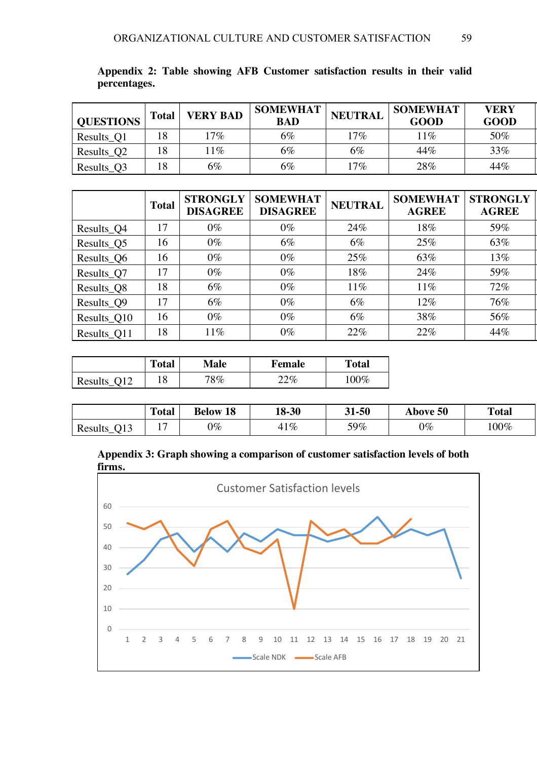**Appendix 2: Table showing AFB Customer satisfaction results in their valid percentages.**

| QUESTIONS | Total | VERY BAD | SOMEWHAT BAD | NEUTRAL | SOMEWHAT GOOD | VERY GOOD |
|---|---|---|---|---|---|---|
| Results_Q1 | 18 | 17% | 6% | 17% | 11% | 50% |
| Results_Q2 | 18 | 11% | 6% | 6% | 44% | 33% |
| Results_Q3 | 18 | 6% | 6% | 17% | 28% | 44% |

| | Total | STRONGLY DISAGREE | SOMEWHAT DISAGREE | NEUTRAL | SOMEWHAT AGREE | STRONGLY AGREE |
|---|---|---|---|---|---|---|
| Results_Q4 | 17 | 0% | 0% | 24% | 18% | 59% |
| Results_Q5 | 16 | 0% | 6% | 6% | 25% | 63% |
| Results_Q6 | 16 | 0% | 0% | 25% | 63% | 13% |
| Results_Q7 | 17 | 0% | 0% | 18% | 24% | 59% |
| Results_Q8 | 18 | 6% | 0% | 11% | 11% | 72% |
| Results_Q9 | 17 | 6% | 0% | 6% | 12% | 76% |
| Results_Q10 | 16 | 0% | 0% | 6% | 38% | 56% |
| Results_Q11 | 18 | 11% | 0% | 22% | 22% | 44% |

| | Total | Male | Female | Total |
|---|---|---|---|---|
| Results_Q12 | 18 | 78% | 22% | 100% |

| | Total | Below 18 | 18-30 | 31-50 | Above 50 | Total |
|---|---|---|---|---|---|---|
| Results_Q13 | 17 | 0% | 41% | 59% | 0% | 100% |

**Appendix 3: Graph showing a comparison of customer satisfaction levels of both firms.**

Customer Satisfaction levels

Scale NDK — Scale AFB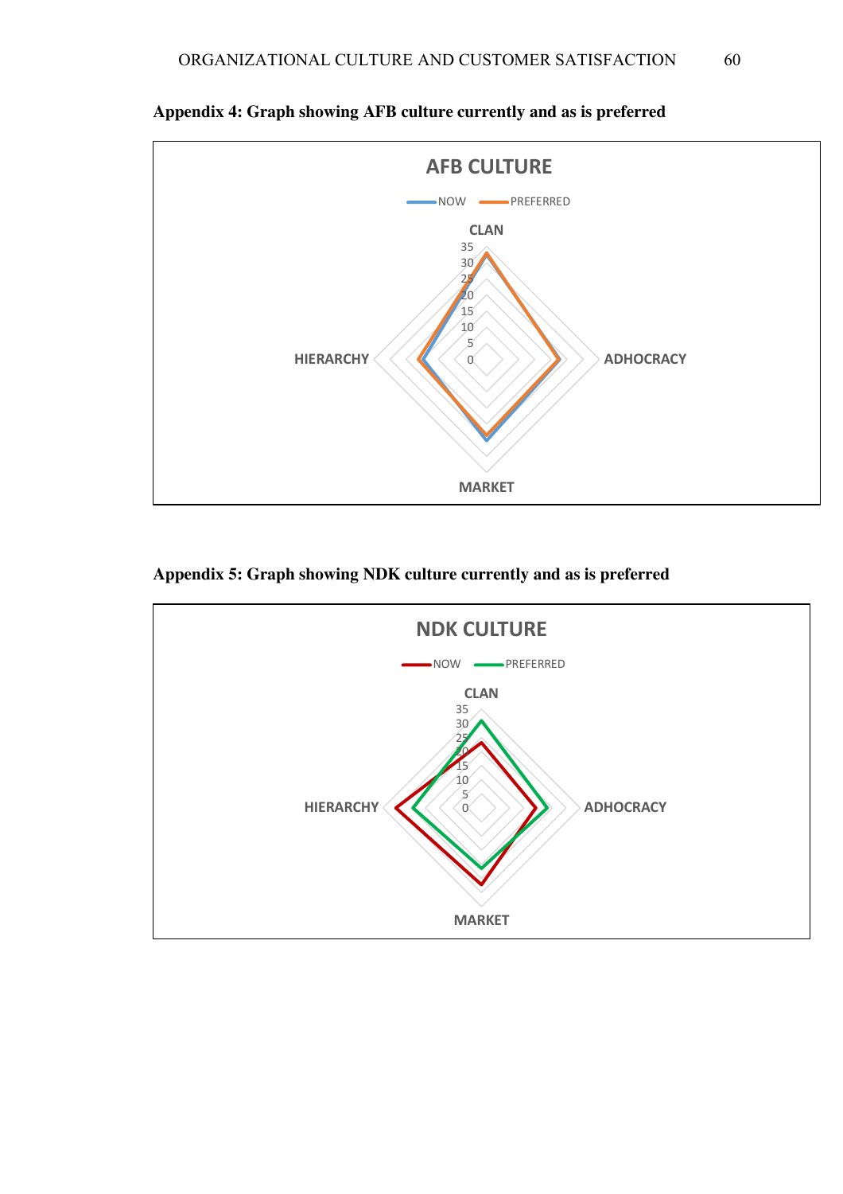**Appendix 4: Graph showing AFB culture currently and as is preferred**

**Appendix 5: Graph showing NDK culture currently and as is preferred**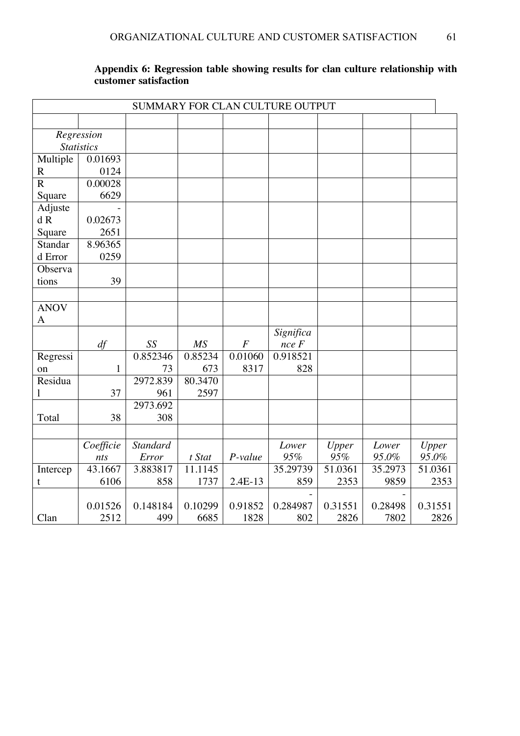**Appendix 6: Regression table showing results for clan culture relationship with customer satisfaction**

| SUMMARY FOR CLAN CULTURE OUTPUT | | | | | | | | |
|---|---|---|---|---|---|---|---|---|
| | | | | | | | | |
| *Regression Statistics* | | | | | | | | |
| Multiple R | 0.016930124 | | | | | | | |
| R Square | 0.000286629 | | | | | | | |
| Adjusted R Square | -0.026732651 | | | | | | | |
| Standard Error | 8.963650259 | | | | | | | |
| Observations | 39 | | | | | | | |
| | | | | | | | | |
| ANOVA | | | | | | | | |
| | *df* | *SS* | *MS* | *F* | *Significance F* | | | |
| Regression | 1 | 0.85234673 | 0.85234673 | 0.010608317 | 0.918521828 | | | |
| Residual | 37 | 2972.839961 | 80.34702597 | | | | | |
| Total | 38 | 2973.692308 | | | | | | |
| | | | | | | | | |
| | *Coefficients* | *Standard Error* | *t Stat* | *P-value* | *Lower 95%* | *Upper 95%* | *Lower 95.0%* | *Upper 95.0%* |
| Intercept | 43.16676106 | 3.883817858 | 11.11451737 | 2.4E-13 | 35.29739859 | 51.03612353 | 35.29739859 | 51.03612353 |
| Clan | 0.015262512 | 0.148184499 | 0.102996685 | 0.918521828 | -0.284987802 | 0.315512826 | -0.284987802 | 0.315512826 |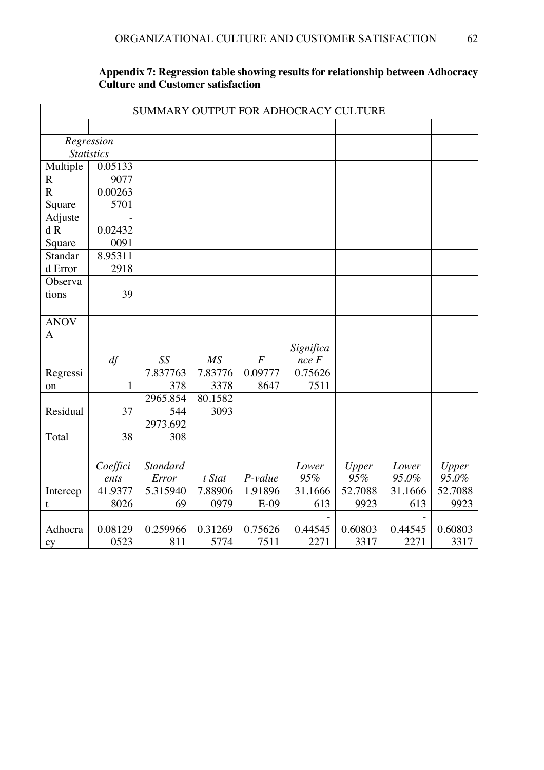**Appendix 7: Regression table showing results for relationship between Adhocracy Culture and Customer satisfaction**

| SUMMARY OUTPUT FOR ADHOCRACY CULTURE | | | | | | | | |
|---|---|---|---|---|---|---|---|---|
| | | | | | | | | |
| *Regression Statistics* | | | | | | | | |
| Multiple R | 0.051339077 | | | | | | | |
| R Square | 0.002635701 | | | | | | | |
| Adjusted R Square | -0.024320091 | | | | | | | |
| Standard Error | 8.953112918 | | | | | | | |
| Observations | 39 | | | | | | | |
| | | | | | | | | |
| ANOVA | | | | | | | | |
| | *df* | *SS* | *MS* | *F* | *Significance F* | | | |
| Regression | 1 | 7.837763378 | 7.837763378 | 0.097778647 | 0.756267511 | | | |
| Residual | 37 | 2965.854544 | 80.15823093 | | | | | |
| Total | 38 | 2973.692308 | | | | | | |
| | | | | | | | | |
| | *Coefficients* | *Standard Error* | *t Stat* | *P-value* | *Lower 95%* | *Upper 95%* | *Lower 95.0%* | *Upper 95.0%* |
| Intercept | 41.93778026 | 5.31594069 | 7.889060979 | 1.91896E-09 | 31.1666613 | 52.70889923 | 31.1666613 | 52.70889923 |
| Adhocracy | 0.081290523 | 0.259966811 | 0.312695774 | 0.756267511 | -0.445452271 | 0.608033317 | -0.445452271 | 0.608033317 |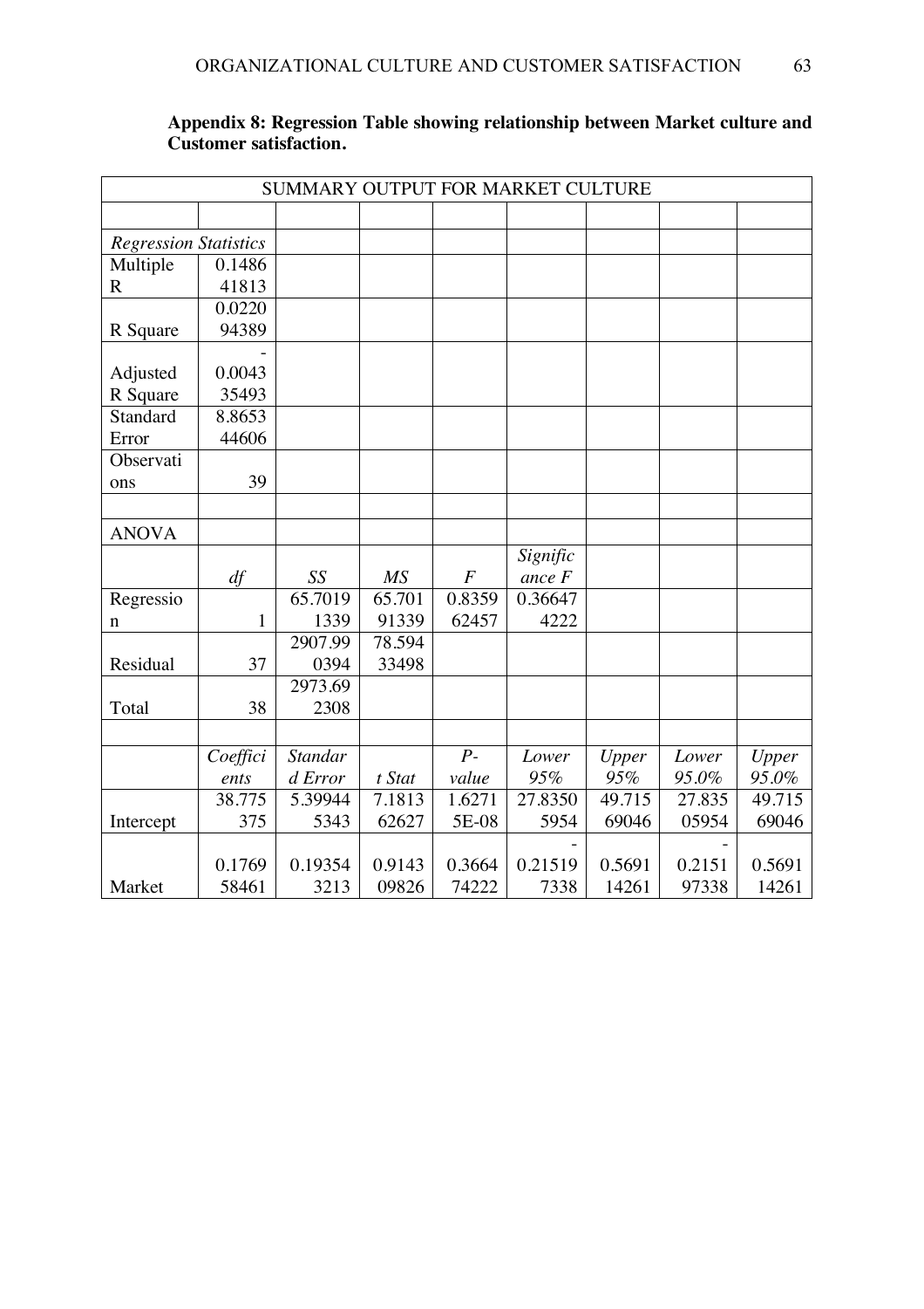**Appendix 8: Regression Table showing relationship between Market culture and Customer satisfaction.**

| SUMMARY OUTPUT FOR MARKET CULTURE | | | | | | | | |
|---|---|---|---|---|---|---|---|---|
| | | | | | | | | |
| *Regression Statistics* | | | | | | | | |
| Multiple R | 0.148641813 | | | | | | | |
| R Square | 0.022094389 | | | | | | | |
| Adjusted R Square | -0.004335493 | | | | | | | |
| Standard Error | 8.865344606 | | | | | | | |
| Observations | 39 | | | | | | | |
| | | | | | | | | |
| ANOVA | | | | | | | | |
| | *df* | *SS* | *MS* | *F* | *Significance F* | | | |
| Regression | 1 | 65.70191339 | 65.70191339 | 0.835962457 | 0.366474222 | | | |
| Residual | 37 | 2907.990394 | 78.59433498 | | | | | |
| Total | 38 | 2973.692308 | | | | | | |
| | | | | | | | | |
| | *Coefficients* | *Standard Error* | *t Stat* | *P-value* | *Lower 95%* | *Upper 95%* | *Lower 95.0%* | *Upper 95.0%* |
| Intercept | 38.775375 | 5.399445343 | 7.181362627 | 1.62715E-08 | 27.83505954 | 49.71569046 | 27.83505954 | 49.71569046 |
| Market | 0.176958461 | 0.193543213 | 0.914309826 | 0.366474222 | -0.215197338 | 0.569114261 | -0.215197338 | 0.569114261 |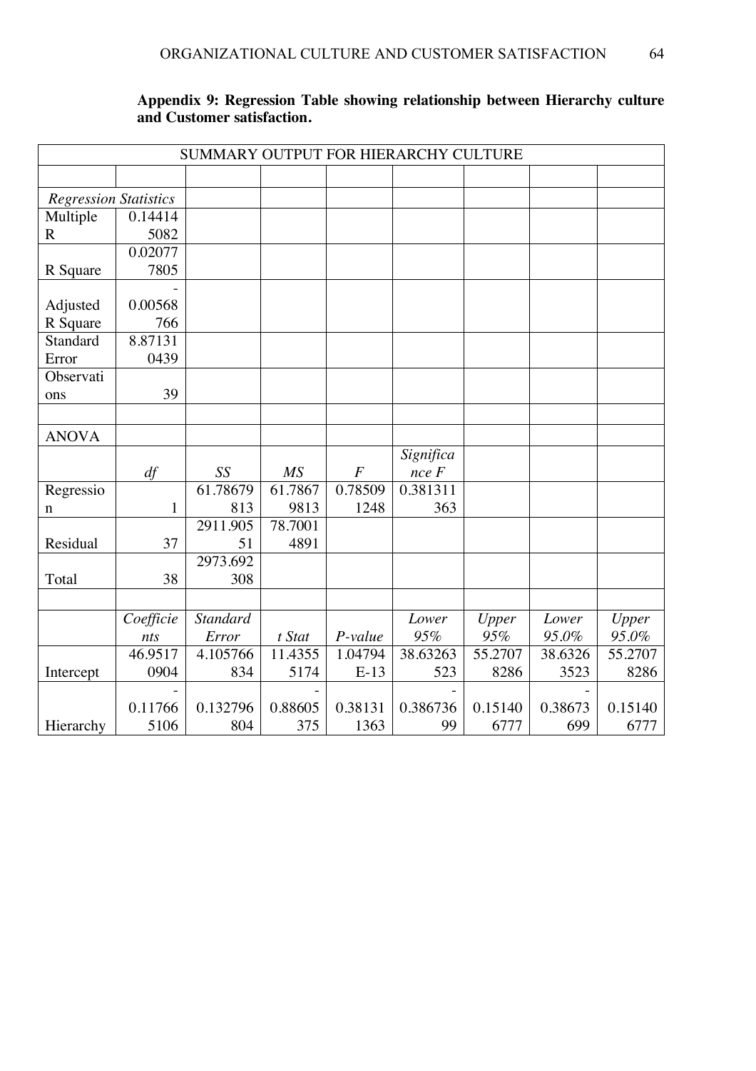**Appendix 9: Regression Table showing relationship between Hierarchy culture and Customer satisfaction.**

| SUMMARY OUTPUT FOR HIERARCHY CULTURE | | | | | | | | |
|---|---|---|---|---|---|---|---|---|
| | | | | | | | | |
| *Regression Statistics* | | | | | | | | |
| Multiple R | 0.144145082 | | | | | | | |
| R Square | 0.020777805 | | | | | | | |
| Adjusted R Square | -0.00568766 | | | | | | | |
| Standard Error | 8.871310439 | | | | | | | |
| Observations | 39 | | | | | | | |
| | | | | | | | | |
| ANOVA | | | | | | | | |
| | *df* | *SS* | *MS* | *F* | *Significance F* | | | |
| Regression | 1 | 61.78679813 | 61.78679813 | 0.785091248 | 0.381311363 | | | |
| Residual | 37 | 2911.90551 | 78.70014891 | | | | | |
| Total | 38 | 2973.692308 | | | | | | |
| | | | | | | | | |
| | *Coefficients* | *Standard Error* | *t Stat* | *P-value* | *Lower 95%* | *Upper 95%* | *Lower 95.0%* | *Upper 95.0%* |
| Intercept | 46.95170904 | 4.105766834 | 11.43555174 | 1.04794E-13 | 38.63263523 | 55.27078286 | 38.63263523 | 55.27078286 |
| Hierarchy | -0.117665106 | 0.132796804 | -0.88605375 | 0.381311363 | -0.38673699 | 0.151406777 | -0.38673699 | 0.151406777 |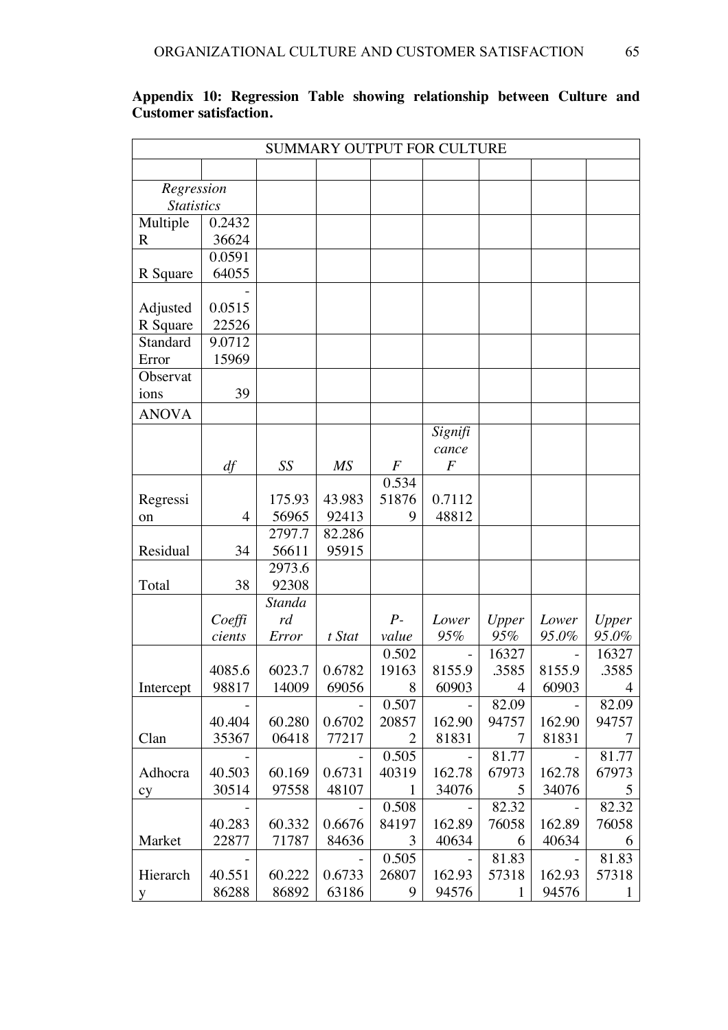**Appendix 10: Regression Table showing relationship between Culture and Customer satisfaction.**

| SUMMARY OUTPUT FOR CULTURE | | | | | | | | |
|---|---|---|---|---|---|---|---|---|
| | | | | | | | | |
| *Regression Statistics* | | | | | | | | |
| Multiple R | 0.243236624 | | | | | | | |
| R Square | 0.059164055 | | | | | | | |
| Adjusted R Square | -0.051522526 | | | | | | | |
| Standard Error | 9.071215969 | | | | | | | |
| Observations | 39 | | | | | | | |
| ANOVA | | | | | | | | |
| | *df* | *SS* | *MS* | *F* | *Significance F* | | | |
| Regression | 4 | 175.9356965 | 43.98392413 | 0.534518769 | 0.711248812 | | | |
| Residual | 34 | 2797.756611 | 82.28695915 | | | | | |
| Total | 38 | 2973.692308 | | | | | | |
| | *Coefficients* | *Standard Error* | *t Stat* | *P-value* | *Lower 95%* | *Upper 95%* | *Lower 95.0%* | *Upper 95.0%* |
| Intercept | 4085.698817 | 6023.714009 | 0.678269056 | 0.502191638 | -8155.960903 | 16327.35854 | -8155.960903 | 16327.35854 |
| Clan | -40.40435367 | 60.28006418 | -0.670277217 | 0.507208572 | -162.9081831 | 82.09947577 | -162.9081831 | 82.09947577 |
| Adhocracy | -40.50330514 | 60.16997558 | -0.673148107 | 0.505403191 | -162.7834076 | 81.77679735 | -162.7834076 | 81.77679735 |
| Market | -40.28322877 | 60.33271787 | -0.667684636 | 0.508841973 | -162.8940634 | 82.32760586 | -162.8940634 | 82.32760586 |
| Hierarchy | -40.55186288 | 60.22286892 | -0.673363186 | 0.505268079 | -162.9394576 | 81.83573181 | -162.9394576 | 81.83573181 |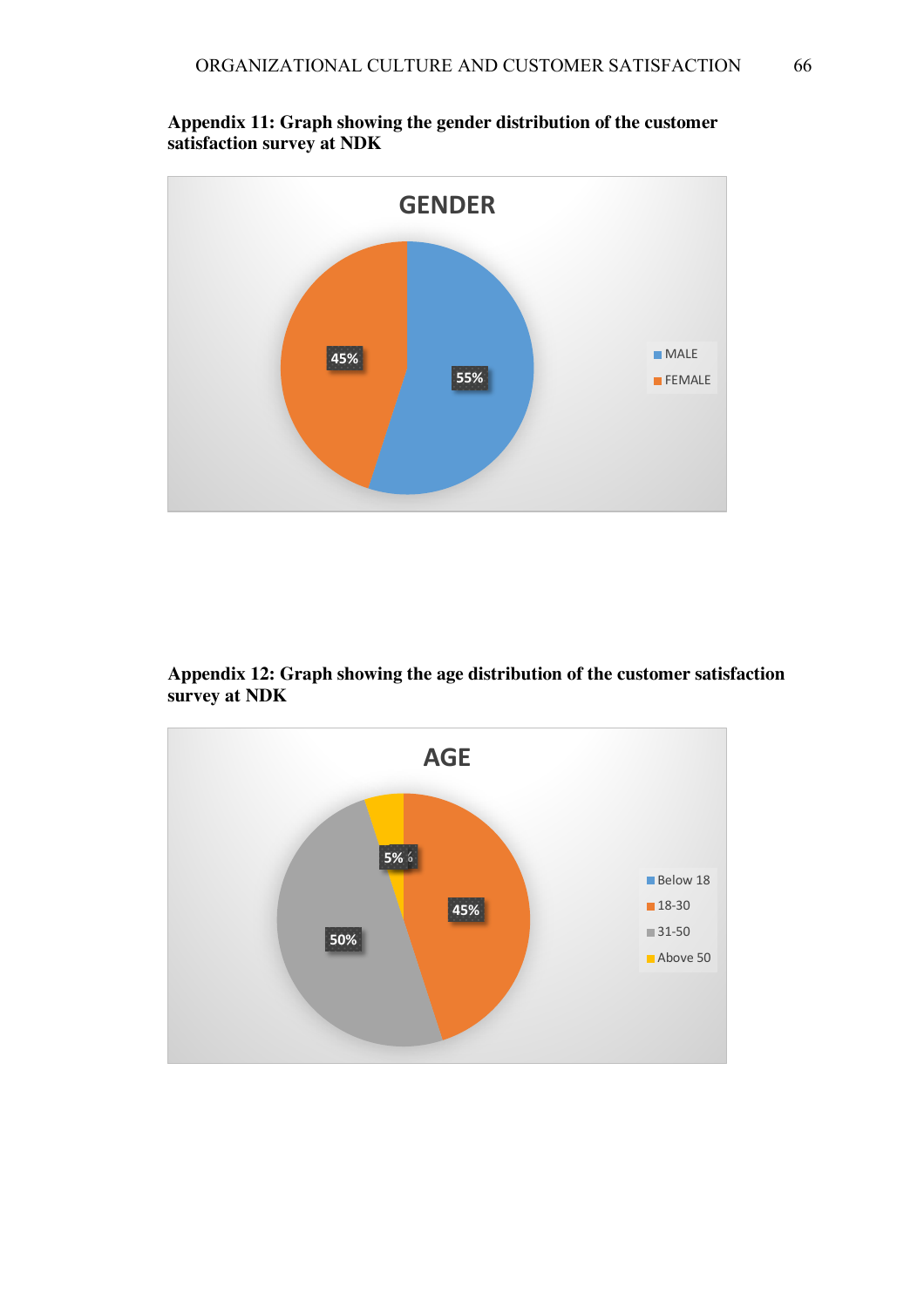**Appendix 11: Graph showing the gender distribution of the customer satisfaction survey at NDK**

GENDER

| Gender | Percentage |
| --- | --- |
| MALE | 55% |
| FEMALE | 45% |

**Appendix 12: Graph showing the age distribution of the customer satisfaction survey at NDK**

AGE

| Age | Percentage |
| --- | --- |
| Below 18 | |
| 18-30 | 45% |
| 31-50 | 50% |
| Above 50 | 5% |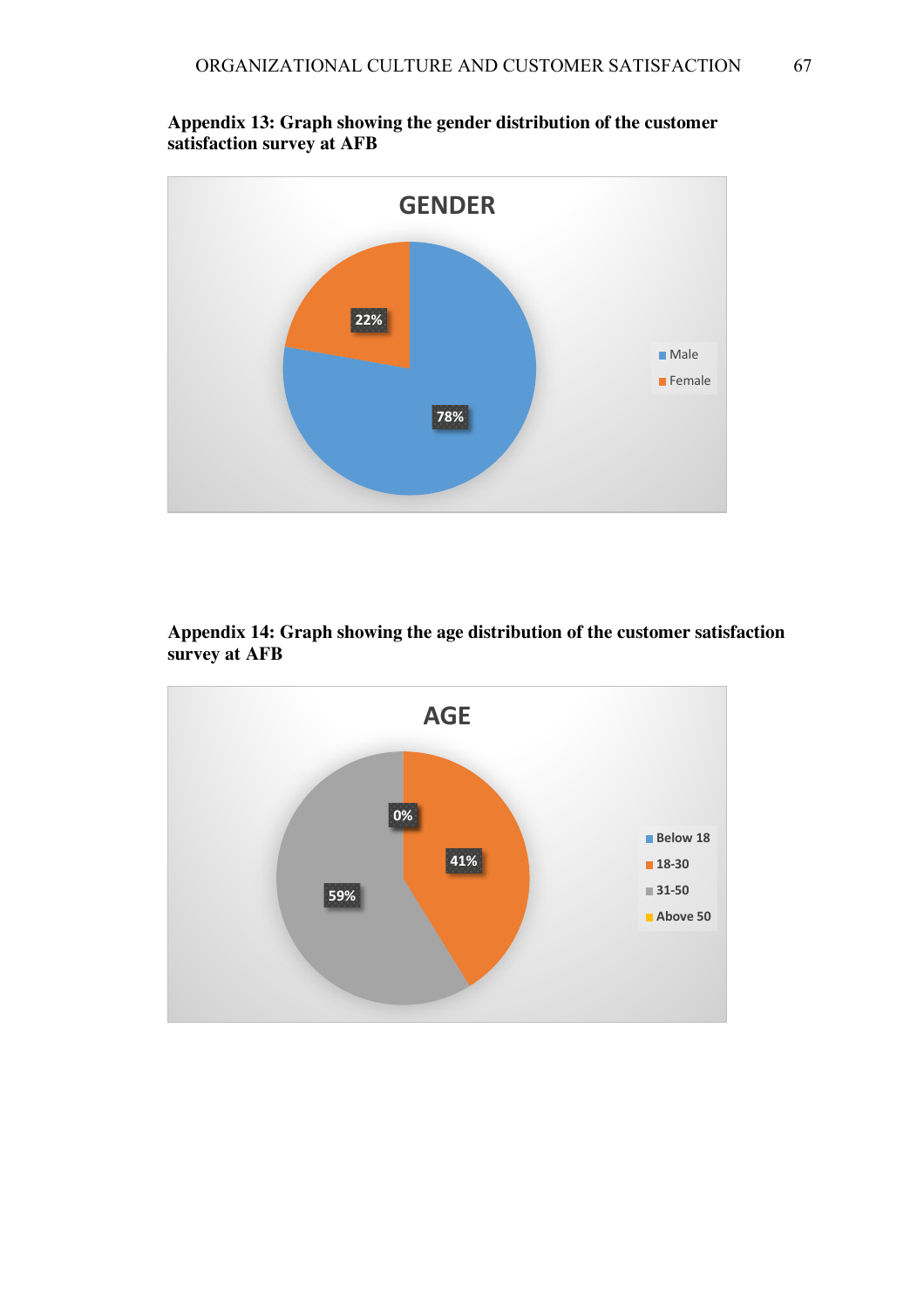**Appendix 13: Graph showing the gender distribution of the customer satisfaction survey at AFB**

**Appendix 14: Graph showing the age distribution of the customer satisfaction survey at AFB**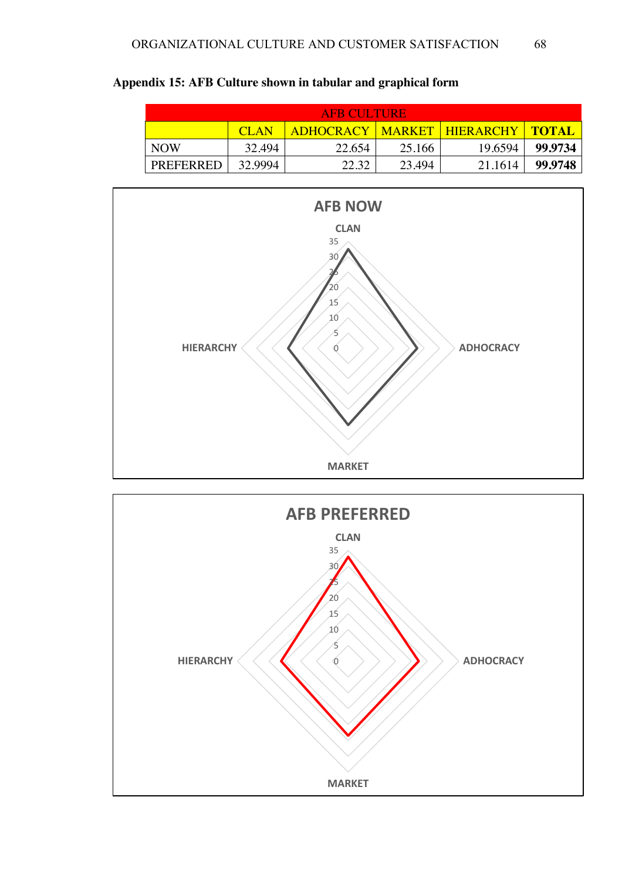**Appendix 15: AFB Culture shown in tabular and graphical form**

| AFB CULTURE | | | | | |
|---|---|---|---|---|---|
| | CLAN | ADHOCRACY | MARKET | HIERARCHY | **TOTAL** |
| NOW | 32.494 | 22.654 | 25.166 | 19.6594 | **99.9734** |
| PREFERRED | 32.9994 | 22.32 | 23.494 | 21.1614 | **99.9748** |

**AFB NOW**

CLAN — ADHOCRACY — MARKET — HIERARCHY (scale 0–35)

**AFB PREFERRED**

CLAN — ADHOCRACY — MARKET — HIERARCHY (scale 0–35)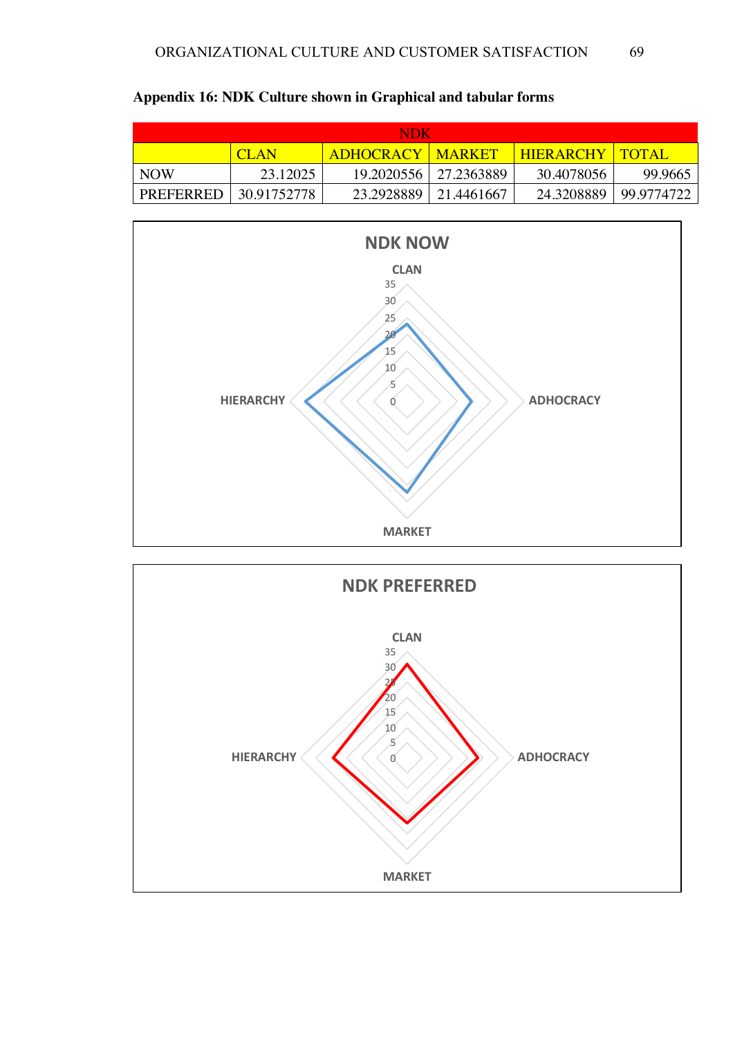**Appendix 16: NDK Culture shown in Graphical and tabular forms**

| NDK | | | | | |
|---|---|---|---|---|---|
| | CLAN | ADHOCRACY | MARKET | HIERARCHY | TOTAL |
| NOW | 23.12025 | 19.2020556 | 27.2363889 | 30.4078056 | 99.9665 |
| PREFERRED | 30.91752778 | 23.2928889 | 21.4461667 | 24.3208889 | 99.9774722 |

**NDK NOW**

**NDK PREFERRED**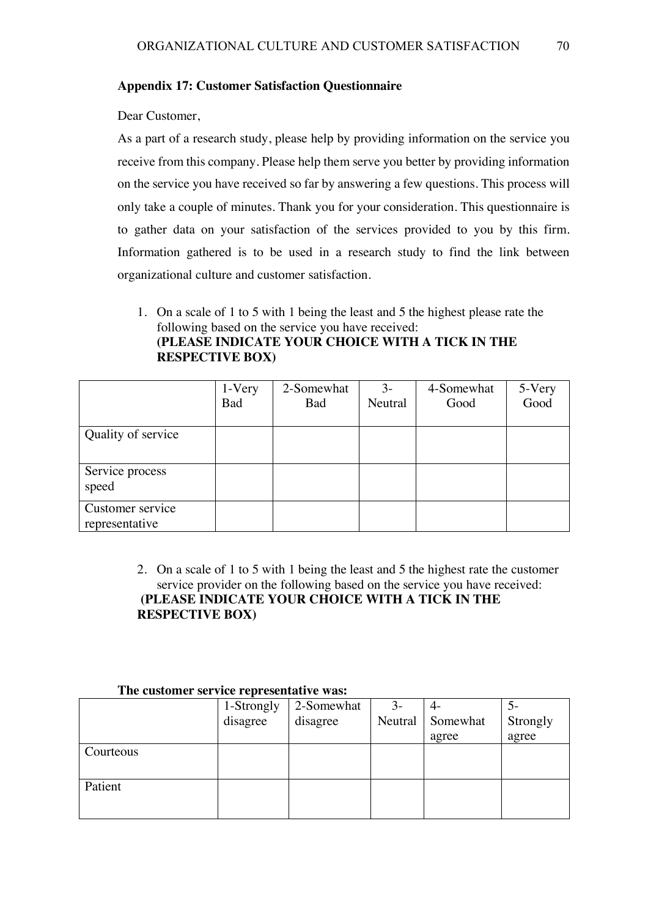**Appendix 17: Customer Satisfaction Questionnaire**

Dear Customer,

As a part of a research study, please help by providing information on the service you receive from this company. Please help them serve you better by providing information on the service you have received so far by answering a few questions. This process will only take a couple of minutes. Thank you for your consideration. This questionnaire is to gather data on your satisfaction of the services provided to you by this firm. Information gathered is to be used in a research study to find the link between organizational culture and customer satisfaction.

1. On a scale of 1 to 5 with 1 being the least and 5 the highest please rate the following based on the service you have received:
   **(PLEASE INDICATE YOUR CHOICE WITH A TICK IN THE RESPECTIVE BOX)**

| | 1-Very Bad | 2-Somewhat Bad | 3-Neutral | 4-Somewhat Good | 5-Very Good |
|---|---|---|---|---|---|
| Quality of service | | | | | |
| Service process speed | | | | | |
| Customer service representative | | | | | |

2. On a scale of 1 to 5 with 1 being the least and 5 the highest rate the customer service provider on the following based on the service you have received:
   **(PLEASE INDICATE YOUR CHOICE WITH A TICK IN THE RESPECTIVE BOX)**

**The customer service representative was:**

| | 1-Strongly disagree | 2-Somewhat disagree | 3-Neutral | 4-Somewhat agree | 5-Strongly agree |
|---|---|---|---|---|---|
| Courteous | | | | | |
| Patient | | | | | |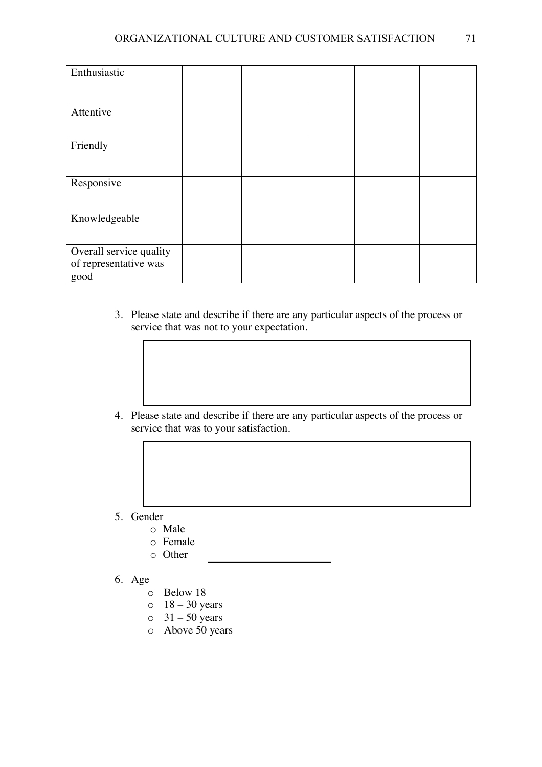| | | | | | |
|---|---|---|---|---|---|
| Enthusiastic | | | | | |
| Attentive | | | | | |
| Friendly | | | | | |
| Responsive | | | | | |
| Knowledgeable | | | | | |
| Overall service quality of representative was good | | | | | |

3. Please state and describe if there are any particular aspects of the process or service that was not to your expectation.

| |
|---|
| |

4. Please state and describe if there are any particular aspects of the process or service that was to your satisfaction.

| |
|---|
| |

5. Gender
    - Male
    - Female
    - Other \_\_\_\_\_\_\_\_\_\_\_\_\_\_\_\_\_\_\_\_

6. Age
    - Below 18
    - 18 – 30 years
    - 31 – 50 years
    - Above 50 years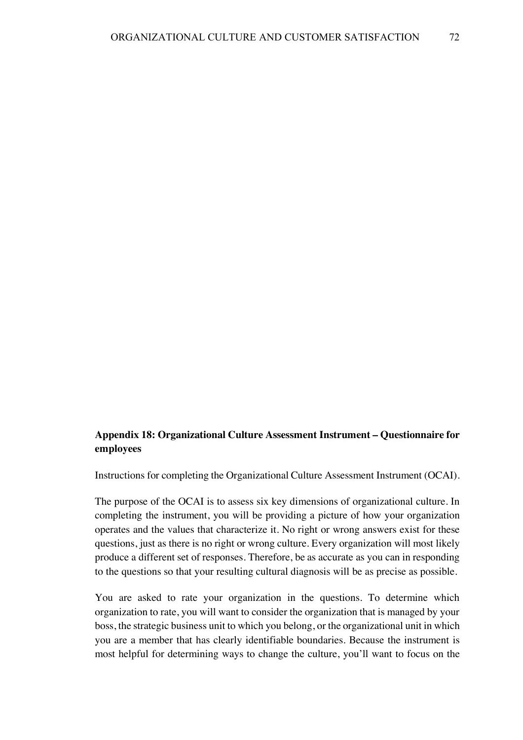**Appendix 18: Organizational Culture Assessment Instrument – Questionnaire for employees**

Instructions for completing the Organizational Culture Assessment Instrument (OCAI).

The purpose of the OCAI is to assess six key dimensions of organizational culture. In completing the instrument, you will be providing a picture of how your organization operates and the values that characterize it. No right or wrong answers exist for these questions, just as there is no right or wrong culture. Every organization will most likely produce a different set of responses. Therefore, be as accurate as you can in responding to the questions so that your resulting cultural diagnosis will be as precise as possible.

You are asked to rate your organization in the questions. To determine which organization to rate, you will want to consider the organization that is managed by your boss, the strategic business unit to which you belong, or the organizational unit in which you are a member that has clearly identifiable boundaries. Because the instrument is most helpful for determining ways to change the culture, you'll want to focus on the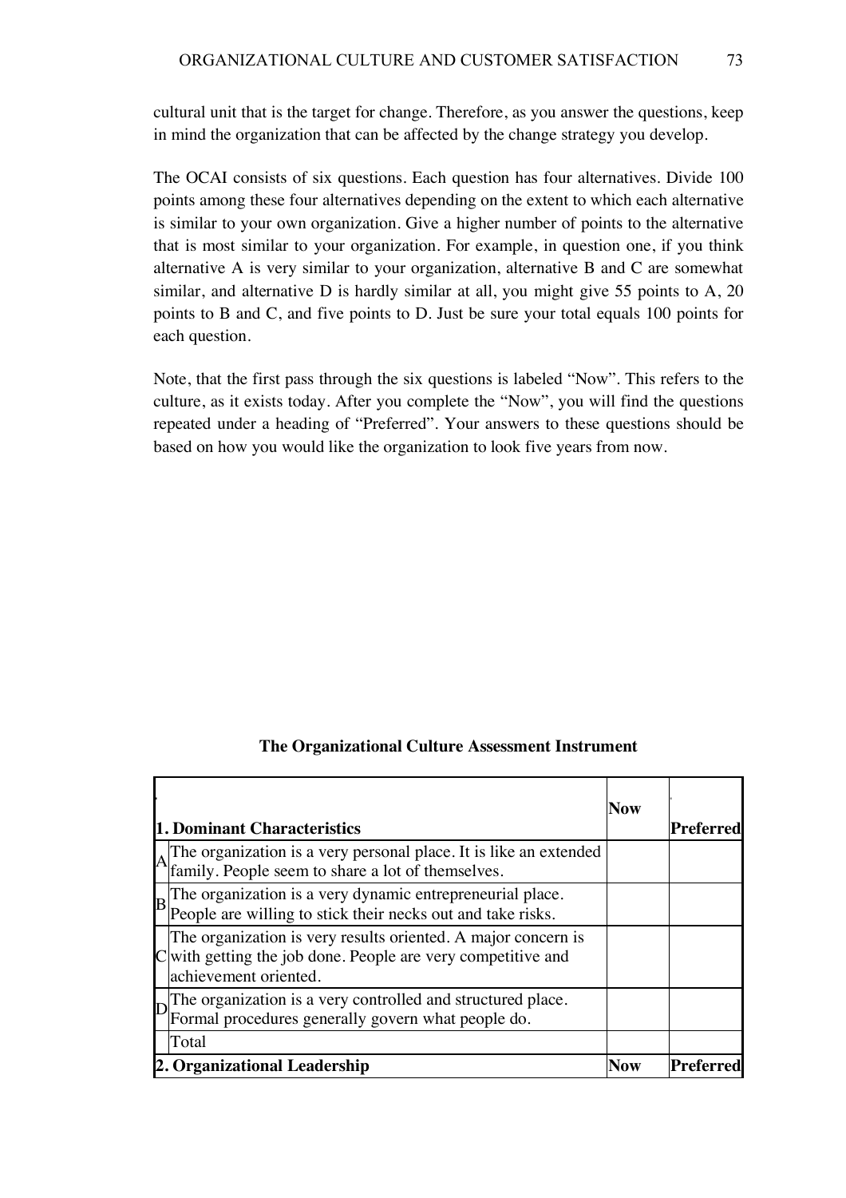cultural unit that is the target for change. Therefore, as you answer the questions, keep in mind the organization that can be affected by the change strategy you develop.

The OCAI consists of six questions. Each question has four alternatives. Divide 100 points among these four alternatives depending on the extent to which each alternative is similar to your own organization. Give a higher number of points to the alternative that is most similar to your organization. For example, in question one, if you think alternative A is very similar to your organization, alternative B and C are somewhat similar, and alternative D is hardly similar at all, you might give 55 points to A, 20 points to B and C, and five points to D. Just be sure your total equals 100 points for each question.

Note, that the first pass through the six questions is labeled "Now". This refers to the culture, as it exists today. After you complete the "Now", you will find the questions repeated under a heading of "Preferred". Your answers to these questions should be based on how you would like the organization to look five years from now.

**The Organizational Culture Assessment Instrument**

| | **1. Dominant Characteristics** | **Now** | **Preferred** |
|---|---|---|---|
| A | The organization is a very personal place. It is like an extended family. People seem to share a lot of themselves. | | |
| B | The organization is a very dynamic entrepreneurial place. People are willing to stick their necks out and take risks. | | |
| C | The organization is very results oriented. A major concern is with getting the job done. People are very competitive and achievement oriented. | | |
| D | The organization is a very controlled and structured place. Formal procedures generally govern what people do. | | |
| | Total | | |
| | **2. Organizational Leadership** | **Now** | **Preferred** |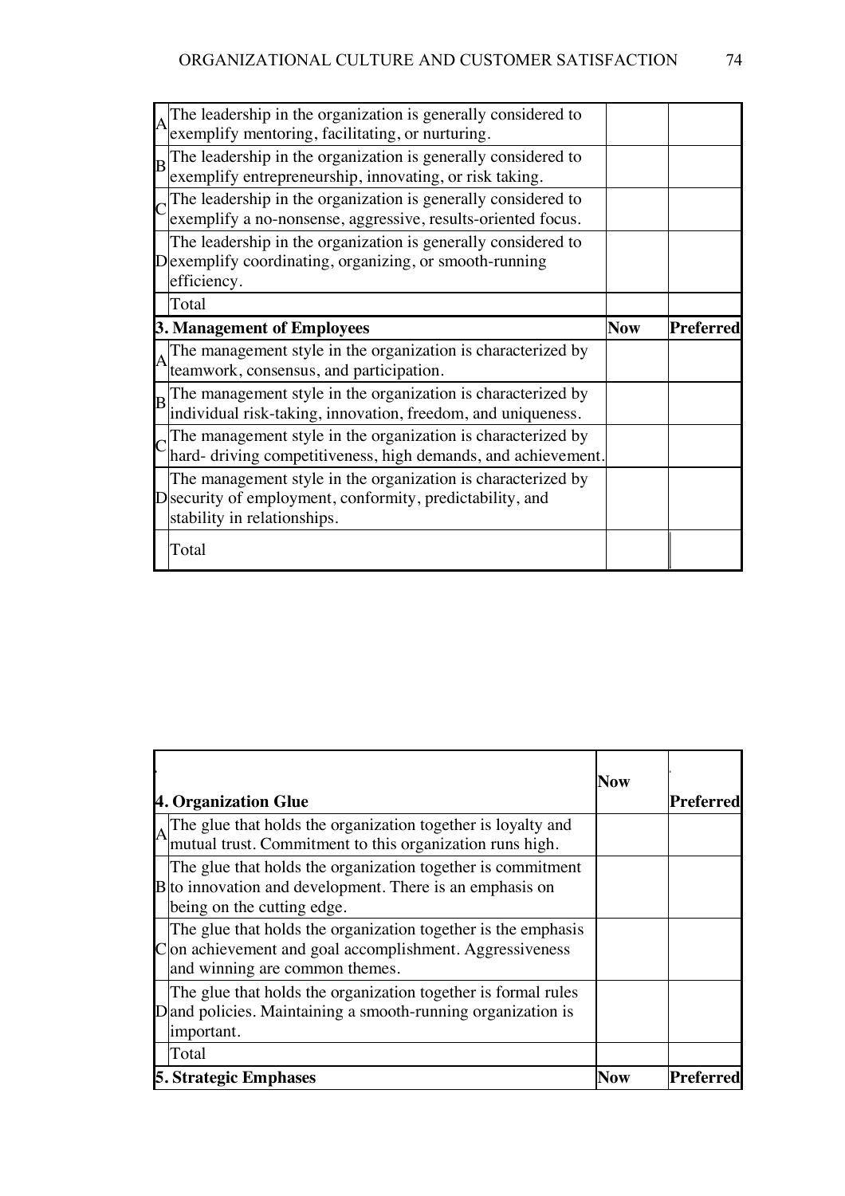| | | | |
|---|---|---|---|
| A | The leadership in the organization is generally considered to exemplify mentoring, facilitating, or nurturing. | | |
| B | The leadership in the organization is generally considered to exemplify entrepreneurship, innovating, or risk taking. | | |
| C | The leadership in the organization is generally considered to exemplify a no-nonsense, aggressive, results-oriented focus. | | |
| D | The leadership in the organization is generally considered to exemplify coordinating, organizing, or smooth-running efficiency. | | |
| | Total | | |

| | **3. Management of Employees** | **Now** | **Preferred** |
|---|---|---|---|
| A | The management style in the organization is characterized by teamwork, consensus, and participation. | | |
| B | The management style in the organization is characterized by individual risk-taking, innovation, freedom, and uniqueness. | | |
| C | The management style in the organization is characterized by hard- driving competitiveness, high demands, and achievement. | | |
| D | The management style in the organization is characterized by security of employment, conformity, predictability, and stability in relationships. | | |
| | Total | | |

| | **4. Organization Glue** | **Now** | **Preferred** |
|---|---|---|---|
| A | The glue that holds the organization together is loyalty and mutual trust. Commitment to this organization runs high. | | |
| B | The glue that holds the organization together is commitment to innovation and development. There is an emphasis on being on the cutting edge. | | |
| C | The glue that holds the organization together is the emphasis on achievement and goal accomplishment. Aggressiveness and winning are common themes. | | |
| D | The glue that holds the organization together is formal rules and policies. Maintaining a smooth-running organization is important. | | |
| | Total | | |

| | **5. Strategic Emphases** | **Now** | **Preferred** |
|---|---|---|---|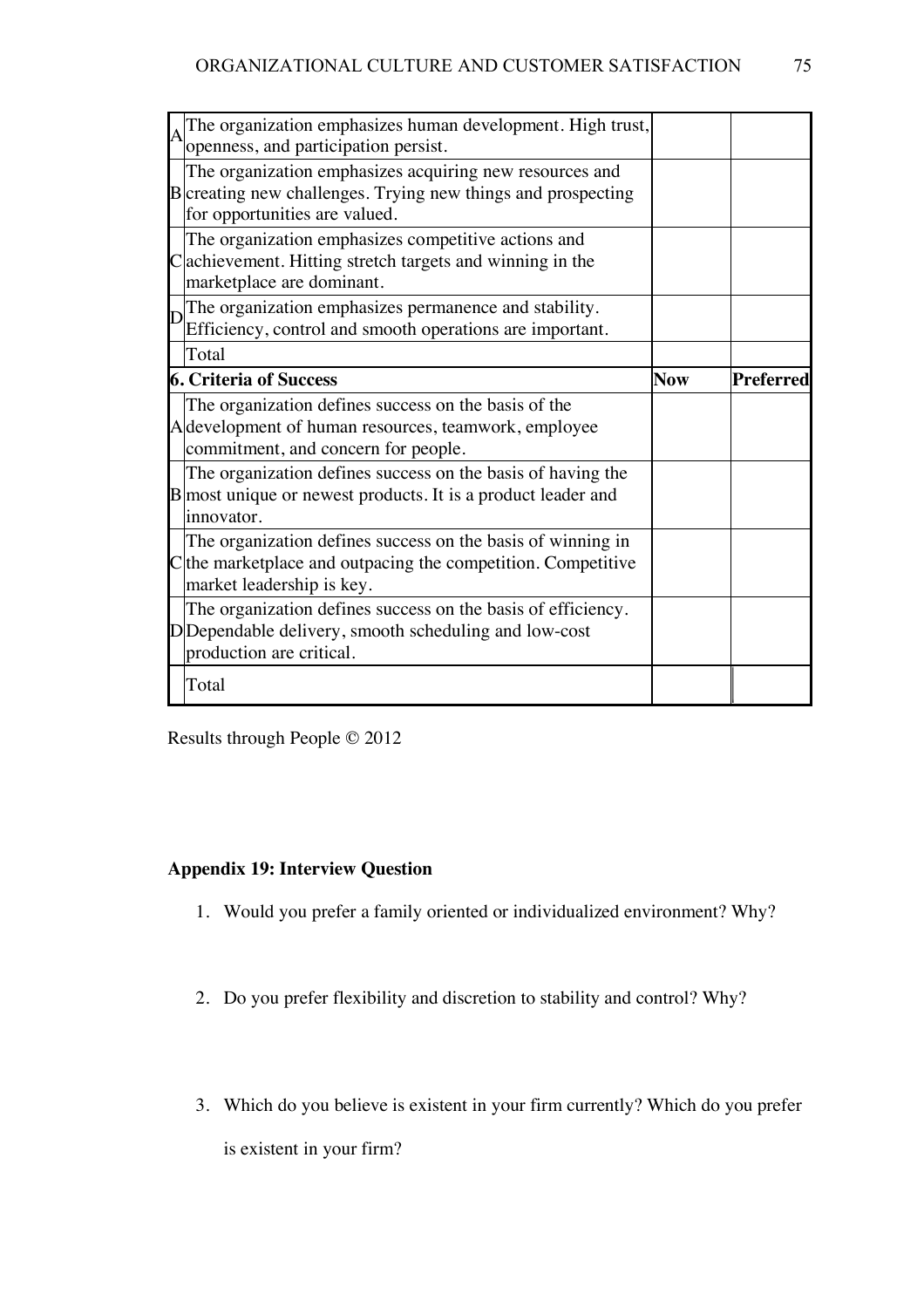| | | | |
|---|---|---|---|
| A | The organization emphasizes human development. High trust, openness, and participation persist. | | |
| B | The organization emphasizes acquiring new resources and creating new challenges. Trying new things and prospecting for opportunities are valued. | | |
| C | The organization emphasizes competitive actions and achievement. Hitting stretch targets and winning in the marketplace are dominant. | | |
| D | The organization emphasizes permanence and stability. Efficiency, control and smooth operations are important. | | |
| | Total | | |
| | **6. Criteria of Success** | **Now** | **Preferred** |
| A | The organization defines success on the basis of the development of human resources, teamwork, employee commitment, and concern for people. | | |
| B | The organization defines success on the basis of having the most unique or newest products. It is a product leader and innovator. | | |
| C | The organization defines success on the basis of winning in the marketplace and outpacing the competition. Competitive market leadership is key. | | |
| D | The organization defines success on the basis of efficiency. Dependable delivery, smooth scheduling and low-cost production are critical. | | |
| | Total | | |

Results through People © 2012

**Appendix 19: Interview Question**

1. Would you prefer a family oriented or individualized environment? Why?

2. Do you prefer flexibility and discretion to stability and control? Why?

3. Which do you believe is existent in your firm currently? Which do you prefer is existent in your firm?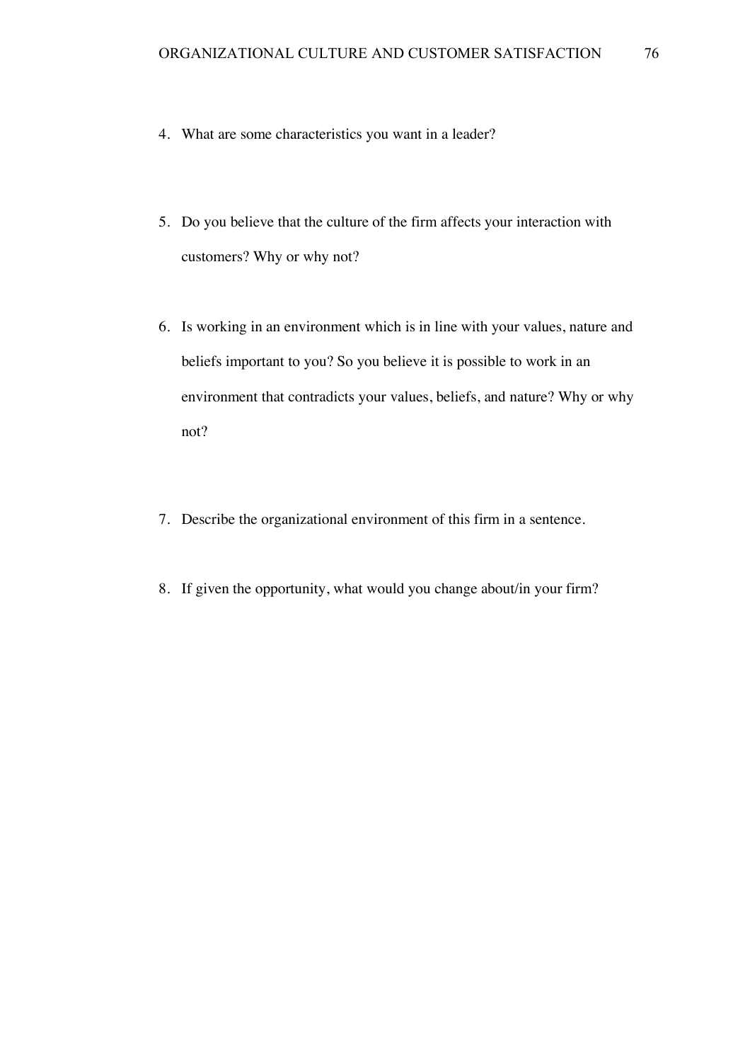4. What are some characteristics you want in a leader?

5. Do you believe that the culture of the firm affects your interaction with customers? Why or why not?

6. Is working in an environment which is in line with your values, nature and beliefs important to you? So you believe it is possible to work in an environment that contradicts your values, beliefs, and nature? Why or why not?

7. Describe the organizational environment of this firm in a sentence.

8. If given the opportunity, what would you change about/in your firm?